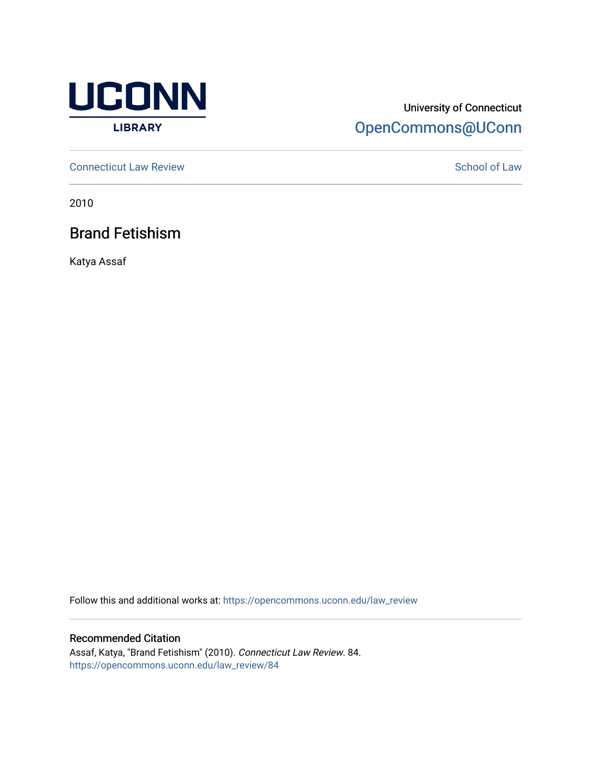UCONN LIBRARY

University of Connecticut
OpenCommons@UConn

Connecticut Law Review | School of Law

2010

# Brand Fetishism

Katya Assaf

Follow this and additional works at: https://opencommons.uconn.edu/law_review

## Recommended Citation

Assaf, Katya, "Brand Fetishism" (2010). *Connecticut Law Review*. 84.
https://opencommons.uconn.edu/law_review/84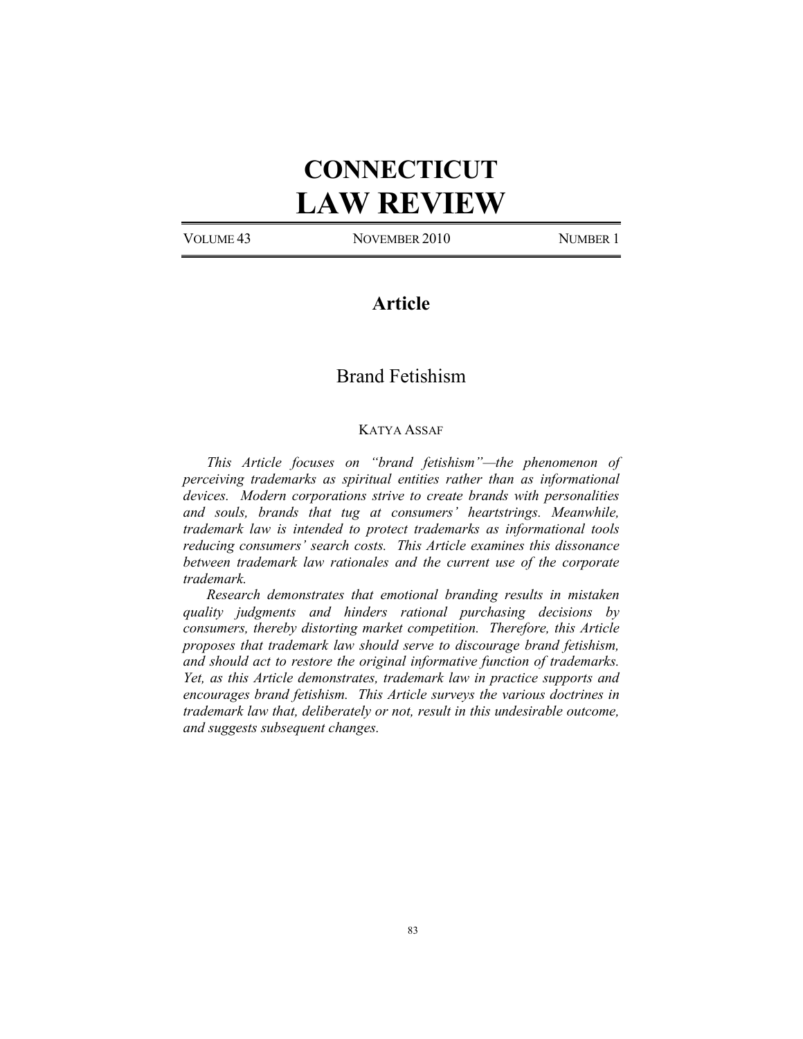# CONNECTICUT LAW REVIEW

VOLUME 43 NOVEMBER 2010 NUMBER 1

## Article

## Brand Fetishism

KATYA ASSAF

*This Article focuses on "brand fetishism"—the phenomenon of perceiving trademarks as spiritual entities rather than as informational devices. Modern corporations strive to create brands with personalities and souls, brands that tug at consumers' heartstrings. Meanwhile, trademark law is intended to protect trademarks as informational tools reducing consumers' search costs. This Article examines this dissonance between trademark law rationales and the current use of the corporate trademark.*

*Research demonstrates that emotional branding results in mistaken quality judgments and hinders rational purchasing decisions by consumers, thereby distorting market competition. Therefore, this Article proposes that trademark law should serve to discourage brand fetishism, and should act to restore the original informative function of trademarks. Yet, as this Article demonstrates, trademark law in practice supports and encourages brand fetishism. This Article surveys the various doctrines in trademark law that, deliberately or not, result in this undesirable outcome, and suggests subsequent changes.*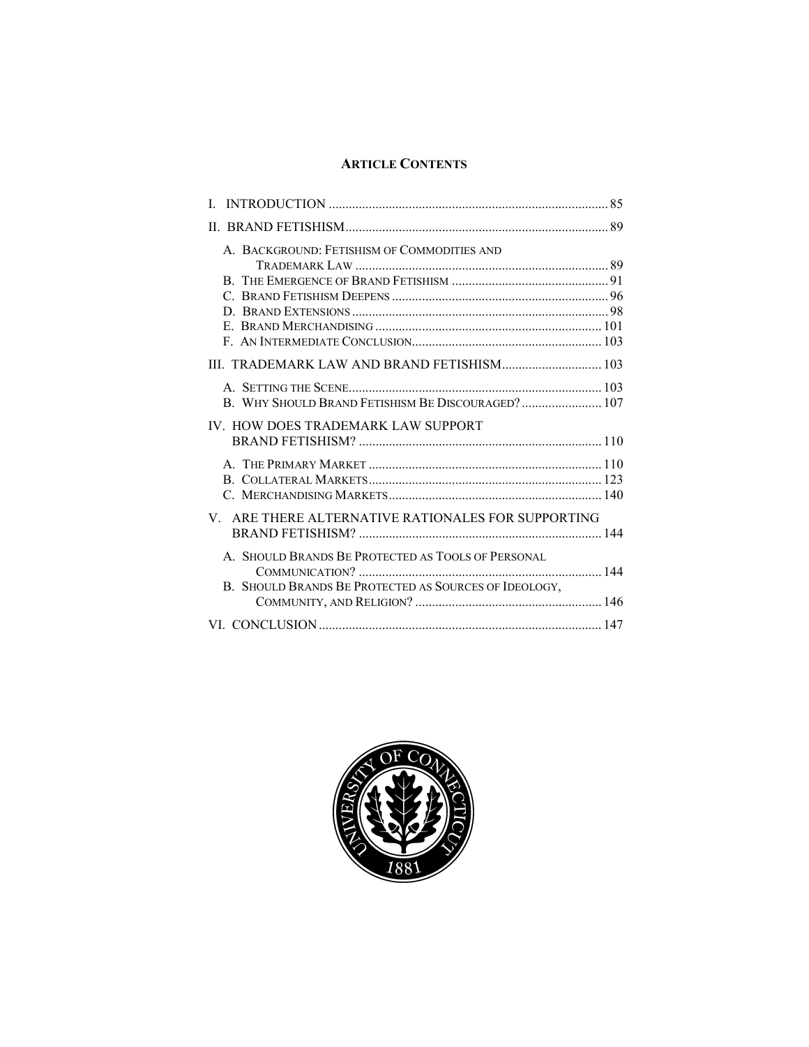**ARTICLE CONTENTS**

I. INTRODUCTION ........ 85

II. BRAND FETISHISM ........ 89

- A. BACKGROUND: FETISHISM OF COMMODITIES AND TRADEMARK LAW ........ 89
- B. THE EMERGENCE OF BRAND FETISHISM ........ 91
- C. BRAND FETISHISM DEEPENS ........ 96
- D. BRAND EXTENSIONS ........ 98
- E. BRAND MERCHANDISING ........ 101
- F. AN INTERMEDIATE CONCLUSION ........ 103

III. TRADEMARK LAW AND BRAND FETISHISM ........ 103

- A. SETTING THE SCENE ........ 103
- B. WHY SHOULD BRAND FETISHISM BE DISCOURAGED? ........ 107

IV. HOW DOES TRADEMARK LAW SUPPORT BRAND FETISHISM? ........ 110

- A. THE PRIMARY MARKET ........ 110
- B. COLLATERAL MARKETS ........ 123
- C. MERCHANDISING MARKETS ........ 140

V. ARE THERE ALTERNATIVE RATIONALES FOR SUPPORTING BRAND FETISHISM? ........ 144

- A. SHOULD BRANDS BE PROTECTED AS TOOLS OF PERSONAL COMMUNICATION? ........ 144
- B. SHOULD BRANDS BE PROTECTED AS SOURCES OF IDEOLOGY, COMMUNITY, AND RELIGION? ........ 146

VI. CONCLUSION ........ 147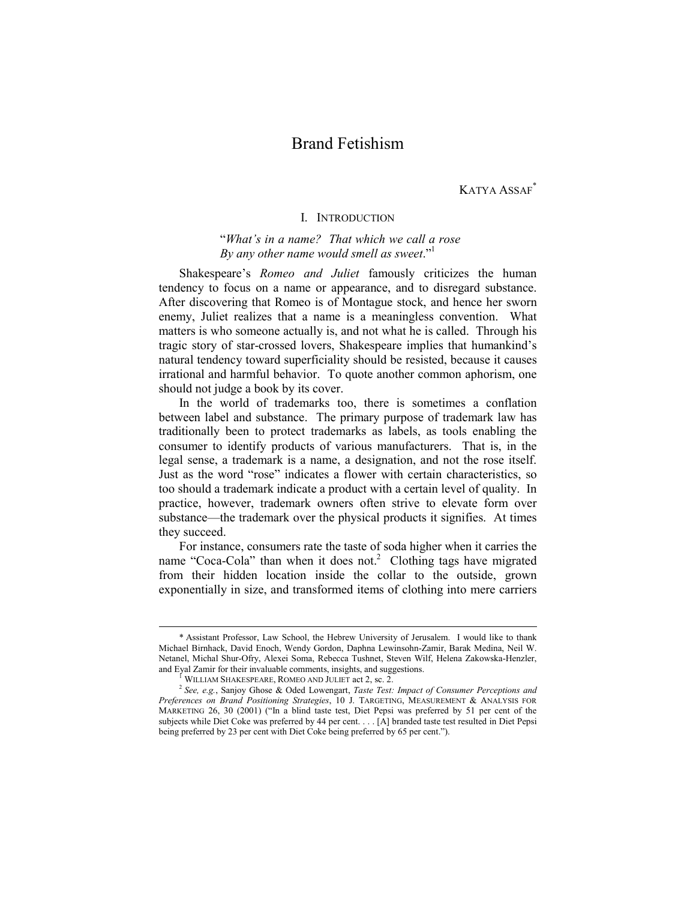# Brand Fetishism

KATYA ASSAF*

## I. INTRODUCTION

> "*What's in a name? That which we call a rose*
> *By any other name would smell as sweet*."[1]

Shakespeare's *Romeo and Juliet* famously criticizes the human tendency to focus on a name or appearance, and to disregard substance. After discovering that Romeo is of Montague stock, and hence her sworn enemy, Juliet realizes that a name is a meaningless convention. What matters is who someone actually is, and not what he is called. Through his tragic story of star-crossed lovers, Shakespeare implies that humankind's natural tendency toward superficiality should be resisted, because it causes irrational and harmful behavior. To quote another common aphorism, one should not judge a book by its cover.

In the world of trademarks too, there is sometimes a conflation between label and substance. The primary purpose of trademark law has traditionally been to protect trademarks as labels, as tools enabling the consumer to identify products of various manufacturers. That is, in the legal sense, a trademark is a name, a designation, and not the rose itself. Just as the word "rose" indicates a flower with certain characteristics, so too should a trademark indicate a product with a certain level of quality. In practice, however, trademark owners often strive to elevate form over substance—the trademark over the physical products it signifies. At times they succeed.

For instance, consumers rate the taste of soda higher when it carries the name "Coca-Cola" than when it does not.[2] Clothing tags have migrated from their hidden location inside the collar to the outside, grown exponentially in size, and transformed items of clothing into mere carriers

---

\* Assistant Professor, Law School, the Hebrew University of Jerusalem. I would like to thank Michael Birnhack, David Enoch, Wendy Gordon, Daphna Lewinsohn-Zamir, Barak Medina, Neil W. Netanel, Michal Shur-Ofry, Alexei Soma, Rebecca Tushnet, Steven Wilf, Helena Zakowska-Henzler, and Eyal Zamir for their invaluable comments, insights, and suggestions.

[1] WILLIAM SHAKESPEARE, ROMEO AND JULIET act 2, sc. 2.

[2] *See, e.g.*, Sanjoy Ghose & Oded Lowengart, *Taste Test: Impact of Consumer Perceptions and Preferences on Brand Positioning Strategies*, 10 J. TARGETING, MEASUREMENT & ANALYSIS FOR MARKETING 26, 30 (2001) ("In a blind taste test, Diet Pepsi was preferred by 51 per cent of the subjects while Diet Coke was preferred by 44 per cent. . . . [A] branded taste test resulted in Diet Pepsi being preferred by 23 per cent with Diet Coke being preferred by 65 per cent.").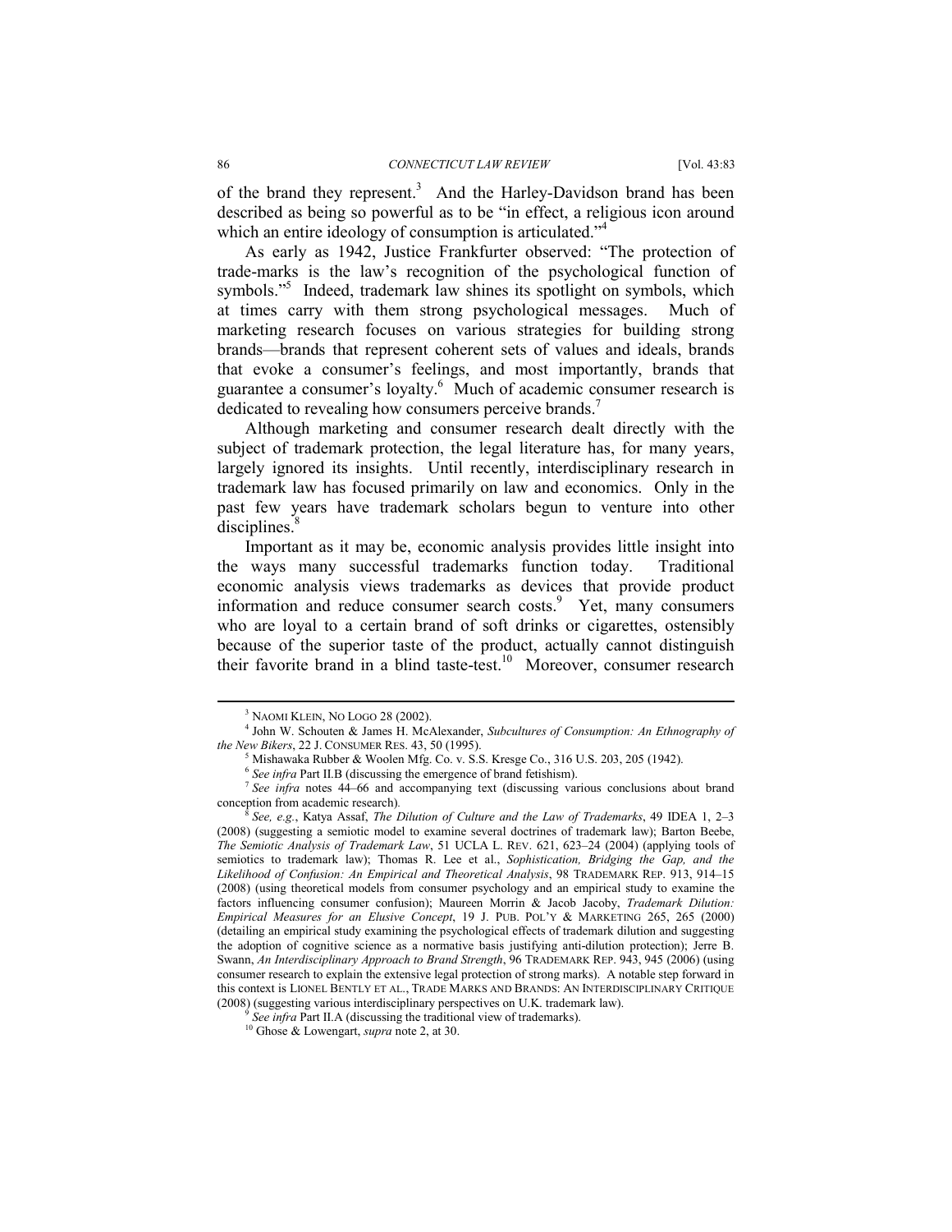of the brand they represent.[3] And the Harley-Davidson brand has been described as being so powerful as to be "in effect, a religious icon around which an entire ideology of consumption is articulated."[4]

As early as 1942, Justice Frankfurter observed: "The protection of trade-marks is the law's recognition of the psychological function of symbols."[5] Indeed, trademark law shines its spotlight on symbols, which at times carry with them strong psychological messages. Much of marketing research focuses on various strategies for building strong brands—brands that represent coherent sets of values and ideals, brands that evoke a consumer's feelings, and most importantly, brands that guarantee a consumer's loyalty.[6] Much of academic consumer research is dedicated to revealing how consumers perceive brands.[7]

Although marketing and consumer research dealt directly with the subject of trademark protection, the legal literature has, for many years, largely ignored its insights. Until recently, interdisciplinary research in trademark law has focused primarily on law and economics. Only in the past few years have trademark scholars begun to venture into other disciplines.[8]

Important as it may be, economic analysis provides little insight into the ways many successful trademarks function today. Traditional economic analysis views trademarks as devices that provide product information and reduce consumer search costs.[9] Yet, many consumers who are loyal to a certain brand of soft drinks or cigarettes, ostensibly because of the superior taste of the product, actually cannot distinguish their favorite brand in a blind taste-test.[10] Moreover, consumer research

---

[3] NAOMI KLEIN, NO LOGO 28 (2002).

[4] John W. Schouten & James H. McAlexander, *Subcultures of Consumption: An Ethnography of the New Bikers*, 22 J. CONSUMER RES. 43, 50 (1995).

[5] Mishawaka Rubber & Woolen Mfg. Co. v. S.S. Kresge Co., 316 U.S. 203, 205 (1942).

[6] *See infra* Part II.B (discussing the emergence of brand fetishism).

[7] *See infra* notes 44–66 and accompanying text (discussing various conclusions about brand conception from academic research).

[8] *See, e.g.*, Katya Assaf, *The Dilution of Culture and the Law of Trademarks*, 49 IDEA 1, 2–3 (2008) (suggesting a semiotic model to examine several doctrines of trademark law); Barton Beebe, *The Semiotic Analysis of Trademark Law*, 51 UCLA L. REV. 621, 623–24 (2004) (applying tools of semiotics to trademark law); Thomas R. Lee et al., *Sophistication, Bridging the Gap, and the Likelihood of Confusion: An Empirical and Theoretical Analysis*, 98 TRADEMARK REP. 913, 914–15 (2008) (using theoretical models from consumer psychology and an empirical study to examine the factors influencing consumer confusion); Maureen Morrin & Jacob Jacoby, *Trademark Dilution: Empirical Measures for an Elusive Concept*, 19 J. PUB. POL'Y & MARKETING 265, 265 (2000) (detailing an empirical study examining the psychological effects of trademark dilution and suggesting the adoption of cognitive science as a normative basis justifying anti-dilution protection); Jerre B. Swann, *An Interdisciplinary Approach to Brand Strength*, 96 TRADEMARK REP. 943, 945 (2006) (using consumer research to explain the extensive legal protection of strong marks). A notable step forward in this context is LIONEL BENTLY ET AL., TRADE MARKS AND BRANDS: AN INTERDISCIPLINARY CRITIQUE (2008) (suggesting various interdisciplinary perspectives on U.K. trademark law).

[9] *See infra* Part II.A (discussing the traditional view of trademarks).

[10] Ghose & Lowengart, *supra* note 2, at 30.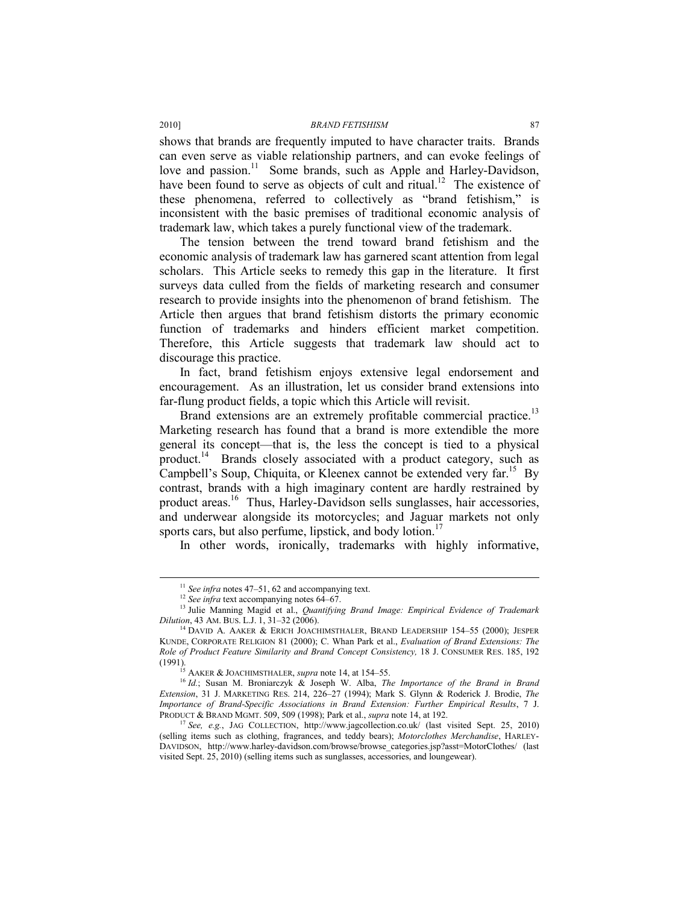shows that brands are frequently imputed to have character traits. Brands can even serve as viable relationship partners, and can evoke feelings of love and passion.[11] Some brands, such as Apple and Harley-Davidson, have been found to serve as objects of cult and ritual.[12] The existence of these phenomena, referred to collectively as "brand fetishism," is inconsistent with the basic premises of traditional economic analysis of trademark law, which takes a purely functional view of the trademark.

The tension between the trend toward brand fetishism and the economic analysis of trademark law has garnered scant attention from legal scholars. This Article seeks to remedy this gap in the literature. It first surveys data culled from the fields of marketing research and consumer research to provide insights into the phenomenon of brand fetishism. The Article then argues that brand fetishism distorts the primary economic function of trademarks and hinders efficient market competition. Therefore, this Article suggests that trademark law should act to discourage this practice.

In fact, brand fetishism enjoys extensive legal endorsement and encouragement. As an illustration, let us consider brand extensions into far-flung product fields, a topic which this Article will revisit.

Brand extensions are an extremely profitable commercial practice.[13] Marketing research has found that a brand is more extendible the more general its concept—that is, the less the concept is tied to a physical product.[14] Brands closely associated with a product category, such as Campbell's Soup, Chiquita, or Kleenex cannot be extended very far.[15] By contrast, brands with a high imaginary content are hardly restrained by product areas.[16] Thus, Harley-Davidson sells sunglasses, hair accessories, and underwear alongside its motorcycles; and Jaguar markets not only sports cars, but also perfume, lipstick, and body lotion.[17]

In other words, ironically, trademarks with highly informative,

---

[11] *See infra* notes 47–51, 62 and accompanying text.

[12] *See infra* text accompanying notes 64–67.

[13] Julie Manning Magid et al., *Quantifying Brand Image: Empirical Evidence of Trademark Dilution*, 43 AM. BUS. L.J. 1, 31–32 (2006).

[14] DAVID A. AAKER & ERICH JOACHIMSTHALER, BRAND LEADERSHIP 154–55 (2000); JESPER KUNDE, CORPORATE RELIGION 81 (2000); C. Whan Park et al., *Evaluation of Brand Extensions: The Role of Product Feature Similarity and Brand Concept Consistency,* 18 J. CONSUMER RES. 185, 192 (1991).

[15] AAKER & JOACHIMSTHALER, *supra* note 14, at 154–55.

[16] *Id.*; Susan M. Broniarczyk & Joseph W. Alba, *The Importance of the Brand in Brand Extension*, 31 J. MARKETING RES. 214, 226–27 (1994); Mark S. Glynn & Roderick J. Brodie, *The Importance of Brand-Specific Associations in Brand Extension: Further Empirical Results*, 7 J. PRODUCT & BRAND MGMT. 509, 509 (1998); Park et al., *supra* note 14, at 192.

[17] *See, e.g.*, JAG COLLECTION, http://www.jagcollection.co.uk/ (last visited Sept. 25, 2010) (selling items such as clothing, fragrances, and teddy bears); *Motorclothes Merchandise*, HARLEY-DAVIDSON, http://www.harley-davidson.com/browse/browse_categories.jsp?asst=MotorClothes/ (last visited Sept. 25, 2010) (selling items such as sunglasses, accessories, and loungewear).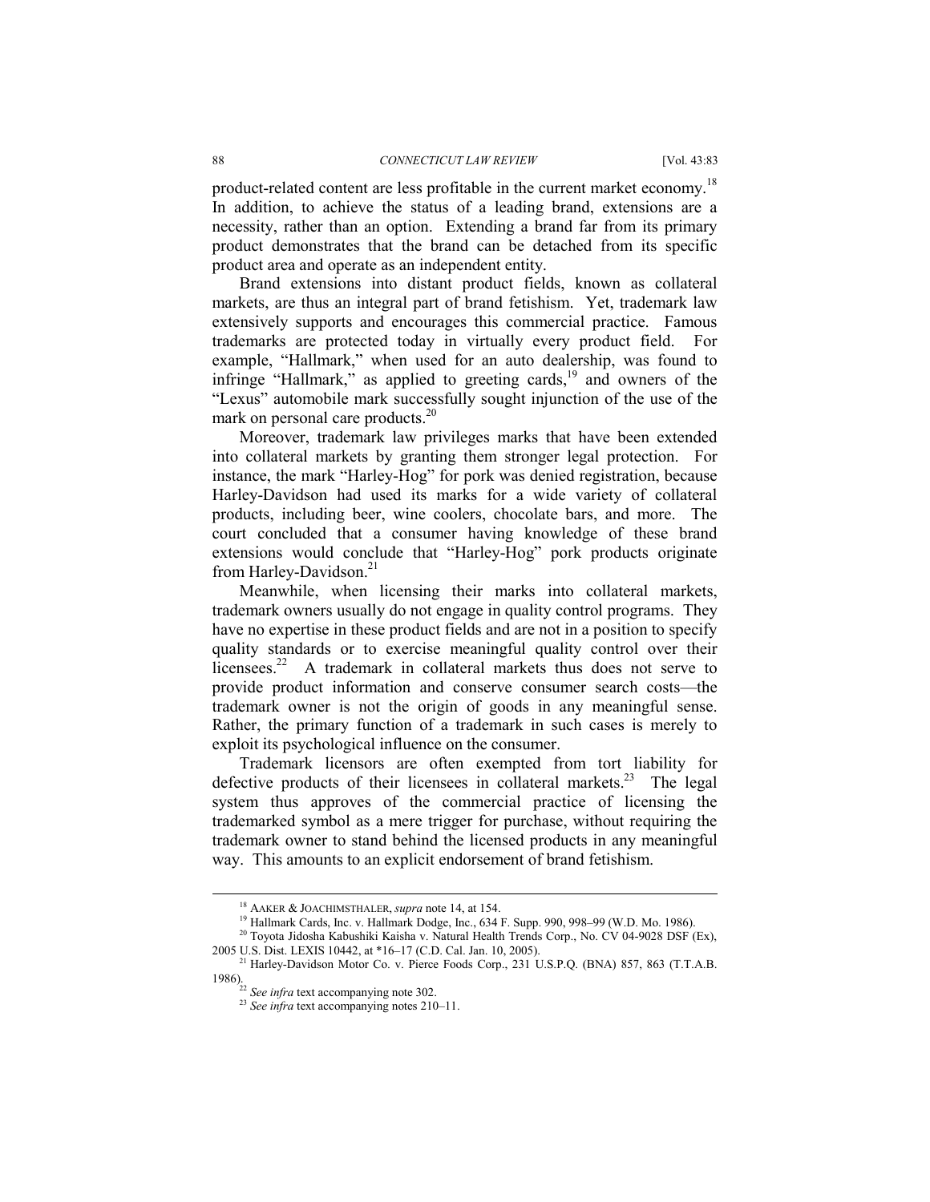product-related content are less profitable in the current market economy.[18] In addition, to achieve the status of a leading brand, extensions are a necessity, rather than an option. Extending a brand far from its primary product demonstrates that the brand can be detached from its specific product area and operate as an independent entity.

Brand extensions into distant product fields, known as collateral markets, are thus an integral part of brand fetishism. Yet, trademark law extensively supports and encourages this commercial practice. Famous trademarks are protected today in virtually every product field. For example, "Hallmark," when used for an auto dealership, was found to infringe "Hallmark," as applied to greeting cards,[19] and owners of the "Lexus" automobile mark successfully sought injunction of the use of the mark on personal care products.[20]

Moreover, trademark law privileges marks that have been extended into collateral markets by granting them stronger legal protection. For instance, the mark "Harley-Hog" for pork was denied registration, because Harley-Davidson had used its marks for a wide variety of collateral products, including beer, wine coolers, chocolate bars, and more. The court concluded that a consumer having knowledge of these brand extensions would conclude that "Harley-Hog" pork products originate from Harley-Davidson.[21]

Meanwhile, when licensing their marks into collateral markets, trademark owners usually do not engage in quality control programs. They have no expertise in these product fields and are not in a position to specify quality standards or to exercise meaningful quality control over their licensees.[22] A trademark in collateral markets thus does not serve to provide product information and conserve consumer search costs—the trademark owner is not the origin of goods in any meaningful sense. Rather, the primary function of a trademark in such cases is merely to exploit its psychological influence on the consumer.

Trademark licensors are often exempted from tort liability for defective products of their licensees in collateral markets.[23] The legal system thus approves of the commercial practice of licensing the trademarked symbol as a mere trigger for purchase, without requiring the trademark owner to stand behind the licensed products in any meaningful way. This amounts to an explicit endorsement of brand fetishism.

---

[18] AAKER & JOACHIMSTHALER, *supra* note 14, at 154.

[19] Hallmark Cards, Inc. v. Hallmark Dodge, Inc., 634 F. Supp. 990, 998–99 (W.D. Mo. 1986).

[20] Toyota Jidosha Kabushiki Kaisha v. Natural Health Trends Corp., No. CV 04-9028 DSF (Ex), 2005 U.S. Dist. LEXIS 10442, at *16–17 (C.D. Cal. Jan. 10, 2005).

[21] Harley-Davidson Motor Co. v. Pierce Foods Corp., 231 U.S.P.Q. (BNA) 857, 863 (T.T.A.B. 1986).

[22] *See infra* text accompanying note 302.

[23] *See infra* text accompanying notes 210–11.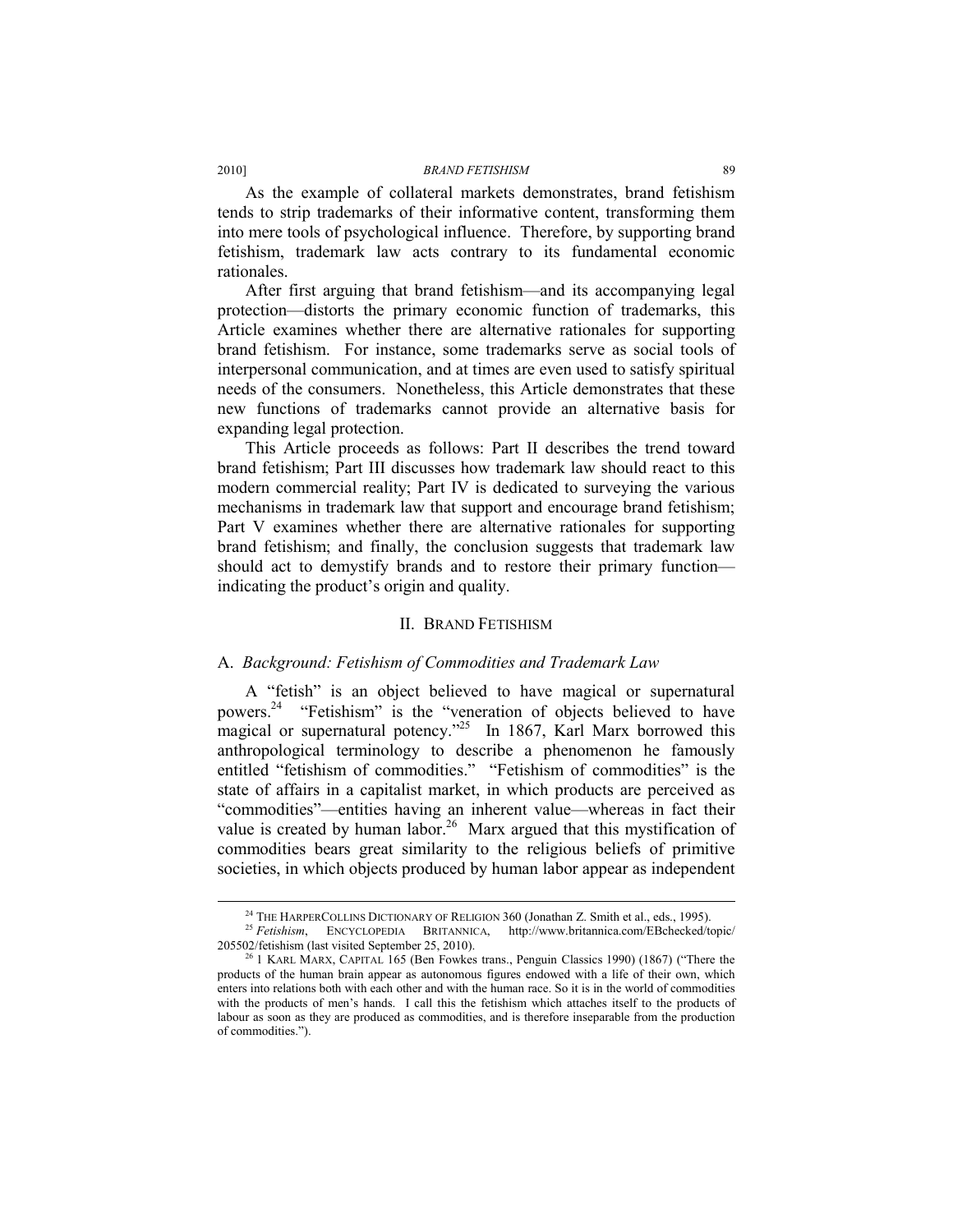As the example of collateral markets demonstrates, brand fetishism tends to strip trademarks of their informative content, transforming them into mere tools of psychological influence. Therefore, by supporting brand fetishism, trademark law acts contrary to its fundamental economic rationales.

After first arguing that brand fetishism—and its accompanying legal protection—distorts the primary economic function of trademarks, this Article examines whether there are alternative rationales for supporting brand fetishism. For instance, some trademarks serve as social tools of interpersonal communication, and at times are even used to satisfy spiritual needs of the consumers. Nonetheless, this Article demonstrates that these new functions of trademarks cannot provide an alternative basis for expanding legal protection.

This Article proceeds as follows: Part II describes the trend toward brand fetishism; Part III discusses how trademark law should react to this modern commercial reality; Part IV is dedicated to surveying the various mechanisms in trademark law that support and encourage brand fetishism; Part V examines whether there are alternative rationales for supporting brand fetishism; and finally, the conclusion suggests that trademark law should act to demystify brands and to restore their primary function—indicating the product's origin and quality.

## II. Brand Fetishism

### A. *Background: Fetishism of Commodities and Trademark Law*

A "fetish" is an object believed to have magical or supernatural powers.[24] "Fetishism" is the "veneration of objects believed to have magical or supernatural potency."[25] In 1867, Karl Marx borrowed this anthropological terminology to describe a phenomenon he famously entitled "fetishism of commodities." "Fetishism of commodities" is the state of affairs in a capitalist market, in which products are perceived as "commodities"—entities having an inherent value—whereas in fact their value is created by human labor.[26] Marx argued that this mystification of commodities bears great similarity to the religious beliefs of primitive societies, in which objects produced by human labor appear as independent

---

[24] The HarperCollins Dictionary of Religion 360 (Jonathan Z. Smith et al., eds., 1995).

[25] *Fetishism*, Encyclopedia Britannica, http://www.britannica.com/EBchecked/topic/205502/fetishism (last visited September 25, 2010).

[26] 1 Karl Marx, Capital 165 (Ben Fowkes trans., Penguin Classics 1990) (1867) ("There the products of the human brain appear as autonomous figures endowed with a life of their own, which enters into relations both with each other and with the human race. So it is in the world of commodities with the products of men's hands. I call this the fetishism which attaches itself to the products of labour as soon as they are produced as commodities, and is therefore inseparable from the production of commodities.").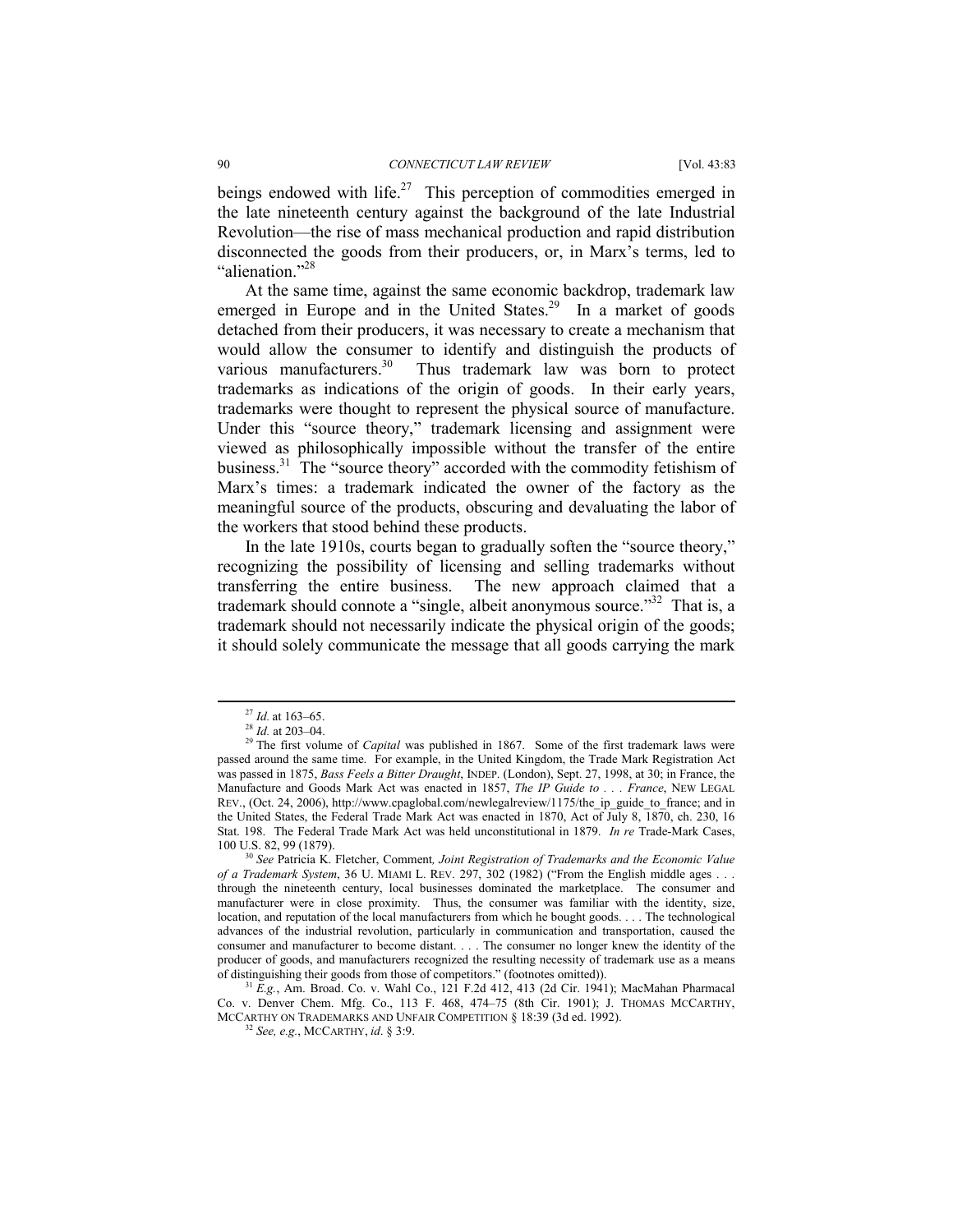beings endowed with life.[27] This perception of commodities emerged in the late nineteenth century against the background of the late Industrial Revolution—the rise of mass mechanical production and rapid distribution disconnected the goods from their producers, or, in Marx's terms, led to "alienation."[28]

At the same time, against the same economic backdrop, trademark law emerged in Europe and in the United States.[29] In a market of goods detached from their producers, it was necessary to create a mechanism that would allow the consumer to identify and distinguish the products of various manufacturers.[30] Thus trademark law was born to protect trademarks as indications of the origin of goods. In their early years, trademarks were thought to represent the physical source of manufacture. Under this "source theory," trademark licensing and assignment were viewed as philosophically impossible without the transfer of the entire business.[31] The "source theory" accorded with the commodity fetishism of Marx's times: a trademark indicated the owner of the factory as the meaningful source of the products, obscuring and devaluating the labor of the workers that stood behind these products.

In the late 1910s, courts began to gradually soften the "source theory," recognizing the possibility of licensing and selling trademarks without transferring the entire business. The new approach claimed that a trademark should connote a "single, albeit anonymous source."[32] That is, a trademark should not necessarily indicate the physical origin of the goods; it should solely communicate the message that all goods carrying the mark

---

[27] *Id.* at 163–65.

[28] *Id.* at 203–04.

[29] The first volume of *Capital* was published in 1867. Some of the first trademark laws were passed around the same time. For example, in the United Kingdom, the Trade Mark Registration Act was passed in 1875, *Bass Feels a Bitter Draught*, INDEP. (London), Sept. 27, 1998, at 30; in France, the Manufacture and Goods Mark Act was enacted in 1857, *The IP Guide to . . . France*, NEW LEGAL REV., (Oct. 24, 2006), http://www.cpaglobal.com/newlegalreview/1175/the_ip_guide_to_france; and in the United States, the Federal Trade Mark Act was enacted in 1870, Act of July 8, 1870, ch. 230, 16 Stat. 198. The Federal Trade Mark Act was held unconstitutional in 1879. *In re* Trade-Mark Cases, 100 U.S. 82, 99 (1879).

[30] *See* Patricia K. Fletcher, Comment, *Joint Registration of Trademarks and the Economic Value of a Trademark System*, 36 U. MIAMI L. REV. 297, 302 (1982) ("From the English middle ages . . . through the nineteenth century, local businesses dominated the marketplace. The consumer and manufacturer were in close proximity. Thus, the consumer was familiar with the identity, size, location, and reputation of the local manufacturers from which he bought goods. . . . The technological advances of the industrial revolution, particularly in communication and transportation, caused the consumer and manufacturer to become distant. . . . The consumer no longer knew the identity of the producer of goods, and manufacturers recognized the resulting necessity of trademark use as a means of distinguishing their goods from those of competitors." (footnotes omitted)).

[31] *E.g.*, Am. Broad. Co. v. Wahl Co., 121 F.2d 412, 413 (2d Cir. 1941); MacMahan Pharmacal Co. v. Denver Chem. Mfg. Co., 113 F. 468, 474–75 (8th Cir. 1901); J. THOMAS MCCARTHY, MCCARTHY ON TRADEMARKS AND UNFAIR COMPETITION § 18:39 (3d ed. 1992).

[32] *See, e.g.*, MCCARTHY, *id.* § 3:9.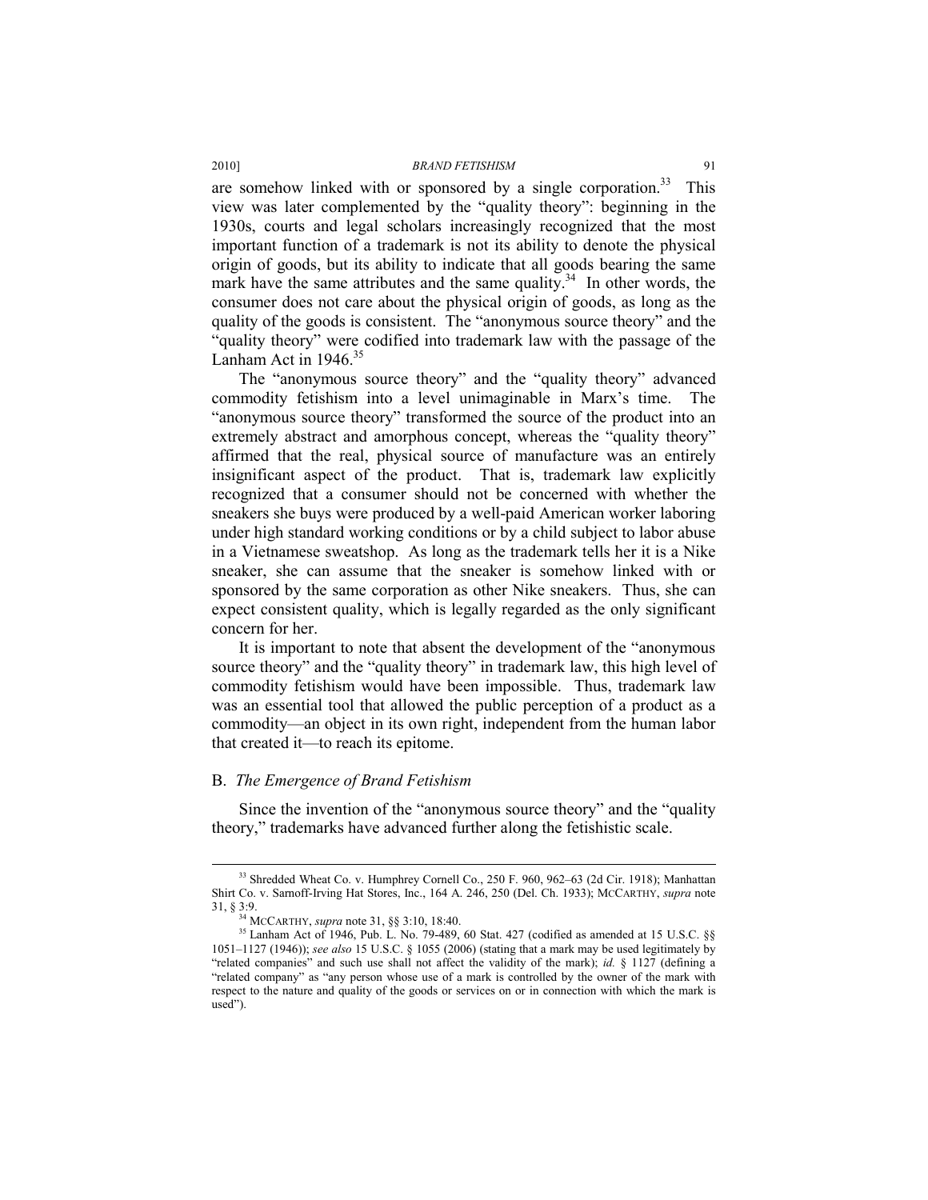are somehow linked with or sponsored by a single corporation.[33] This view was later complemented by the "quality theory": beginning in the 1930s, courts and legal scholars increasingly recognized that the most important function of a trademark is not its ability to denote the physical origin of goods, but its ability to indicate that all goods bearing the same mark have the same attributes and the same quality.[34] In other words, the consumer does not care about the physical origin of goods, as long as the quality of the goods is consistent. The "anonymous source theory" and the "quality theory" were codified into trademark law with the passage of the Lanham Act in 1946.[35]

The "anonymous source theory" and the "quality theory" advanced commodity fetishism into a level unimaginable in Marx's time. The "anonymous source theory" transformed the source of the product into an extremely abstract and amorphous concept, whereas the "quality theory" affirmed that the real, physical source of manufacture was an entirely insignificant aspect of the product. That is, trademark law explicitly recognized that a consumer should not be concerned with whether the sneakers she buys were produced by a well-paid American worker laboring under high standard working conditions or by a child subject to labor abuse in a Vietnamese sweatshop. As long as the trademark tells her it is a Nike sneaker, she can assume that the sneaker is somehow linked with or sponsored by the same corporation as other Nike sneakers. Thus, she can expect consistent quality, which is legally regarded as the only significant concern for her.

It is important to note that absent the development of the "anonymous source theory" and the "quality theory" in trademark law, this high level of commodity fetishism would have been impossible. Thus, trademark law was an essential tool that allowed the public perception of a product as a commodity—an object in its own right, independent from the human labor that created it—to reach its epitome.

## B. *The Emergence of Brand Fetishism*

Since the invention of the "anonymous source theory" and the "quality theory," trademarks have advanced further along the fetishistic scale.

---

[33] Shredded Wheat Co. v. Humphrey Cornell Co., 250 F. 960, 962–63 (2d Cir. 1918); Manhattan Shirt Co. v. Sarnoff-Irving Hat Stores, Inc., 164 A. 246, 250 (Del. Ch. 1933); MCCARTHY, *supra* note 31, § 3:9.

[34] MCCARTHY, *supra* note 31, §§ 3:10, 18:40.

[35] Lanham Act of 1946, Pub. L. No. 79-489, 60 Stat. 427 (codified as amended at 15 U.S.C. §§ 1051–1127 (1946)); *see also* 15 U.S.C. § 1055 (2006) (stating that a mark may be used legitimately by "related companies" and such use shall not affect the validity of the mark); *id.* § 1127 (defining a "related company" as "any person whose use of a mark is controlled by the owner of the mark with respect to the nature and quality of the goods or services on or in connection with which the mark is used").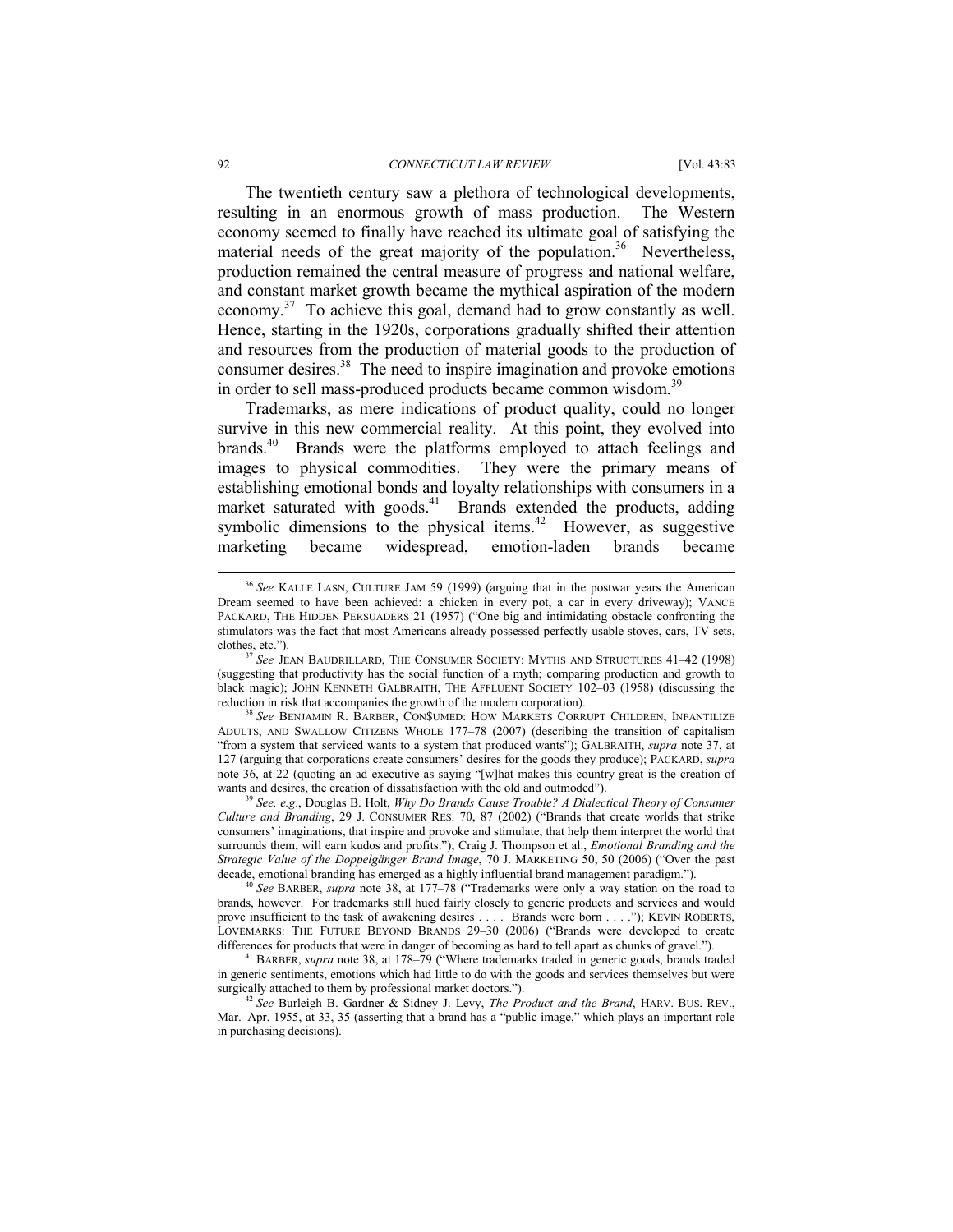The twentieth century saw a plethora of technological developments, resulting in an enormous growth of mass production. The Western economy seemed to finally have reached its ultimate goal of satisfying the material needs of the great majority of the population.[36] Nevertheless, production remained the central measure of progress and national welfare, and constant market growth became the mythical aspiration of the modern economy.[37] To achieve this goal, demand had to grow constantly as well. Hence, starting in the 1920s, corporations gradually shifted their attention and resources from the production of material goods to the production of consumer desires.[38] The need to inspire imagination and provoke emotions in order to sell mass-produced products became common wisdom.[39]

Trademarks, as mere indications of product quality, could no longer survive in this new commercial reality. At this point, they evolved into brands.[40] Brands were the platforms employed to attach feelings and images to physical commodities. They were the primary means of establishing emotional bonds and loyalty relationships with consumers in a market saturated with goods.[41] Brands extended the products, adding symbolic dimensions to the physical items.[42] However, as suggestive marketing became widespread, emotion-laden brands became

---

[36] *See* KALLE LASN, CULTURE JAM 59 (1999) (arguing that in the postwar years the American Dream seemed to have been achieved: a chicken in every pot, a car in every driveway); VANCE PACKARD, THE HIDDEN PERSUADERS 21 (1957) ("One big and intimidating obstacle confronting the stimulators was the fact that most Americans already possessed perfectly usable stoves, cars, TV sets, clothes, etc.").

[37] *See* JEAN BAUDRILLARD, THE CONSUMER SOCIETY: MYTHS AND STRUCTURES 41–42 (1998) (suggesting that productivity has the social function of a myth; comparing production and growth to black magic); JOHN KENNETH GALBRAITH, THE AFFLUENT SOCIETY 102–03 (1958) (discussing the reduction in risk that accompanies the growth of the modern corporation).

[38] *See* BENJAMIN R. BARBER, CON$UMED: HOW MARKETS CORRUPT CHILDREN, INFANTILIZE ADULTS, AND SWALLOW CITIZENS WHOLE 177–78 (2007) (describing the transition of capitalism "from a system that serviced wants to a system that produced wants"); GALBRAITH, *supra* note 37, at 127 (arguing that corporations create consumers' desires for the goods they produce); PACKARD, *supra* note 36, at 22 (quoting an ad executive as saying "[w]hat makes this country great is the creation of wants and desires, the creation of dissatisfaction with the old and outmoded").

[39] *See, e.g.*, Douglas B. Holt, *Why Do Brands Cause Trouble? A Dialectical Theory of Consumer Culture and Branding*, 29 J. CONSUMER RES. 70, 87 (2002) ("Brands that create worlds that strike consumers' imaginations, that inspire and provoke and stimulate, that help them interpret the world that surrounds them, will earn kudos and profits."); Craig J. Thompson et al., *Emotional Branding and the Strategic Value of the Doppelgänger Brand Image*, 70 J. MARKETING 50, 50 (2006) ("Over the past decade, emotional branding has emerged as a highly influential brand management paradigm.").

[40] *See* BARBER, *supra* note 38, at 177–78 ("Trademarks were only a way station on the road to brands, however. For trademarks still hued fairly closely to generic products and services and would prove insufficient to the task of awakening desires . . . . Brands were born . . . ."); KEVIN ROBERTS, LOVEMARKS: THE FUTURE BEYOND BRANDS 29–30 (2006) ("Brands were developed to create differences for products that were in danger of becoming as hard to tell apart as chunks of gravel.").

[41] BARBER, *supra* note 38, at 178–79 ("Where trademarks traded in generic goods, brands traded in generic sentiments, emotions which had little to do with the goods and services themselves but were surgically attached to them by professional market doctors.").

[42] *See* Burleigh B. Gardner & Sidney J. Levy, *The Product and the Brand*, HARV. BUS. REV., Mar.–Apr. 1955, at 33, 35 (asserting that a brand has a "public image," which plays an important role in purchasing decisions).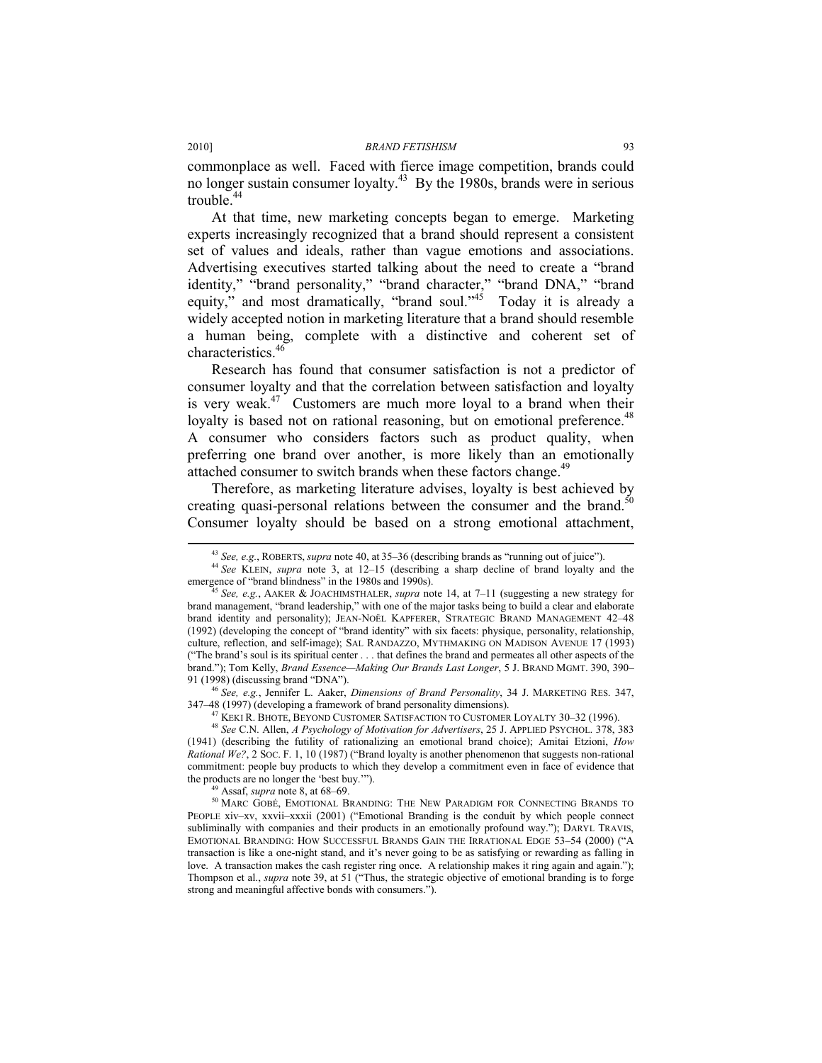commonplace as well. Faced with fierce image competition, brands could no longer sustain consumer loyalty.[43] By the 1980s, brands were in serious trouble.[44]

At that time, new marketing concepts began to emerge. Marketing experts increasingly recognized that a brand should represent a consistent set of values and ideals, rather than vague emotions and associations. Advertising executives started talking about the need to create a "brand identity," "brand personality," "brand character," "brand DNA," "brand equity," and most dramatically, "brand soul."[45] Today it is already a widely accepted notion in marketing literature that a brand should resemble a human being, complete with a distinctive and coherent set of characteristics.[46]

Research has found that consumer satisfaction is not a predictor of consumer loyalty and that the correlation between satisfaction and loyalty is very weak.[47] Customers are much more loyal to a brand when their loyalty is based not on rational reasoning, but on emotional preference.[48] A consumer who considers factors such as product quality, when preferring one brand over another, is more likely than an emotionally attached consumer to switch brands when these factors change.[49]

Therefore, as marketing literature advises, loyalty is best achieved by creating quasi-personal relations between the consumer and the brand.[50] Consumer loyalty should be based on a strong emotional attachment,

---

[43] *See, e.g.*, ROBERTS, *supra* note 40, at 35–36 (describing brands as "running out of juice").

[44] *See* KLEIN, *supra* note 3, at 12–15 (describing a sharp decline of brand loyalty and the emergence of "brand blindness" in the 1980s and 1990s).

[45] *See, e.g.*, AAKER & JOACHIMSTHALER, *supra* note 14, at 7–11 (suggesting a new strategy for brand management, "brand leadership," with one of the major tasks being to build a clear and elaborate brand identity and personality); JEAN-NOËL KAPFERER, STRATEGIC BRAND MANAGEMENT 42–48 (1992) (developing the concept of "brand identity" with six facets: physique, personality, relationship, culture, reflection, and self-image); SAL RANDAZZO, MYTHMAKING ON MADISON AVENUE 17 (1993) ("The brand's soul is its spiritual center . . . that defines the brand and permeates all other aspects of the brand."); Tom Kelly, *Brand Essence—Making Our Brands Last Longer*, 5 J. BRAND MGMT. 390, 390–91 (1998) (discussing brand "DNA").

[46] *See, e.g.*, Jennifer L. Aaker, *Dimensions of Brand Personality*, 34 J. MARKETING RES. 347, 347–48 (1997) (developing a framework of brand personality dimensions).

[47] KEKI R. BHOTE, BEYOND CUSTOMER SATISFACTION TO CUSTOMER LOYALTY 30–32 (1996).

[48] *See* C.N. Allen, *A Psychology of Motivation for Advertisers*, 25 J. APPLIED PSYCHOL. 378, 383 (1941) (describing the futility of rationalizing an emotional brand choice); Amitai Etzioni, *How Rational We?*, 2 SOC. F. 1, 10 (1987) ("Brand loyalty is another phenomenon that suggests non-rational commitment: people buy products to which they develop a commitment even in face of evidence that the products are no longer the 'best buy.'").

[49] Assaf, *supra* note 8, at 68–69.

[50] MARC GOBÉ, EMOTIONAL BRANDING: THE NEW PARADIGM FOR CONNECTING BRANDS TO PEOPLE xiv–xv, xxvii–xxxii (2001) ("Emotional Branding is the conduit by which people connect subliminally with companies and their products in an emotionally profound way."); DARYL TRAVIS, EMOTIONAL BRANDING: HOW SUCCESSFUL BRANDS GAIN THE IRRATIONAL EDGE 53–54 (2000) ("A transaction is like a one-night stand, and it's never going to be as satisfying or rewarding as falling in love. A transaction makes the cash register ring once. A relationship makes it ring again and again."); Thompson et al., *supra* note 39, at 51 ("Thus, the strategic objective of emotional branding is to forge strong and meaningful affective bonds with consumers.").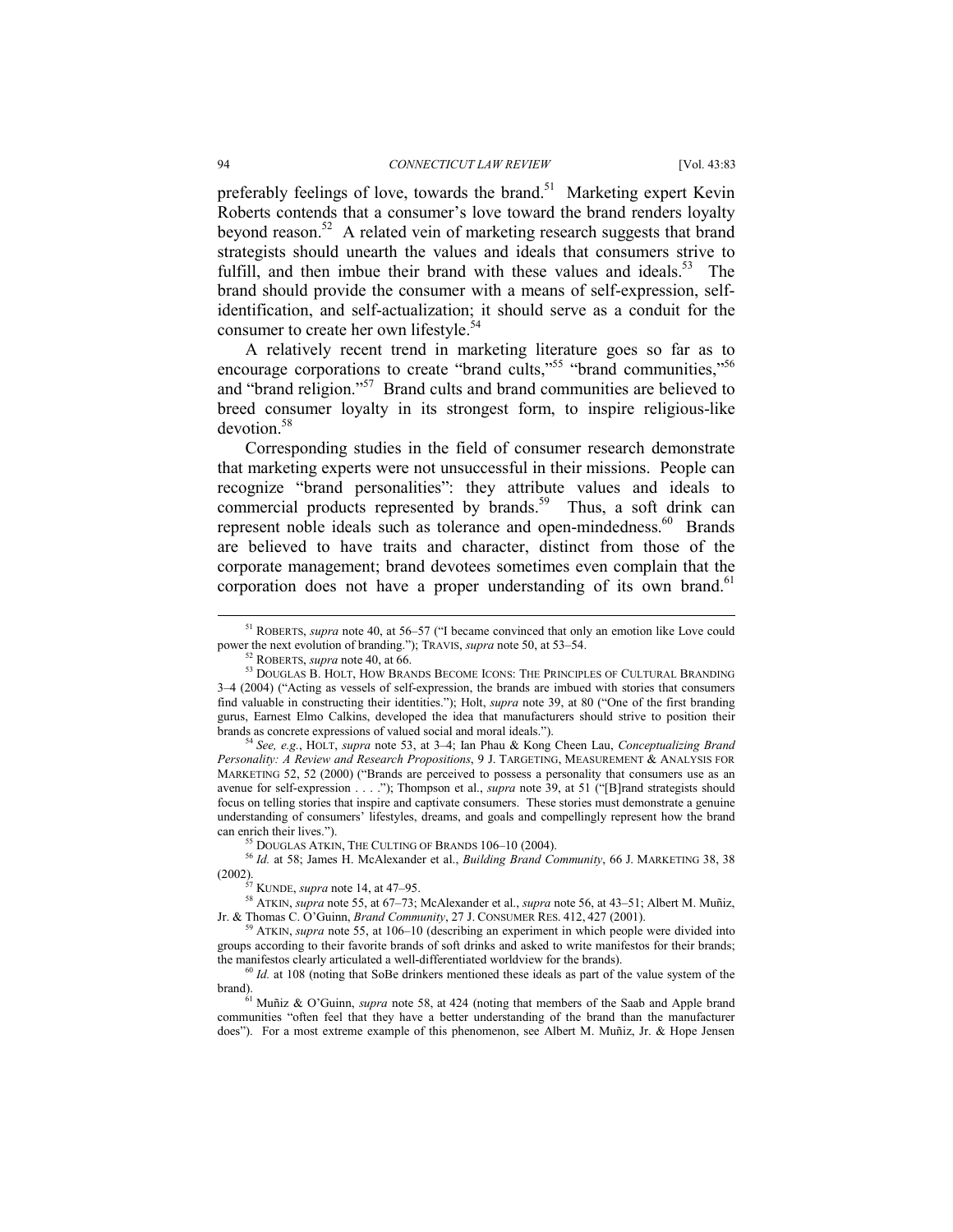preferably feelings of love, towards the brand.[51] Marketing expert Kevin Roberts contends that a consumer's love toward the brand renders loyalty beyond reason.[52] A related vein of marketing research suggests that brand strategists should unearth the values and ideals that consumers strive to fulfill, and then imbue their brand with these values and ideals.[53] The brand should provide the consumer with a means of self-expression, self-identification, and self-actualization; it should serve as a conduit for the consumer to create her own lifestyle.[54]

A relatively recent trend in marketing literature goes so far as to encourage corporations to create "brand cults,"[55] "brand communities,"[56] and "brand religion."[57] Brand cults and brand communities are believed to breed consumer loyalty in its strongest form, to inspire religious-like devotion.[58]

Corresponding studies in the field of consumer research demonstrate that marketing experts were not unsuccessful in their missions. People can recognize "brand personalities": they attribute values and ideals to commercial products represented by brands.[59] Thus, a soft drink can represent noble ideals such as tolerance and open-mindedness.[60] Brands are believed to have traits and character, distinct from those of the corporate management; brand devotees sometimes even complain that the corporation does not have a proper understanding of its own brand.[61]

---

[51] ROBERTS, *supra* note 40, at 56–57 ("I became convinced that only an emotion like Love could power the next evolution of branding."); TRAVIS, *supra* note 50, at 53–54.

[52] ROBERTS, *supra* note 40, at 66.

[53] DOUGLAS B. HOLT, HOW BRANDS BECOME ICONS: THE PRINCIPLES OF CULTURAL BRANDING 3–4 (2004) ("Acting as vessels of self-expression, the brands are imbued with stories that consumers find valuable in constructing their identities."); Holt, *supra* note 39, at 80 ("One of the first branding gurus, Earnest Elmo Calkins, developed the idea that manufacturers should strive to position their brands as concrete expressions of valued social and moral ideals.").

[54] *See, e.g.*, HOLT, *supra* note 53, at 3–4; Ian Phau & Kong Cheen Lau, *Conceptualizing Brand Personality: A Review and Research Propositions*, 9 J. TARGETING, MEASUREMENT & ANALYSIS FOR MARKETING 52, 52 (2000) ("Brands are perceived to possess a personality that consumers use as an avenue for self-expression . . . ."); Thompson et al., *supra* note 39, at 51 ("[B]rand strategists should focus on telling stories that inspire and captivate consumers. These stories must demonstrate a genuine understanding of consumers' lifestyles, dreams, and goals and compellingly represent how the brand can enrich their lives.").

[55] DOUGLAS ATKIN, THE CULTING OF BRANDS 106–10 (2004).

[56] *Id.* at 58; James H. McAlexander et al., *Building Brand Community*, 66 J. MARKETING 38, 38 (2002).

[57] KUNDE, *supra* note 14, at 47–95.

[58] ATKIN, *supra* note 55, at 67–73; McAlexander et al., *supra* note 56, at 43–51; Albert M. Muñiz, Jr. & Thomas C. O'Guinn, *Brand Community*, 27 J. CONSUMER RES. 412, 427 (2001).

[59] ATKIN, *supra* note 55, at 106–10 (describing an experiment in which people were divided into groups according to their favorite brands of soft drinks and asked to write manifestos for their brands; the manifestos clearly articulated a well-differentiated worldview for the brands).

[60] *Id.* at 108 (noting that SoBe drinkers mentioned these ideals as part of the value system of the brand).

[61] Muñiz & O'Guinn, *supra* note 58, at 424 (noting that members of the Saab and Apple brand communities "often feel that they have a better understanding of the brand than the manufacturer does"). For a most extreme example of this phenomenon, see Albert M. Muñiz, Jr. & Hope Jensen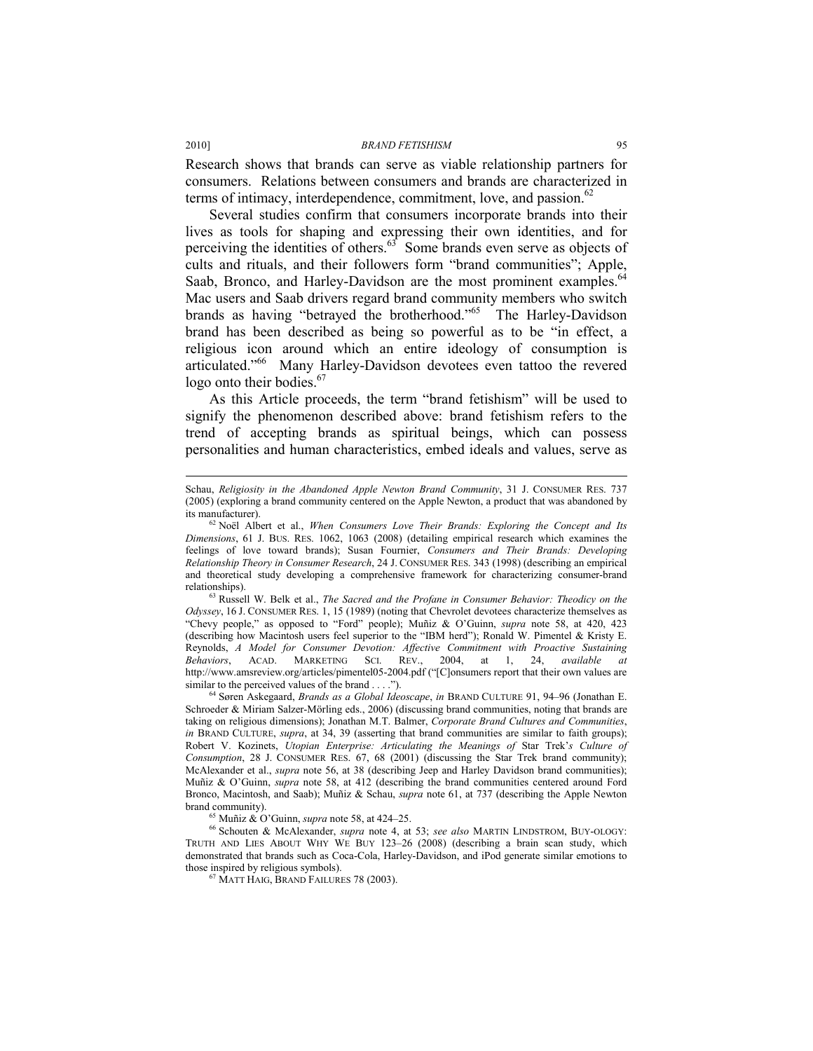Research shows that brands can serve as viable relationship partners for consumers. Relations between consumers and brands are characterized in terms of intimacy, interdependence, commitment, love, and passion.[62]

Several studies confirm that consumers incorporate brands into their lives as tools for shaping and expressing their own identities, and for perceiving the identities of others.[63] Some brands even serve as objects of cults and rituals, and their followers form "brand communities"; Apple, Saab, Bronco, and Harley-Davidson are the most prominent examples.[64] Mac users and Saab drivers regard brand community members who switch brands as having "betrayed the brotherhood."[65] The Harley-Davidson brand has been described as being so powerful as to be "in effect, a religious icon around which an entire ideology of consumption is articulated."[66] Many Harley-Davidson devotees even tattoo the revered logo onto their bodies.[67]

As this Article proceeds, the term "brand fetishism" will be used to signify the phenomenon described above: brand fetishism refers to the trend of accepting brands as spiritual beings, which can possess personalities and human characteristics, embed ideals and values, serve as

---

Schau, *Religiosity in the Abandoned Apple Newton Brand Community*, 31 J. CONSUMER RES. 737 (2005) (exploring a brand community centered on the Apple Newton, a product that was abandoned by its manufacturer).

[62] Noël Albert et al., *When Consumers Love Their Brands: Exploring the Concept and Its Dimensions*, 61 J. BUS. RES. 1062, 1063 (2008) (detailing empirical research which examines the feelings of love toward brands); Susan Fournier, *Consumers and Their Brands: Developing Relationship Theory in Consumer Research*, 24 J. CONSUMER RES. 343 (1998) (describing an empirical and theoretical study developing a comprehensive framework for characterizing consumer-brand relationships).

[63] Russell W. Belk et al., *The Sacred and the Profane in Consumer Behavior: Theodicy on the Odyssey*, 16 J. CONSUMER RES. 1, 15 (1989) (noting that Chevrolet devotees characterize themselves as "Chevy people," as opposed to "Ford" people); Muñiz & O'Guinn, *supra* note 58, at 420, 423 (describing how Macintosh users feel superior to the "IBM herd"); Ronald W. Pimentel & Kristy E. Reynolds, *A Model for Consumer Devotion: Affective Commitment with Proactive Sustaining Behaviors*, ACAD. MARKETING SCI. REV., 2004, at 1, 24, *available at* http://www.amsreview.org/articles/pimentel05-2004.pdf ("[C]onsumers report that their own values are similar to the perceived values of the brand . . . .").

[64] Søren Askegaard, *Brands as a Global Ideoscape*, *in* BRAND CULTURE 91, 94–96 (Jonathan E. Schroeder & Miriam Salzer-Mörling eds., 2006) (discussing brand communities, noting that brands are taking on religious dimensions); Jonathan M.T. Balmer, *Corporate Brand Cultures and Communities*, *in* BRAND CULTURE, *supra*, at 34, 39 (asserting that brand communities are similar to faith groups); Robert V. Kozinets, *Utopian Enterprise: Articulating the Meanings of* Star Trek'*s Culture of Consumption*, 28 J. CONSUMER RES. 67, 68 (2001) (discussing the Star Trek brand community); McAlexander et al., *supra* note 56, at 38 (describing Jeep and Harley Davidson brand communities); Muñiz & O'Guinn, *supra* note 58, at 412 (describing the brand communities centered around Ford Bronco, Macintosh, and Saab); Muñiz & Schau, *supra* note 61, at 737 (describing the Apple Newton brand community).

[65] Muñiz & O'Guinn, *supra* note 58, at 424–25.

[66] Schouten & McAlexander, *supra* note 4, at 53; *see also* MARTIN LINDSTROM, BUY-OLOGY: TRUTH AND LIES ABOUT WHY WE BUY 123–26 (2008) (describing a brain scan study, which demonstrated that brands such as Coca-Cola, Harley-Davidson, and iPod generate similar emotions to those inspired by religious symbols).

[67] MATT HAIG, BRAND FAILURES 78 (2003).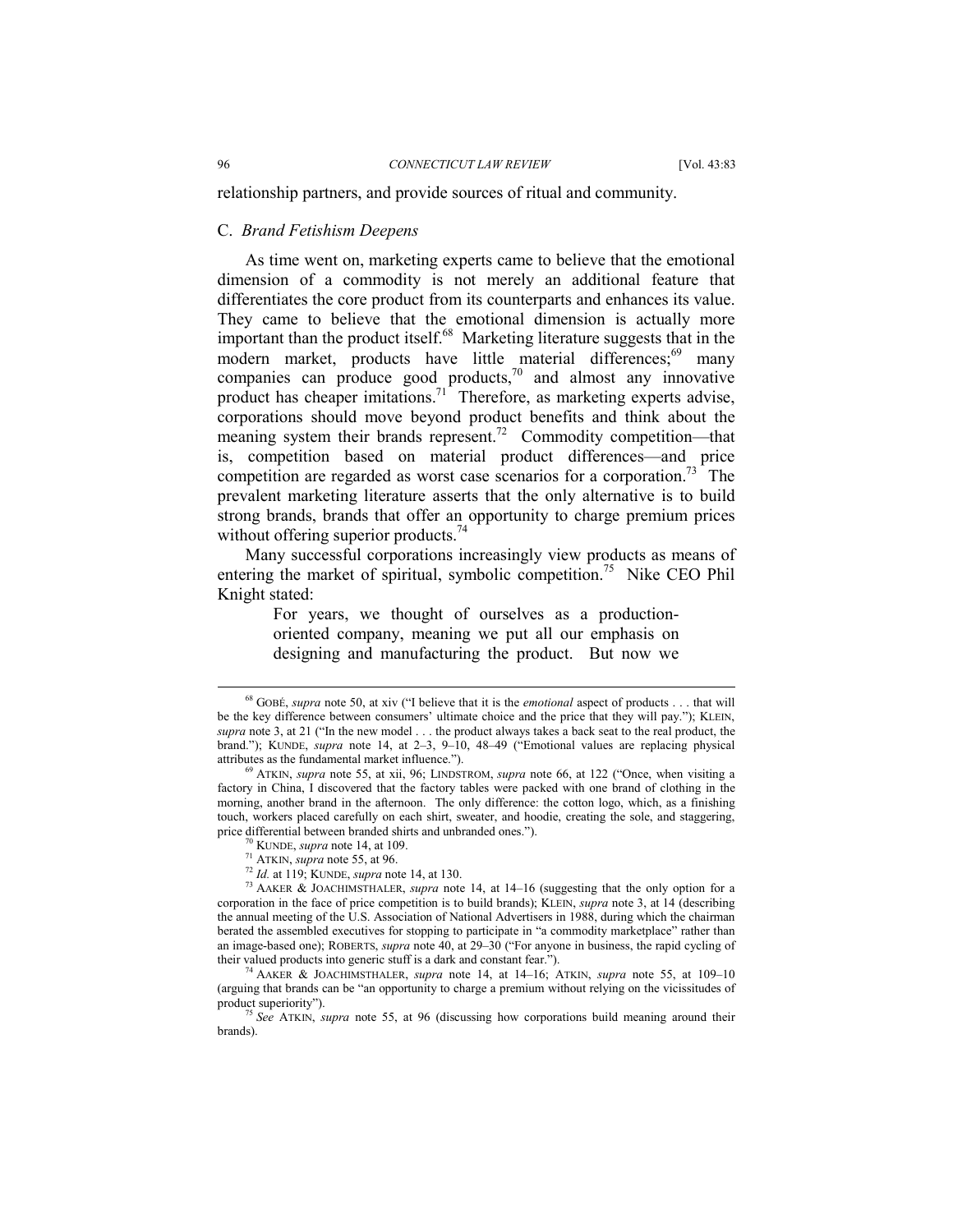relationship partners, and provide sources of ritual and community.

### C. *Brand Fetishism Deepens*

As time went on, marketing experts came to believe that the emotional dimension of a commodity is not merely an additional feature that differentiates the core product from its counterparts and enhances its value. They came to believe that the emotional dimension is actually more important than the product itself.[68] Marketing literature suggests that in the modern market, products have little material differences;[69] many companies can produce good products,[70] and almost any innovative product has cheaper imitations.[71] Therefore, as marketing experts advise, corporations should move beyond product benefits and think about the meaning system their brands represent.[72] Commodity competition—that is, competition based on material product differences—and price competition are regarded as worst case scenarios for a corporation.[73] The prevalent marketing literature asserts that the only alternative is to build strong brands, brands that offer an opportunity to charge premium prices without offering superior products.[74]

Many successful corporations increasingly view products as means of entering the market of spiritual, symbolic competition.[75] Nike CEO Phil Knight stated:

> For years, we thought of ourselves as a production-oriented company, meaning we put all our emphasis on designing and manufacturing the product. But now we

---

[68] GOBÉ, *supra* note 50, at xiv ("I believe that it is the *emotional* aspect of products . . . that will be the key difference between consumers' ultimate choice and the price that they will pay."); KLEIN, *supra* note 3, at 21 ("In the new model . . . the product always takes a back seat to the real product, the brand."); KUNDE, *supra* note 14, at 2–3, 9–10, 48–49 ("Emotional values are replacing physical attributes as the fundamental market influence.").

[69] ATKIN, *supra* note 55, at xii, 96; LINDSTROM, *supra* note 66, at 122 ("Once, when visiting a factory in China, I discovered that the factory tables were packed with one brand of clothing in the morning, another brand in the afternoon. The only difference: the cotton logo, which, as a finishing touch, workers placed carefully on each shirt, sweater, and hoodie, creating the sole, and staggering, price differential between branded shirts and unbranded ones.").

[70] KUNDE, *supra* note 14, at 109.

[71] ATKIN, *supra* note 55, at 96.

[72] *Id.* at 119; KUNDE, *supra* note 14, at 130.

[73] AAKER & JOACHIMSTHALER, *supra* note 14, at 14–16 (suggesting that the only option for a corporation in the face of price competition is to build brands); KLEIN, *supra* note 3, at 14 (describing the annual meeting of the U.S. Association of National Advertisers in 1988, during which the chairman berated the assembled executives for stopping to participate in "a commodity marketplace" rather than an image-based one); ROBERTS, *supra* note 40, at 29–30 ("For anyone in business, the rapid cycling of their valued products into generic stuff is a dark and constant fear.").

[74] AAKER & JOACHIMSTHALER, *supra* note 14, at 14–16; ATKIN, *supra* note 55, at 109–10 (arguing that brands can be "an opportunity to charge a premium without relying on the vicissitudes of product superiority").

[75] *See* ATKIN, *supra* note 55, at 96 (discussing how corporations build meaning around their brands).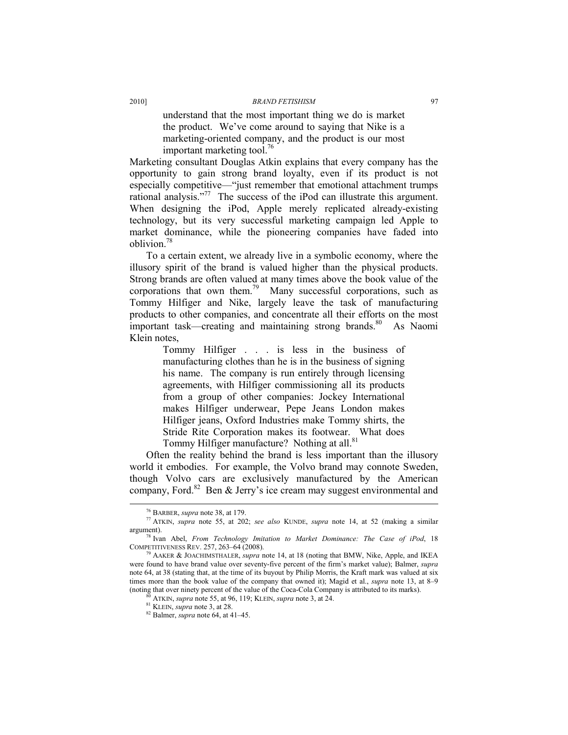> understand that the most important thing we do is market the product. We've come around to saying that Nike is a marketing-oriented company, and the product is our most important marketing tool.[76]

Marketing consultant Douglas Atkin explains that every company has the opportunity to gain strong brand loyalty, even if its product is not especially competitive—"just remember that emotional attachment trumps rational analysis."[77] The success of the iPod can illustrate this argument. When designing the iPod, Apple merely replicated already-existing technology, but its very successful marketing campaign led Apple to market dominance, while the pioneering companies have faded into oblivion.[78]

To a certain extent, we already live in a symbolic economy, where the illusory spirit of the brand is valued higher than the physical products. Strong brands are often valued at many times above the book value of the corporations that own them.[79] Many successful corporations, such as Tommy Hilfiger and Nike, largely leave the task of manufacturing products to other companies, and concentrate all their efforts on the most important task—creating and maintaining strong brands.[80] As Naomi Klein notes,

> Tommy Hilfiger . . . is less in the business of manufacturing clothes than he is in the business of signing his name. The company is run entirely through licensing agreements, with Hilfiger commissioning all its products from a group of other companies: Jockey International makes Hilfiger underwear, Pepe Jeans London makes Hilfiger jeans, Oxford Industries make Tommy shirts, the Stride Rite Corporation makes its footwear. What does Tommy Hilfiger manufacture? Nothing at all.[81]

Often the reality behind the brand is less important than the illusory world it embodies. For example, the Volvo brand may connote Sweden, though Volvo cars are exclusively manufactured by the American company, Ford.[82] Ben & Jerry's ice cream may suggest environmental and

---

[76] BARBER, *supra* note 38, at 179.

[77] ATKIN, *supra* note 55, at 202; *see also* KUNDE, *supra* note 14, at 52 (making a similar argument).

[78] Ivan Abel, *From Technology Imitation to Market Dominance: The Case of iPod*, 18 COMPETITIVENESS REV. 257, 263–64 (2008).

[79] AAKER & JOACHIMSTHALER, *supra* note 14, at 18 (noting that BMW, Nike, Apple, and IKEA were found to have brand value over seventy-five percent of the firm's market value); Balmer, *supra* note 64, at 38 (stating that, at the time of its buyout by Philip Morris, the Kraft mark was valued at six times more than the book value of the company that owned it); Magid et al., *supra* note 13, at 8–9 (noting that over ninety percent of the value of the Coca-Cola Company is attributed to its marks).

[80] ATKIN, *supra* note 55, at 96, 119; KLEIN, *supra* note 3, at 24.

[81] KLEIN, *supra* note 3, at 28.

[82] Balmer, *supra* note 64, at 41–45.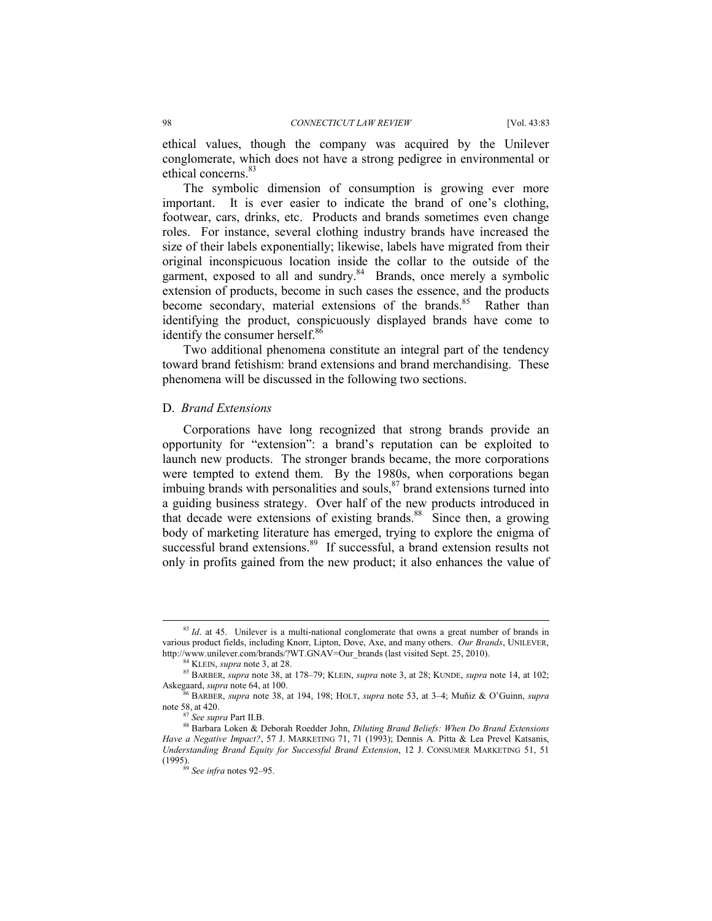ethical values, though the company was acquired by the Unilever conglomerate, which does not have a strong pedigree in environmental or ethical concerns.[83]

The symbolic dimension of consumption is growing ever more important. It is ever easier to indicate the brand of one's clothing, footwear, cars, drinks, etc. Products and brands sometimes even change roles. For instance, several clothing industry brands have increased the size of their labels exponentially; likewise, labels have migrated from their original inconspicuous location inside the collar to the outside of the garment, exposed to all and sundry.[84] Brands, once merely a symbolic extension of products, become in such cases the essence, and the products become secondary, material extensions of the brands.[85] Rather than identifying the product, conspicuously displayed brands have come to identify the consumer herself.[86]

Two additional phenomena constitute an integral part of the tendency toward brand fetishism: brand extensions and brand merchandising. These phenomena will be discussed in the following two sections.

### D. *Brand Extensions*

Corporations have long recognized that strong brands provide an opportunity for "extension": a brand's reputation can be exploited to launch new products. The stronger brands became, the more corporations were tempted to extend them. By the 1980s, when corporations began imbuing brands with personalities and souls,[87] brand extensions turned into a guiding business strategy. Over half of the new products introduced in that decade were extensions of existing brands.[88] Since then, a growing body of marketing literature has emerged, trying to explore the enigma of successful brand extensions.[89] If successful, a brand extension results not only in profits gained from the new product; it also enhances the value of

---

[83] *Id*. at 45. Unilever is a multi-national conglomerate that owns a great number of brands in various product fields, including Knorr, Lipton, Dove, Axe, and many others. *Our Brands*, UNILEVER, http://www.unilever.com/brands/?WT.GNAV=Our_brands (last visited Sept. 25, 2010).

[84] KLEIN, *supra* note 3, at 28.

[85] BARBER, *supra* note 38, at 178–79; KLEIN, *supra* note 3, at 28; KUNDE, *supra* note 14, at 102; Askegaard, *supra* note 64, at 100.

[86] BARBER, *supra* note 38, at 194, 198; HOLT, *supra* note 53, at 3–4; Muñiz & O'Guinn, *supra* note 58, at 420.

[87] *See supra* Part II.B.

[88] Barbara Loken & Deborah Roedder John, *Diluting Brand Beliefs: When Do Brand Extensions Have a Negative Impact?*, 57 J. MARKETING 71, 71 (1993); Dennis A. Pitta & Lea Prevel Katsanis, *Understanding Brand Equity for Successful Brand Extension*, 12 J. CONSUMER MARKETING 51, 51 (1995).

[89] *See infra* notes 92–95.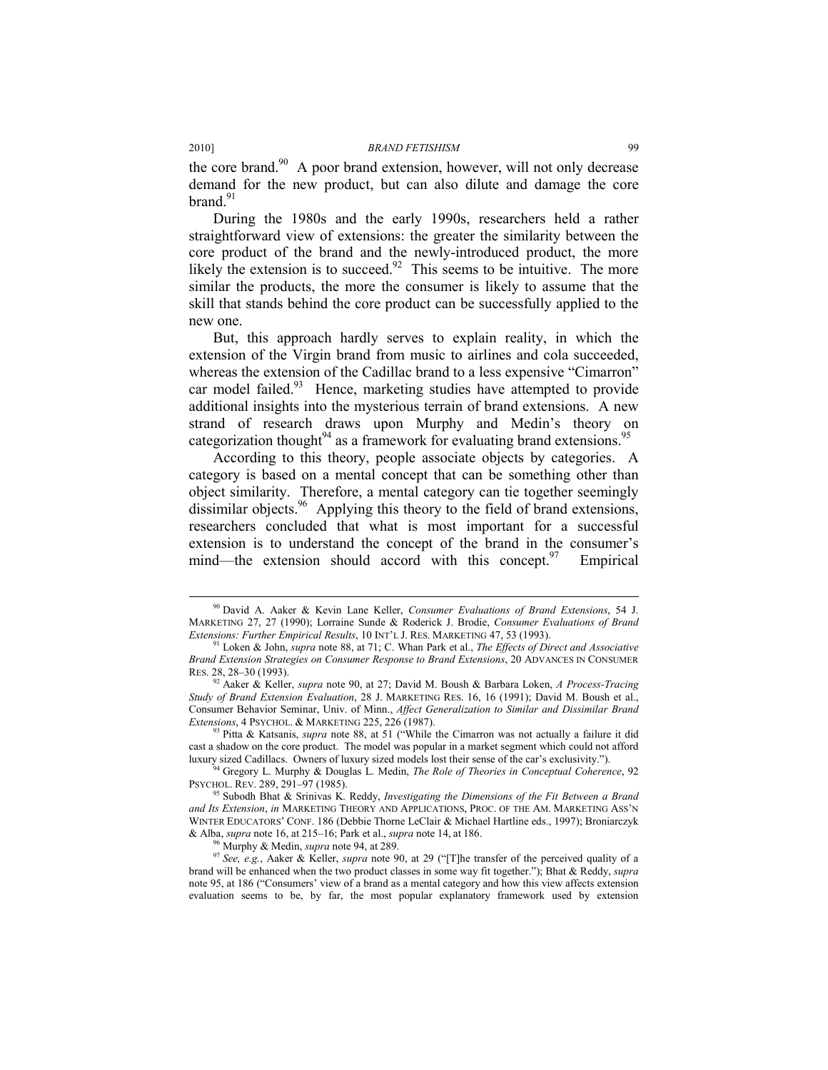the core brand.[90] A poor brand extension, however, will not only decrease demand for the new product, but can also dilute and damage the core brand.[91]

During the 1980s and the early 1990s, researchers held a rather straightforward view of extensions: the greater the similarity between the core product of the brand and the newly-introduced product, the more likely the extension is to succeed.[92] This seems to be intuitive. The more similar the products, the more the consumer is likely to assume that the skill that stands behind the core product can be successfully applied to the new one.

But, this approach hardly serves to explain reality, in which the extension of the Virgin brand from music to airlines and cola succeeded, whereas the extension of the Cadillac brand to a less expensive "Cimarron" car model failed.[93] Hence, marketing studies have attempted to provide additional insights into the mysterious terrain of brand extensions. A new strand of research draws upon Murphy and Medin's theory on categorization thought[94] as a framework for evaluating brand extensions.[95]

According to this theory, people associate objects by categories. A category is based on a mental concept that can be something other than object similarity. Therefore, a mental category can tie together seemingly dissimilar objects.[96] Applying this theory to the field of brand extensions, researchers concluded that what is most important for a successful extension is to understand the concept of the brand in the consumer's mind—the extension should accord with this concept.[97] Empirical

---

[90] David A. Aaker & Kevin Lane Keller, *Consumer Evaluations of Brand Extensions*, 54 J. MARKETING 27, 27 (1990); Lorraine Sunde & Roderick J. Brodie, *Consumer Evaluations of Brand Extensions: Further Empirical Results*, 10 INT'L J. RES. MARKETING 47, 53 (1993).

[91] Loken & John, *supra* note 88, at 71; C. Whan Park et al., *The Effects of Direct and Associative Brand Extension Strategies on Consumer Response to Brand Extensions*, 20 ADVANCES IN CONSUMER RES. 28, 28–30 (1993).

[92] Aaker & Keller, *supra* note 90, at 27; David M. Boush & Barbara Loken, *A Process-Tracing Study of Brand Extension Evaluation*, 28 J. MARKETING RES. 16, 16 (1991); David M. Boush et al., Consumer Behavior Seminar, Univ. of Minn., *Affect Generalization to Similar and Dissimilar Brand Extensions*, 4 PSYCHOL. & MARKETING 225, 226 (1987).

[93] Pitta & Katsanis, *supra* note 88, at 51 ("While the Cimarron was not actually a failure it did cast a shadow on the core product. The model was popular in a market segment which could not afford luxury sized Cadillacs. Owners of luxury sized models lost their sense of the car's exclusivity.").

[94] Gregory L. Murphy & Douglas L. Medin, *The Role of Theories in Conceptual Coherence*, 92 PSYCHOL. REV. 289, 291–97 (1985).

[95] Subodh Bhat & Srinivas K. Reddy, *Investigating the Dimensions of the Fit Between a Brand and Its Extension*, *in* MARKETING THEORY AND APPLICATIONS, PROC. OF THE AM. MARKETING ASS'N WINTER EDUCATORS' CONF. 186 (Debbie Thorne LeClair & Michael Hartline eds., 1997); Broniarczyk & Alba, *supra* note 16, at 215–16; Park et al., *supra* note 14, at 186.

[96] Murphy & Medin, *supra* note 94, at 289.

[97] *See, e.g.*, Aaker & Keller, *supra* note 90, at 29 ("[T]he transfer of the perceived quality of a brand will be enhanced when the two product classes in some way fit together."); Bhat & Reddy, *supra* note 95, at 186 ("Consumers' view of a brand as a mental category and how this view affects extension evaluation seems to be, by far, the most popular explanatory framework used by extension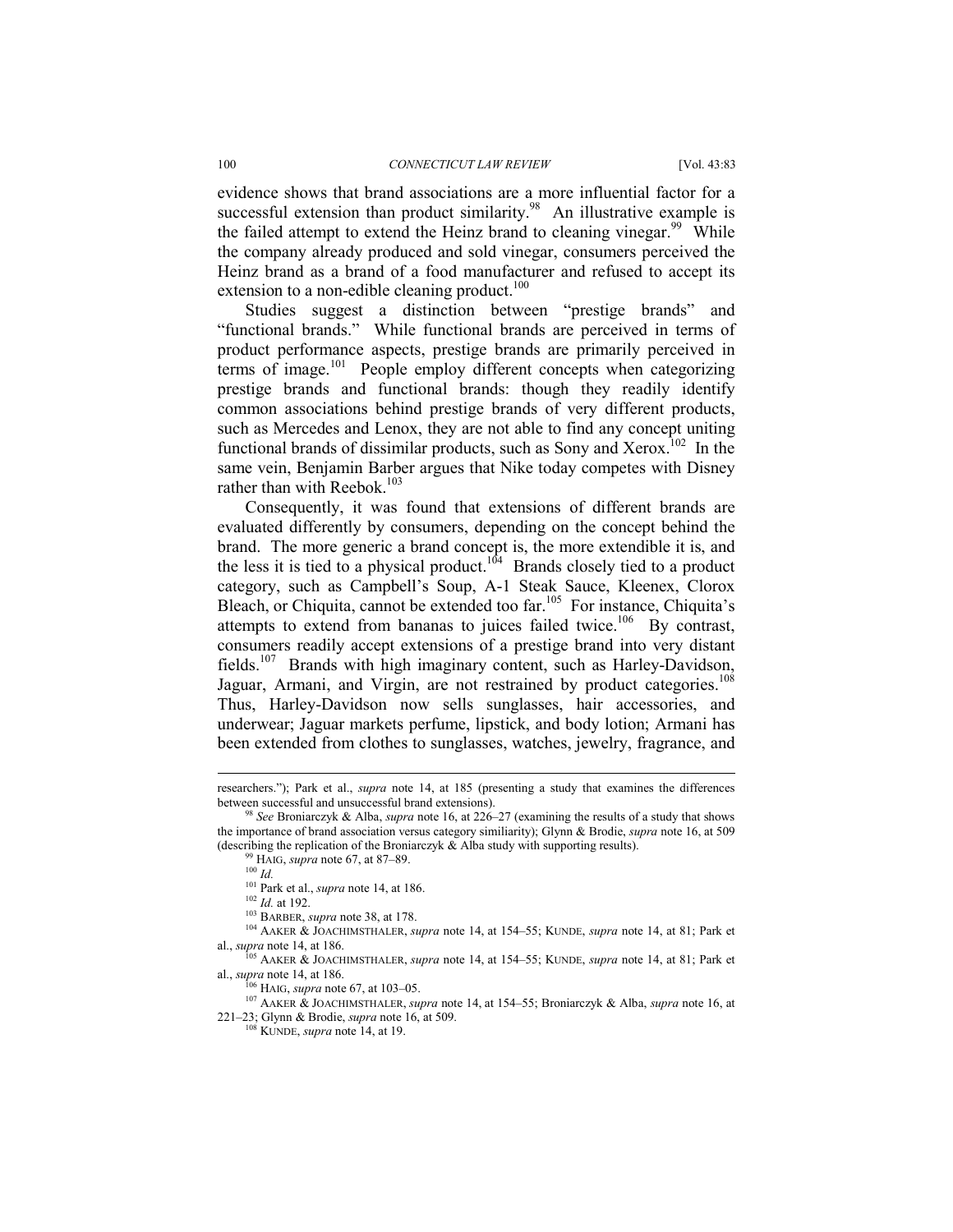evidence shows that brand associations are a more influential factor for a successful extension than product similarity.[98] An illustrative example is the failed attempt to extend the Heinz brand to cleaning vinegar.[99] While the company already produced and sold vinegar, consumers perceived the Heinz brand as a brand of a food manufacturer and refused to accept its extension to a non-edible cleaning product.[100]

Studies suggest a distinction between "prestige brands" and "functional brands." While functional brands are perceived in terms of product performance aspects, prestige brands are primarily perceived in terms of image.[101] People employ different concepts when categorizing prestige brands and functional brands: though they readily identify common associations behind prestige brands of very different products, such as Mercedes and Lenox, they are not able to find any concept uniting functional brands of dissimilar products, such as Sony and Xerox.[102] In the same vein, Benjamin Barber argues that Nike today competes with Disney rather than with Reebok.[103]

Consequently, it was found that extensions of different brands are evaluated differently by consumers, depending on the concept behind the brand. The more generic a brand concept is, the more extendible it is, and the less it is tied to a physical product.[104] Brands closely tied to a product category, such as Campbell's Soup, A-1 Steak Sauce, Kleenex, Clorox Bleach, or Chiquita, cannot be extended too far.[105] For instance, Chiquita's attempts to extend from bananas to juices failed twice.[106] By contrast, consumers readily accept extensions of a prestige brand into very distant fields.[107] Brands with high imaginary content, such as Harley-Davidson, Jaguar, Armani, and Virgin, are not restrained by product categories.[108] Thus, Harley-Davidson now sells sunglasses, hair accessories, and underwear; Jaguar markets perfume, lipstick, and body lotion; Armani has been extended from clothes to sunglasses, watches, jewelry, fragrance, and

---

researchers."); Park et al., *supra* note 14, at 185 (presenting a study that examines the differences between successful and unsuccessful brand extensions).

[98] *See* Broniarczyk & Alba, *supra* note 16, at 226–27 (examining the results of a study that shows the importance of brand association versus category similiarity); Glynn & Brodie, *supra* note 16, at 509 (describing the replication of the Broniarczyk & Alba study with supporting results).

[99] HAIG, *supra* note 67, at 87–89.

[100] *Id.*

[101] Park et al., *supra* note 14, at 186.

[102] *Id.* at 192.

[103] BARBER, *supra* note 38, at 178.

[104] AAKER & JOACHIMSTHALER, *supra* note 14, at 154–55; KUNDE, *supra* note 14, at 81; Park et al., *supra* note 14, at 186.

[105] AAKER & JOACHIMSTHALER, *supra* note 14, at 154–55; KUNDE, *supra* note 14, at 81; Park et al., *supra* note 14, at 186.

[106] HAIG, *supra* note 67, at 103–05.

[107] AAKER & JOACHIMSTHALER, *supra* note 14, at 154–55; Broniarczyk & Alba, *supra* note 16, at 221–23; Glynn & Brodie, *supra* note 16, at 509.

[108] KUNDE, *supra* note 14, at 19.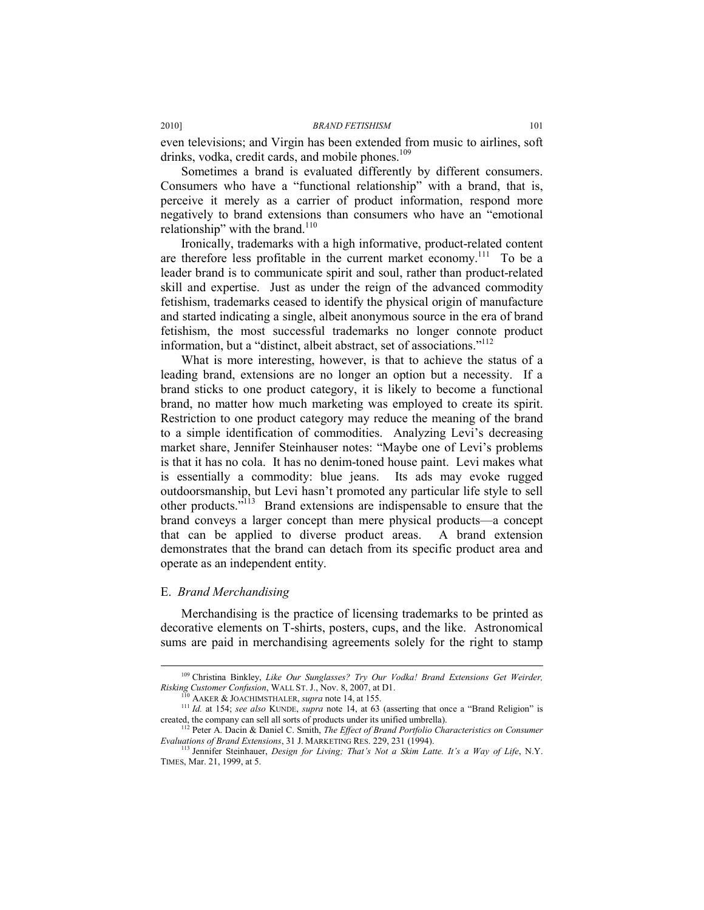even televisions; and Virgin has been extended from music to airlines, soft drinks, vodka, credit cards, and mobile phones.[109]

Sometimes a brand is evaluated differently by different consumers. Consumers who have a "functional relationship" with a brand, that is, perceive it merely as a carrier of product information, respond more negatively to brand extensions than consumers who have an "emotional relationship" with the brand.[110]

Ironically, trademarks with a high informative, product-related content are therefore less profitable in the current market economy.[111] To be a leader brand is to communicate spirit and soul, rather than product-related skill and expertise. Just as under the reign of the advanced commodity fetishism, trademarks ceased to identify the physical origin of manufacture and started indicating a single, albeit anonymous source in the era of brand fetishism, the most successful trademarks no longer connote product information, but a "distinct, albeit abstract, set of associations."[112]

What is more interesting, however, is that to achieve the status of a leading brand, extensions are no longer an option but a necessity. If a brand sticks to one product category, it is likely to become a functional brand, no matter how much marketing was employed to create its spirit. Restriction to one product category may reduce the meaning of the brand to a simple identification of commodities. Analyzing Levi's decreasing market share, Jennifer Steinhauser notes: "Maybe one of Levi's problems is that it has no cola. It has no denim-toned house paint. Levi makes what is essentially a commodity: blue jeans. Its ads may evoke rugged outdoorsmanship, but Levi hasn't promoted any particular life style to sell other products."[113] Brand extensions are indispensable to ensure that the brand conveys a larger concept than mere physical products—a concept that can be applied to diverse product areas. A brand extension demonstrates that the brand can detach from its specific product area and operate as an independent entity.

## E. *Brand Merchandising*

Merchandising is the practice of licensing trademarks to be printed as decorative elements on T-shirts, posters, cups, and the like. Astronomical sums are paid in merchandising agreements solely for the right to stamp

---

[109] Christina Binkley, *Like Our Sunglasses? Try Our Vodka! Brand Extensions Get Weirder, Risking Customer Confusion*, WALL ST. J., Nov. 8, 2007, at D1.

[110] AAKER & JOACHIMSTHALER, *supra* note 14, at 155.

[111] *Id.* at 154; *see also* KUNDE, *supra* note 14, at 63 (asserting that once a "Brand Religion" is created, the company can sell all sorts of products under its unified umbrella).

[112] Peter A. Dacin & Daniel C. Smith, *The Effect of Brand Portfolio Characteristics on Consumer Evaluations of Brand Extensions*, 31 J. MARKETING RES. 229, 231 (1994).

[113] Jennifer Steinhauer, *Design for Living; That's Not a Skim Latte. It's a Way of Life*, N.Y. TIMES, Mar. 21, 1999, at 5.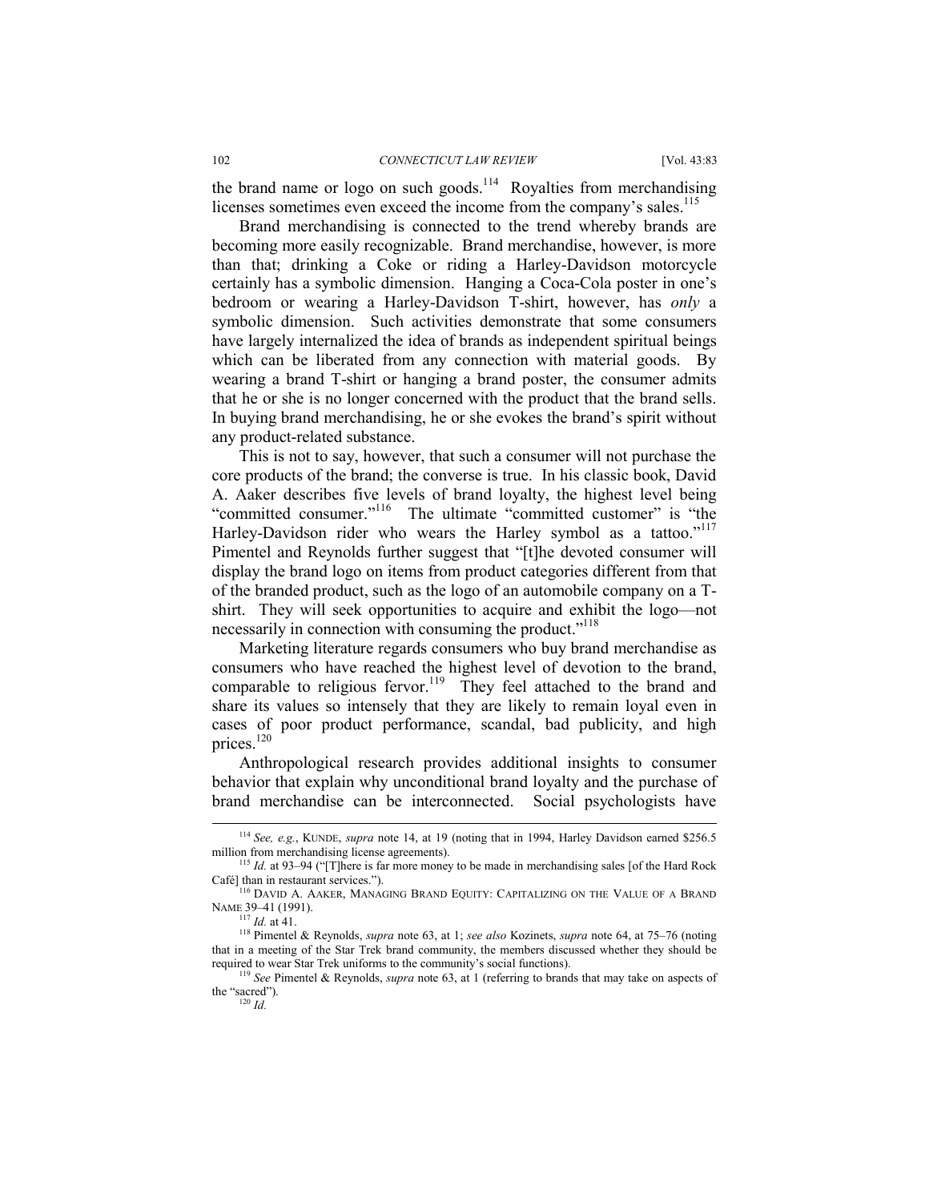the brand name or logo on such goods.[114] Royalties from merchandising licenses sometimes even exceed the income from the company's sales.[115]

Brand merchandising is connected to the trend whereby brands are becoming more easily recognizable. Brand merchandise, however, is more than that; drinking a Coke or riding a Harley-Davidson motorcycle certainly has a symbolic dimension. Hanging a Coca-Cola poster in one's bedroom or wearing a Harley-Davidson T-shirt, however, has *only* a symbolic dimension. Such activities demonstrate that some consumers have largely internalized the idea of brands as independent spiritual beings which can be liberated from any connection with material goods. By wearing a brand T-shirt or hanging a brand poster, the consumer admits that he or she is no longer concerned with the product that the brand sells. In buying brand merchandising, he or she evokes the brand's spirit without any product-related substance.

This is not to say, however, that such a consumer will not purchase the core products of the brand; the converse is true. In his classic book, David A. Aaker describes five levels of brand loyalty, the highest level being "committed consumer."[116] The ultimate "committed customer" is "the Harley-Davidson rider who wears the Harley symbol as a tattoo."[117] Pimentel and Reynolds further suggest that "[t]he devoted consumer will display the brand logo on items from product categories different from that of the branded product, such as the logo of an automobile company on a T-shirt. They will seek opportunities to acquire and exhibit the logo—not necessarily in connection with consuming the product."[118]

Marketing literature regards consumers who buy brand merchandise as consumers who have reached the highest level of devotion to the brand, comparable to religious fervor.[119] They feel attached to the brand and share its values so intensely that they are likely to remain loyal even in cases of poor product performance, scandal, bad publicity, and high prices.[120]

Anthropological research provides additional insights to consumer behavior that explain why unconditional brand loyalty and the purchase of brand merchandise can be interconnected. Social psychologists have

---

[114] *See, e.g.*, KUNDE, *supra* note 14, at 19 (noting that in 1994, Harley Davidson earned $256.5 million from merchandising license agreements).

[115] *Id.* at 93–94 ("[T]here is far more money to be made in merchandising sales [of the Hard Rock Café] than in restaurant services.").

[116] DAVID A. AAKER, MANAGING BRAND EQUITY: CAPITALIZING ON THE VALUE OF A BRAND NAME 39–41 (1991).

[117] *Id.* at 41.

[118] Pimentel & Reynolds, *supra* note 63, at 1; *see also* Kozinets, *supra* note 64, at 75–76 (noting that in a meeting of the Star Trek brand community, the members discussed whether they should be required to wear Star Trek uniforms to the community's social functions).

[119] *See* Pimentel & Reynolds, *supra* note 63, at 1 (referring to brands that may take on aspects of the "sacred").

[120] *Id.*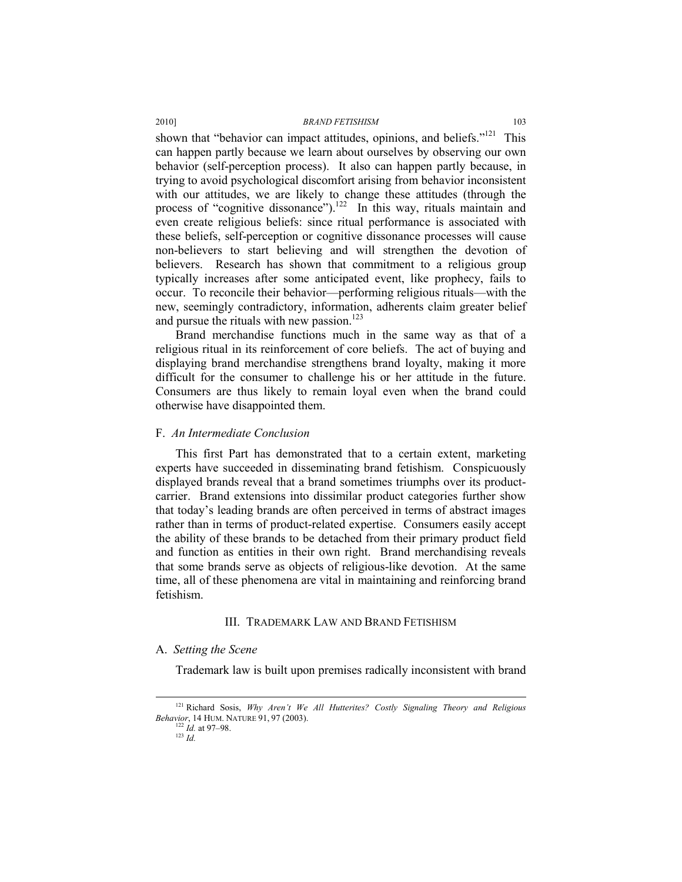shown that "behavior can impact attitudes, opinions, and beliefs."[121] This can happen partly because we learn about ourselves by observing our own behavior (self-perception process). It also can happen partly because, in trying to avoid psychological discomfort arising from behavior inconsistent with our attitudes, we are likely to change these attitudes (through the process of "cognitive dissonance").[122] In this way, rituals maintain and even create religious beliefs: since ritual performance is associated with these beliefs, self-perception or cognitive dissonance processes will cause non-believers to start believing and will strengthen the devotion of believers. Research has shown that commitment to a religious group typically increases after some anticipated event, like prophecy, fails to occur. To reconcile their behavior—performing religious rituals—with the new, seemingly contradictory, information, adherents claim greater belief and pursue the rituals with new passion.[123]

Brand merchandise functions much in the same way as that of a religious ritual in its reinforcement of core beliefs. The act of buying and displaying brand merchandise strengthens brand loyalty, making it more difficult for the consumer to challenge his or her attitude in the future. Consumers are thus likely to remain loyal even when the brand could otherwise have disappointed them.

### F. *An Intermediate Conclusion*

This first Part has demonstrated that to a certain extent, marketing experts have succeeded in disseminating brand fetishism. Conspicuously displayed brands reveal that a brand sometimes triumphs over its product-carrier. Brand extensions into dissimilar product categories further show that today's leading brands are often perceived in terms of abstract images rather than in terms of product-related expertise. Consumers easily accept the ability of these brands to be detached from their primary product field and function as entities in their own right. Brand merchandising reveals that some brands serve as objects of religious-like devotion. At the same time, all of these phenomena are vital in maintaining and reinforcing brand fetishism.

## III. TRADEMARK LAW AND BRAND FETISHISM

### A. *Setting the Scene*

Trademark law is built upon premises radically inconsistent with brand

---

[121] Richard Sosis, *Why Aren't We All Hutterites? Costly Signaling Theory and Religious Behavior*, 14 HUM. NATURE 91, 97 (2003).

[122] *Id.* at 97–98.

[123] *Id.*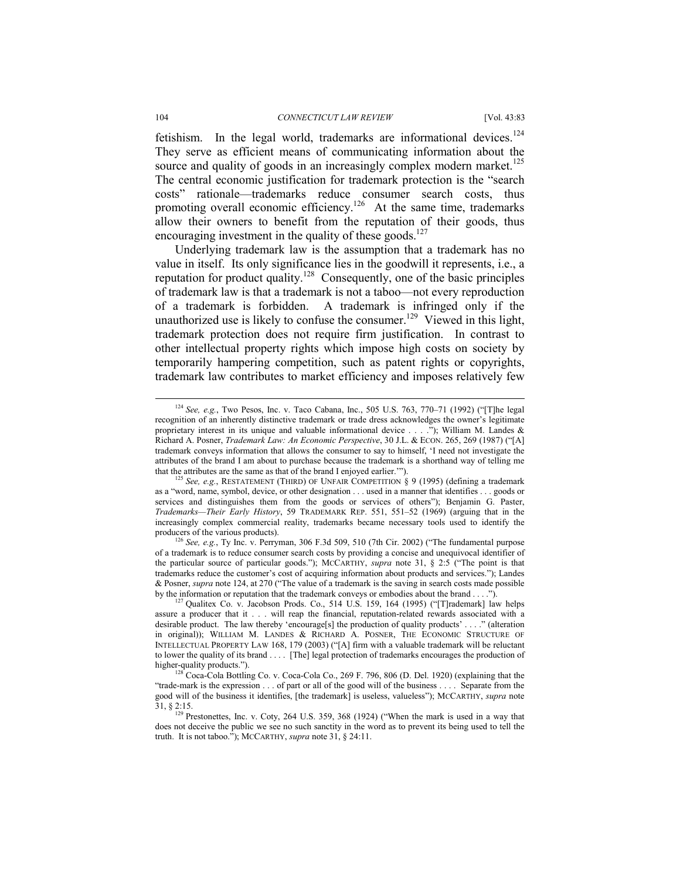fetishism. In the legal world, trademarks are informational devices.[124] They serve as efficient means of communicating information about the source and quality of goods in an increasingly complex modern market.[125] The central economic justification for trademark protection is the "search costs" rationale—trademarks reduce consumer search costs, thus promoting overall economic efficiency.[126] At the same time, trademarks allow their owners to benefit from the reputation of their goods, thus encouraging investment in the quality of these goods.[127]

Underlying trademark law is the assumption that a trademark has no value in itself. Its only significance lies in the goodwill it represents, i.e., a reputation for product quality.[128] Consequently, one of the basic principles of trademark law is that a trademark is not a taboo—not every reproduction of a trademark is forbidden. A trademark is infringed only if the unauthorized use is likely to confuse the consumer.[129] Viewed in this light, trademark protection does not require firm justification. In contrast to other intellectual property rights which impose high costs on society by temporarily hampering competition, such as patent rights or copyrights, trademark law contributes to market efficiency and imposes relatively few

---

[124] *See, e.g.*, Two Pesos, Inc. v. Taco Cabana, Inc., 505 U.S. 763, 770–71 (1992) ("[T]he legal recognition of an inherently distinctive trademark or trade dress acknowledges the owner's legitimate proprietary interest in its unique and valuable informational device . . . ."); William M. Landes & Richard A. Posner, *Trademark Law: An Economic Perspective*, 30 J.L. & ECON. 265, 269 (1987) ("[A] trademark conveys information that allows the consumer to say to himself, 'I need not investigate the attributes of the brand I am about to purchase because the trademark is a shorthand way of telling me that the attributes are the same as that of the brand I enjoyed earlier.'").

[125] *See, e.g.*, RESTATEMENT (THIRD) OF UNFAIR COMPETITION § 9 (1995) (defining a trademark as a "word, name, symbol, device, or other designation . . . used in a manner that identifies . . . goods or services and distinguishes them from the goods or services of others"); Benjamin G. Paster, *Trademarks—Their Early History*, 59 TRADEMARK REP. 551, 551–52 (1969) (arguing that in the increasingly complex commercial reality, trademarks became necessary tools used to identify the producers of the various products).

[126] *See, e.g.*, Ty Inc. v. Perryman, 306 F.3d 509, 510 (7th Cir. 2002) ("The fundamental purpose of a trademark is to reduce consumer search costs by providing a concise and unequivocal identifier of the particular source of particular goods."); MCCARTHY, *supra* note 31, § 2:5 ("The point is that trademarks reduce the customer's cost of acquiring information about products and services."); Landes & Posner, *supra* note 124, at 270 ("The value of a trademark is the saving in search costs made possible by the information or reputation that the trademark conveys or embodies about the brand . . . .").

[127] Qualitex Co. v. Jacobson Prods. Co., 514 U.S. 159, 164 (1995) ("[T]rademark] law helps assure a producer that it . . . will reap the financial, reputation-related rewards associated with a desirable product. The law thereby 'encourage[s] the production of quality products' . . . ." (alteration in original)); WILLIAM M. LANDES & RICHARD A. POSNER, THE ECONOMIC STRUCTURE OF INTELLECTUAL PROPERTY LAW 168, 179 (2003) ("[A] firm with a valuable trademark will be reluctant to lower the quality of its brand . . . . [The] legal protection of trademarks encourages the production of higher-quality products.").

[128] Coca-Cola Bottling Co. v. Coca-Cola Co., 269 F. 796, 806 (D. Del. 1920) (explaining that the "trade-mark is the expression . . . of part or all of the good will of the business . . . . Separate from the good will of the business it identifies, [the trademark] is useless, valueless"); MCCARTHY, *supra* note 31, § 2:15.

[129] Prestonettes, Inc. v. Coty, 264 U.S. 359, 368 (1924) ("When the mark is used in a way that does not deceive the public we see no such sanctity in the word as to prevent its being used to tell the truth. It is not taboo."); MCCARTHY, *supra* note 31, § 24:11.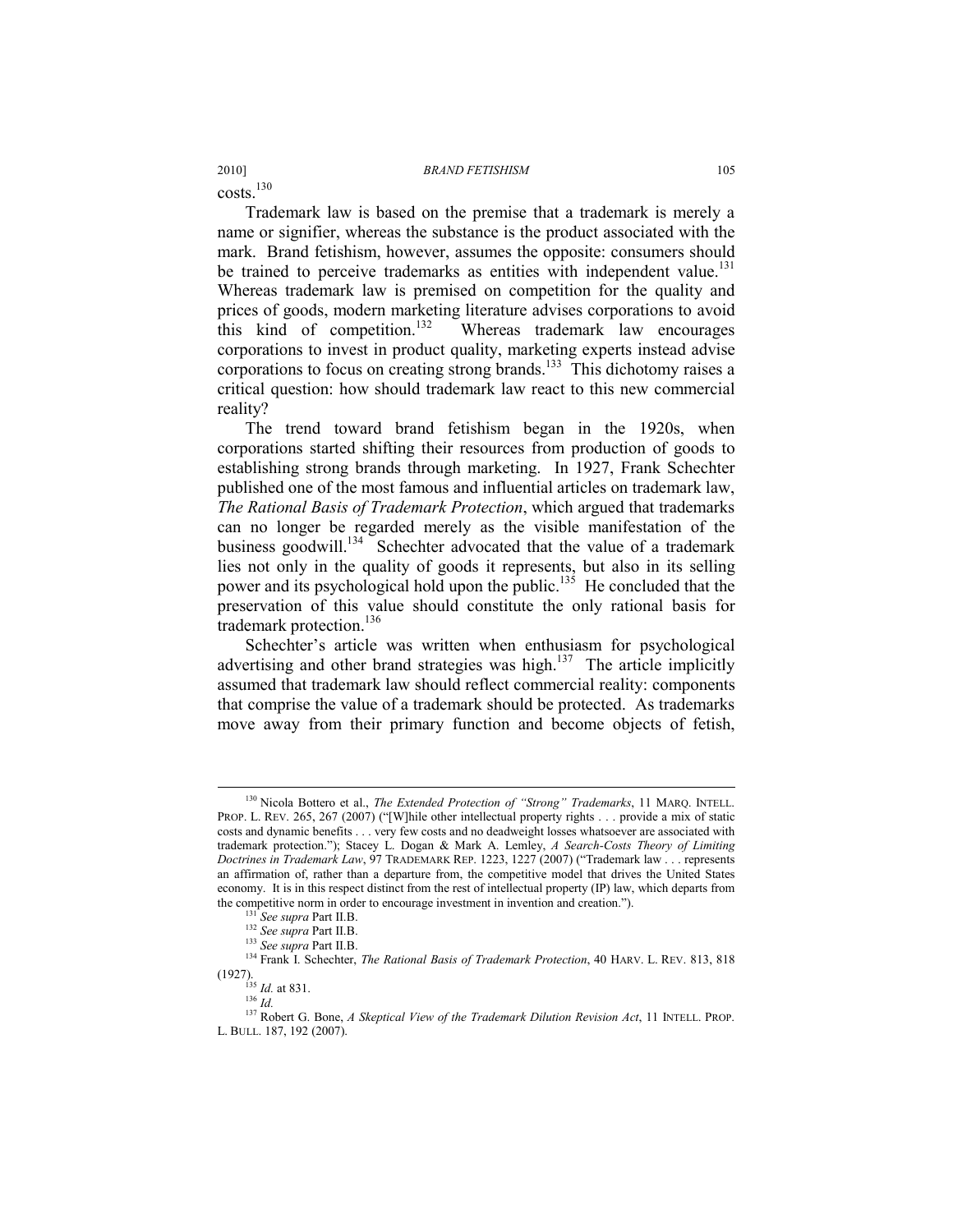costs.[130]

Trademark law is based on the premise that a trademark is merely a name or signifier, whereas the substance is the product associated with the mark. Brand fetishism, however, assumes the opposite: consumers should be trained to perceive trademarks as entities with independent value.[131] Whereas trademark law is premised on competition for the quality and prices of goods, modern marketing literature advises corporations to avoid this kind of competition.[132] Whereas trademark law encourages corporations to invest in product quality, marketing experts instead advise corporations to focus on creating strong brands.[133] This dichotomy raises a critical question: how should trademark law react to this new commercial reality?

The trend toward brand fetishism began in the 1920s, when corporations started shifting their resources from production of goods to establishing strong brands through marketing. In 1927, Frank Schechter published one of the most famous and influential articles on trademark law, *The Rational Basis of Trademark Protection*, which argued that trademarks can no longer be regarded merely as the visible manifestation of the business goodwill.[134] Schechter advocated that the value of a trademark lies not only in the quality of goods it represents, but also in its selling power and its psychological hold upon the public.[135] He concluded that the preservation of this value should constitute the only rational basis for trademark protection.[136]

Schechter's article was written when enthusiasm for psychological advertising and other brand strategies was high.[137] The article implicitly assumed that trademark law should reflect commercial reality: components that comprise the value of a trademark should be protected. As trademarks move away from their primary function and become objects of fetish,

---

[130] Nicola Bottero et al., *The Extended Protection of "Strong" Trademarks*, 11 MARQ. INTELL. PROP. L. REV. 265, 267 (2007) ("[W]hile other intellectual property rights . . . provide a mix of static costs and dynamic benefits . . . very few costs and no deadweight losses whatsoever are associated with trademark protection."); Stacey L. Dogan & Mark A. Lemley, *A Search-Costs Theory of Limiting Doctrines in Trademark Law*, 97 TRADEMARK REP. 1223, 1227 (2007) ("Trademark law . . . represents an affirmation of, rather than a departure from, the competitive model that drives the United States economy. It is in this respect distinct from the rest of intellectual property (IP) law, which departs from the competitive norm in order to encourage investment in invention and creation.").

[131] *See supra* Part II.B.

[132] *See supra* Part II.B.

[133] *See supra* Part II.B.

[134] Frank I. Schechter, *The Rational Basis of Trademark Protection*, 40 HARV. L. REV. 813, 818 (1927).

[135] *Id.* at 831.

[136] *Id.*

[137] Robert G. Bone, *A Skeptical View of the Trademark Dilution Revision Act*, 11 INTELL. PROP. L. BULL. 187, 192 (2007).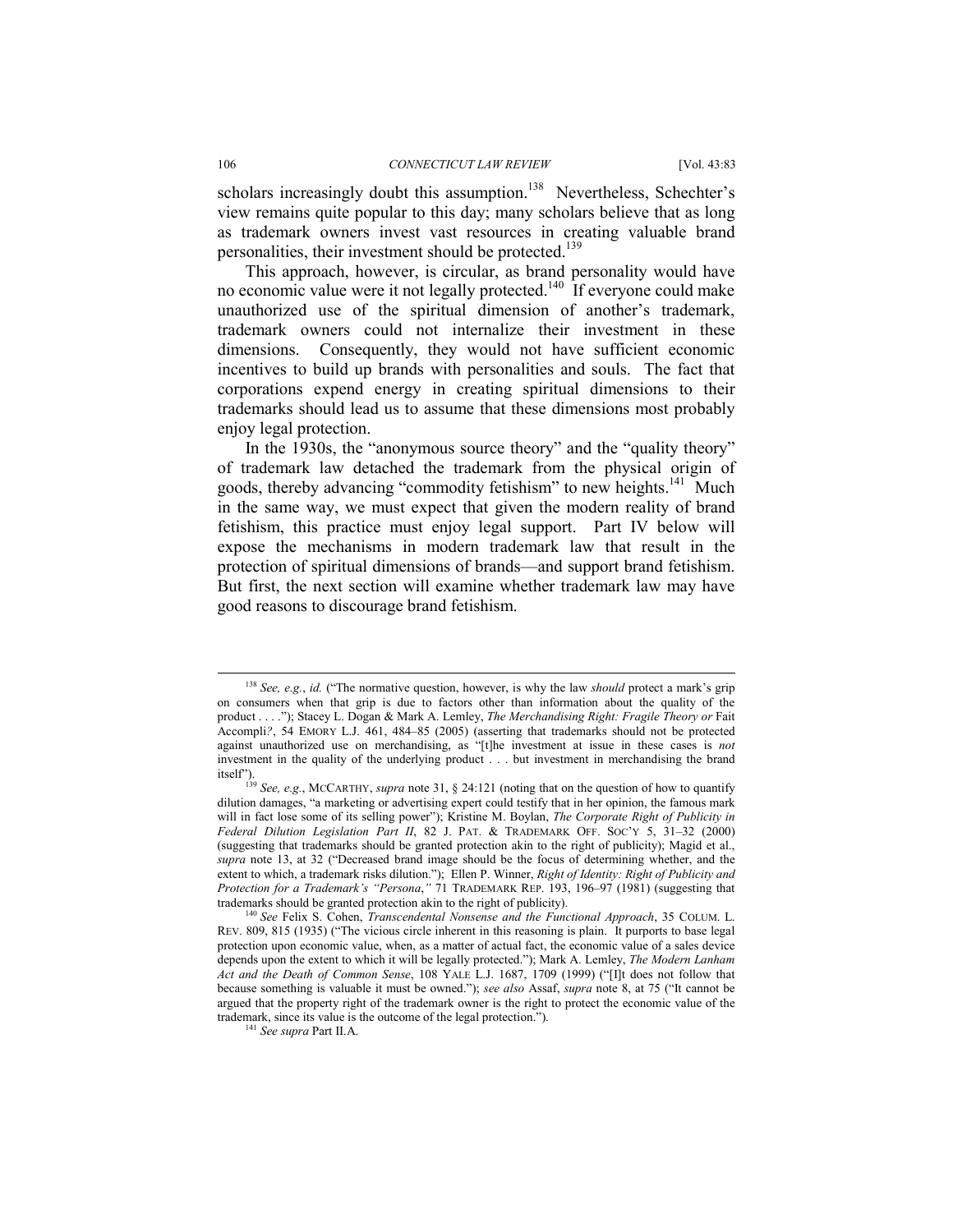scholars increasingly doubt this assumption.[138] Nevertheless, Schechter's view remains quite popular to this day; many scholars believe that as long as trademark owners invest vast resources in creating valuable brand personalities, their investment should be protected.[139]

This approach, however, is circular, as brand personality would have no economic value were it not legally protected.[140] If everyone could make unauthorized use of the spiritual dimension of another's trademark, trademark owners could not internalize their investment in these dimensions. Consequently, they would not have sufficient economic incentives to build up brands with personalities and souls. The fact that corporations expend energy in creating spiritual dimensions to their trademarks should lead us to assume that these dimensions most probably enjoy legal protection.

In the 1930s, the "anonymous source theory" and the "quality theory" of trademark law detached the trademark from the physical origin of goods, thereby advancing "commodity fetishism" to new heights.[141] Much in the same way, we must expect that given the modern reality of brand fetishism, this practice must enjoy legal support. Part IV below will expose the mechanisms in modern trademark law that result in the protection of spiritual dimensions of brands—and support brand fetishism. But first, the next section will examine whether trademark law may have good reasons to discourage brand fetishism.

---

[138] *See, e.g.*, *id.* ("The normative question, however, is why the law *should* protect a mark's grip on consumers when that grip is due to factors other than information about the quality of the product . . . ."); Stacey L. Dogan & Mark A. Lemley, *The Merchandising Right: Fragile Theory or* Fait Accompli*?*, 54 EMORY L.J. 461, 484–85 (2005) (asserting that trademarks should not be protected against unauthorized use on merchandising, as "[t]he investment at issue in these cases is *not* investment in the quality of the underlying product . . . but investment in merchandising the brand itself").

[139] *See, e.g.*, MCCARTHY, *supra* note 31, § 24:121 (noting that on the question of how to quantify dilution damages, "a marketing or advertising expert could testify that in her opinion, the famous mark will in fact lose some of its selling power"); Kristine M. Boylan, *The Corporate Right of Publicity in Federal Dilution Legislation Part II*, 82 J. PAT. & TRADEMARK OFF. SOC'Y 5, 31–32 (2000) (suggesting that trademarks should be granted protection akin to the right of publicity); Magid et al., *supra* note 13, at 32 ("Decreased brand image should be the focus of determining whether, and the extent to which, a trademark risks dilution."); Ellen P. Winner, *Right of Identity: Right of Publicity and Protection for a Trademark's "Persona*,*"* 71 TRADEMARK REP. 193, 196–97 (1981) (suggesting that trademarks should be granted protection akin to the right of publicity).

[140] *See* Felix S. Cohen, *Transcendental Nonsense and the Functional Approach*, 35 COLUM. L. REV. 809, 815 (1935) ("The vicious circle inherent in this reasoning is plain. It purports to base legal protection upon economic value, when, as a matter of actual fact, the economic value of a sales device depends upon the extent to which it will be legally protected."); Mark A. Lemley, *The Modern Lanham Act and the Death of Common Sense*, 108 YALE L.J. 1687, 1709 (1999) ("[I]t does not follow that because something is valuable it must be owned."); *see also* Assaf, *supra* note 8, at 75 ("It cannot be argued that the property right of the trademark owner is the right to protect the economic value of the trademark, since its value is the outcome of the legal protection.").

[141] *See supra* Part II.A.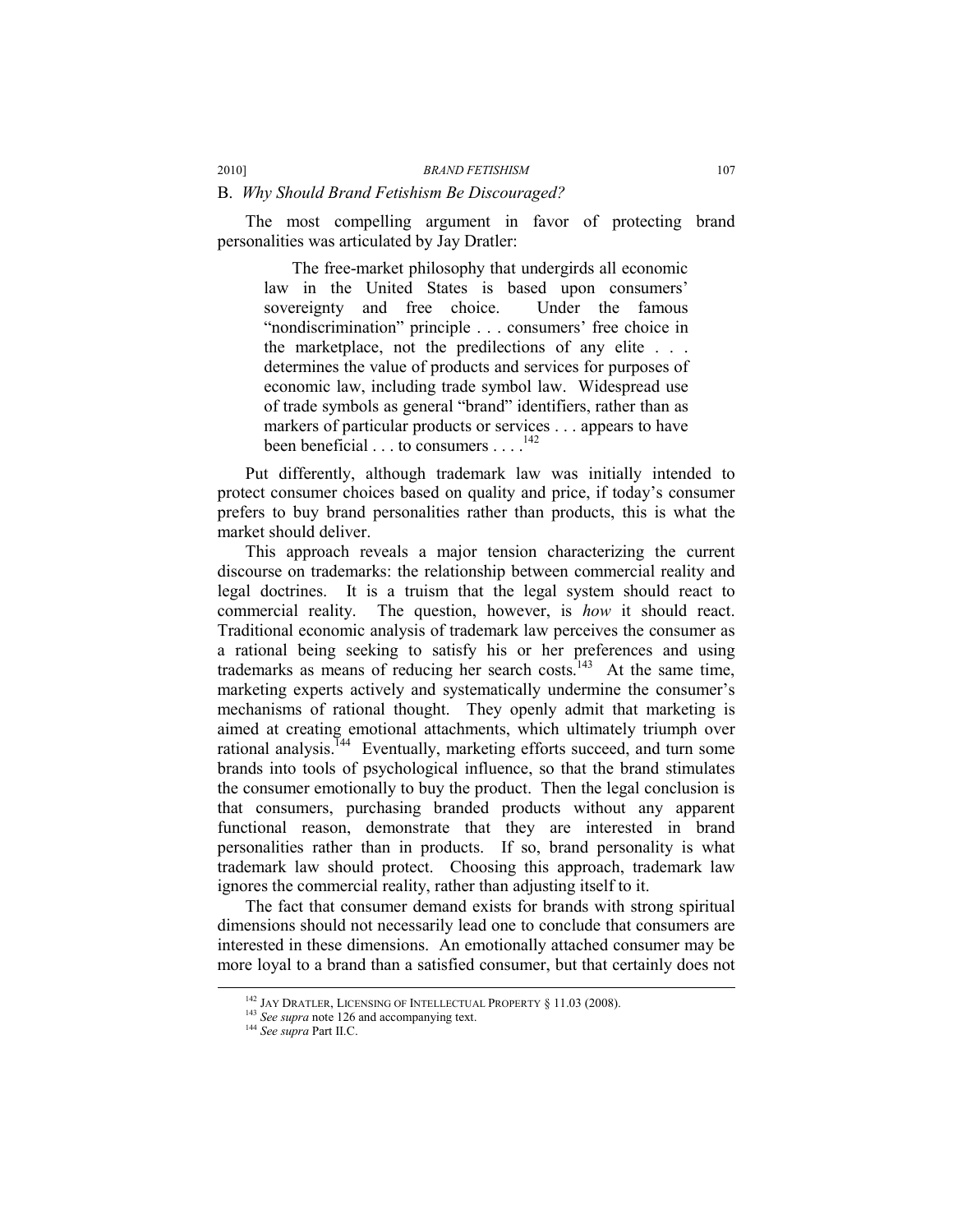### B. *Why Should Brand Fetishism Be Discouraged?*

The most compelling argument in favor of protecting brand personalities was articulated by Jay Dratler:

> The free-market philosophy that undergirds all economic law in the United States is based upon consumers' sovereignty and free choice. Under the famous "nondiscrimination" principle . . . consumers' free choice in the marketplace, not the predilections of any elite . . . determines the value of products and services for purposes of economic law, including trade symbol law. Widespread use of trade symbols as general "brand" identifiers, rather than as markers of particular products or services . . . appears to have been beneficial . . . to consumers . . . .[142]

Put differently, although trademark law was initially intended to protect consumer choices based on quality and price, if today's consumer prefers to buy brand personalities rather than products, this is what the market should deliver.

This approach reveals a major tension characterizing the current discourse on trademarks: the relationship between commercial reality and legal doctrines. It is a truism that the legal system should react to commercial reality. The question, however, is *how* it should react. Traditional economic analysis of trademark law perceives the consumer as a rational being seeking to satisfy his or her preferences and using trademarks as means of reducing her search costs.[143] At the same time, marketing experts actively and systematically undermine the consumer's mechanisms of rational thought. They openly admit that marketing is aimed at creating emotional attachments, which ultimately triumph over rational analysis.[144] Eventually, marketing efforts succeed, and turn some brands into tools of psychological influence, so that the brand stimulates the consumer emotionally to buy the product. Then the legal conclusion is that consumers, purchasing branded products without any apparent functional reason, demonstrate that they are interested in brand personalities rather than in products. If so, brand personality is what trademark law should protect. Choosing this approach, trademark law ignores the commercial reality, rather than adjusting itself to it.

The fact that consumer demand exists for brands with strong spiritual dimensions should not necessarily lead one to conclude that consumers are interested in these dimensions. An emotionally attached consumer may be more loyal to a brand than a satisfied consumer, but that certainly does not

---

[142] JAY DRATLER, LICENSING OF INTELLECTUAL PROPERTY § 11.03 (2008).

[143] *See supra* note 126 and accompanying text.

[144] *See supra* Part II.C.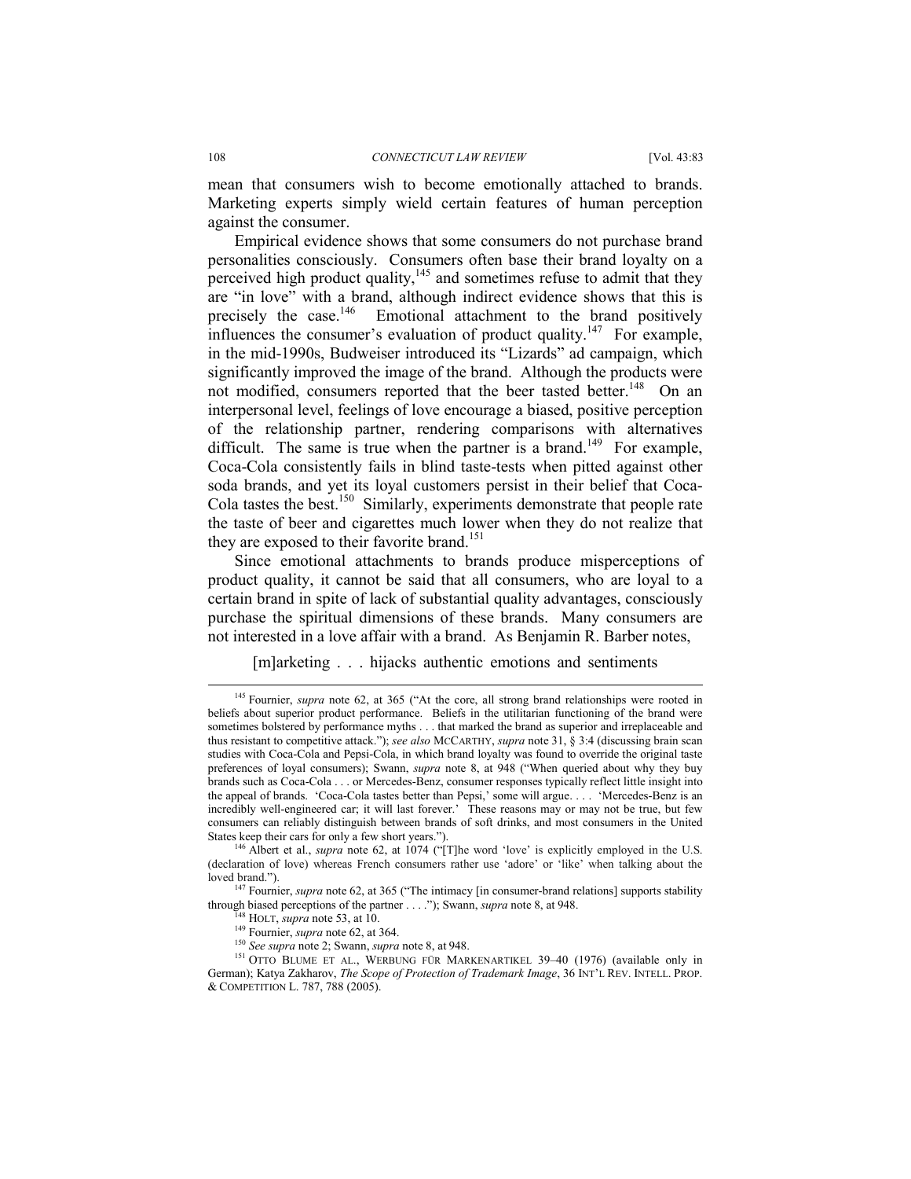mean that consumers wish to become emotionally attached to brands. Marketing experts simply wield certain features of human perception against the consumer.

Empirical evidence shows that some consumers do not purchase brand personalities consciously. Consumers often base their brand loyalty on a perceived high product quality,[145] and sometimes refuse to admit that they are "in love" with a brand, although indirect evidence shows that this is precisely the case.[146] Emotional attachment to the brand positively influences the consumer's evaluation of product quality.[147] For example, in the mid-1990s, Budweiser introduced its "Lizards" ad campaign, which significantly improved the image of the brand. Although the products were not modified, consumers reported that the beer tasted better.[148] On an interpersonal level, feelings of love encourage a biased, positive perception of the relationship partner, rendering comparisons with alternatives difficult. The same is true when the partner is a brand.[149] For example, Coca-Cola consistently fails in blind taste-tests when pitted against other soda brands, and yet its loyal customers persist in their belief that Coca-Cola tastes the best.[150] Similarly, experiments demonstrate that people rate the taste of beer and cigarettes much lower when they do not realize that they are exposed to their favorite brand.[151]

Since emotional attachments to brands produce misperceptions of product quality, it cannot be said that all consumers, who are loyal to a certain brand in spite of lack of substantial quality advantages, consciously purchase the spiritual dimensions of these brands. Many consumers are not interested in a love affair with a brand. As Benjamin R. Barber notes,

> [m]arketing . . . hijacks authentic emotions and sentiments

---

[145] Fournier, *supra* note 62, at 365 ("At the core, all strong brand relationships were rooted in beliefs about superior product performance. Beliefs in the utilitarian functioning of the brand were sometimes bolstered by performance myths . . . that marked the brand as superior and irreplaceable and thus resistant to competitive attack."); *see also* MCCARTHY, *supra* note 31, § 3:4 (discussing brain scan studies with Coca-Cola and Pepsi-Cola, in which brand loyalty was found to override the original taste preferences of loyal consumers); Swann, *supra* note 8, at 948 ("When queried about why they buy brands such as Coca-Cola . . . or Mercedes-Benz, consumer responses typically reflect little insight into the appeal of brands. 'Coca-Cola tastes better than Pepsi,' some will argue. . . . 'Mercedes-Benz is an incredibly well-engineered car; it will last forever.' These reasons may or may not be true, but few consumers can reliably distinguish between brands of soft drinks, and most consumers in the United States keep their cars for only a few short years.").

[146] Albert et al., *supra* note 62, at 1074 ("[T]he word 'love' is explicitly employed in the U.S. (declaration of love) whereas French consumers rather use 'adore' or 'like' when talking about the loved brand.").

[147] Fournier, *supra* note 62, at 365 ("The intimacy [in consumer-brand relations] supports stability through biased perceptions of the partner . . . ."); Swann, *supra* note 8, at 948.

[148] HOLT, *supra* note 53, at 10.

[149] Fournier, *supra* note 62, at 364.

[150] *See supra* note 2; Swann, *supra* note 8, at 948.

[151] OTTO BLUME ET AL., WERBUNG FÜR MARKENARTIKEL 39–40 (1976) (available only in German); Katya Zakharov, *The Scope of Protection of Trademark Image*, 36 INT'L REV. INTELL. PROP. & COMPETITION L. 787, 788 (2005).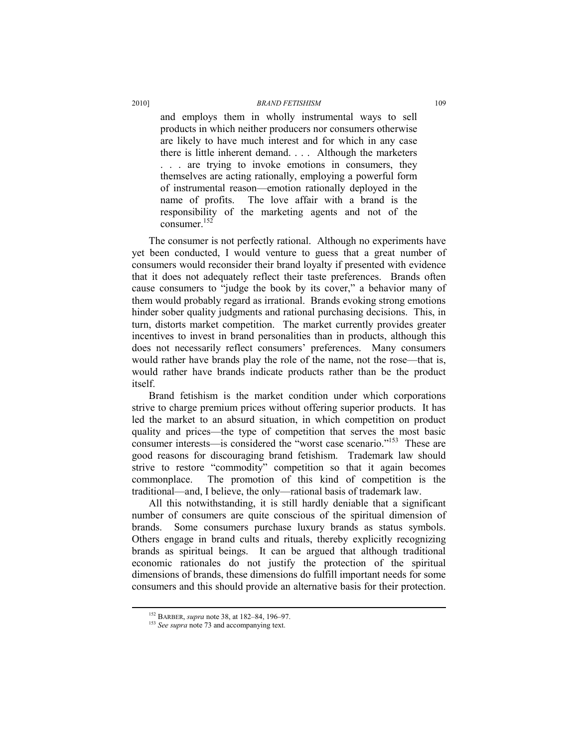> and employs them in wholly instrumental ways to sell products in which neither producers nor consumers otherwise are likely to have much interest and for which in any case there is little inherent demand. . . . Although the marketers . . . are trying to invoke emotions in consumers, they themselves are acting rationally, employing a powerful form of instrumental reason—emotion rationally deployed in the name of profits. The love affair with a brand is the responsibility of the marketing agents and not of the consumer.[152]

The consumer is not perfectly rational. Although no experiments have yet been conducted, I would venture to guess that a great number of consumers would reconsider their brand loyalty if presented with evidence that it does not adequately reflect their taste preferences. Brands often cause consumers to "judge the book by its cover," a behavior many of them would probably regard as irrational. Brands evoking strong emotions hinder sober quality judgments and rational purchasing decisions. This, in turn, distorts market competition. The market currently provides greater incentives to invest in brand personalities than in products, although this does not necessarily reflect consumers' preferences. Many consumers would rather have brands play the role of the name, not the rose—that is, would rather have brands indicate products rather than be the product itself.

Brand fetishism is the market condition under which corporations strive to charge premium prices without offering superior products. It has led the market to an absurd situation, in which competition on product quality and prices—the type of competition that serves the most basic consumer interests—is considered the "worst case scenario."[153] These are good reasons for discouraging brand fetishism. Trademark law should strive to restore "commodity" competition so that it again becomes commonplace. The promotion of this kind of competition is the traditional—and, I believe, the only—rational basis of trademark law.

All this notwithstanding, it is still hardly deniable that a significant number of consumers are quite conscious of the spiritual dimension of brands. Some consumers purchase luxury brands as status symbols. Others engage in brand cults and rituals, thereby explicitly recognizing brands as spiritual beings. It can be argued that although traditional economic rationales do not justify the protection of the spiritual dimensions of brands, these dimensions do fulfill important needs for some consumers and this should provide an alternative basis for their protection.

---

[152] BARBER, *supra* note 38, at 182–84, 196–97.

[153] *See supra* note 73 and accompanying text.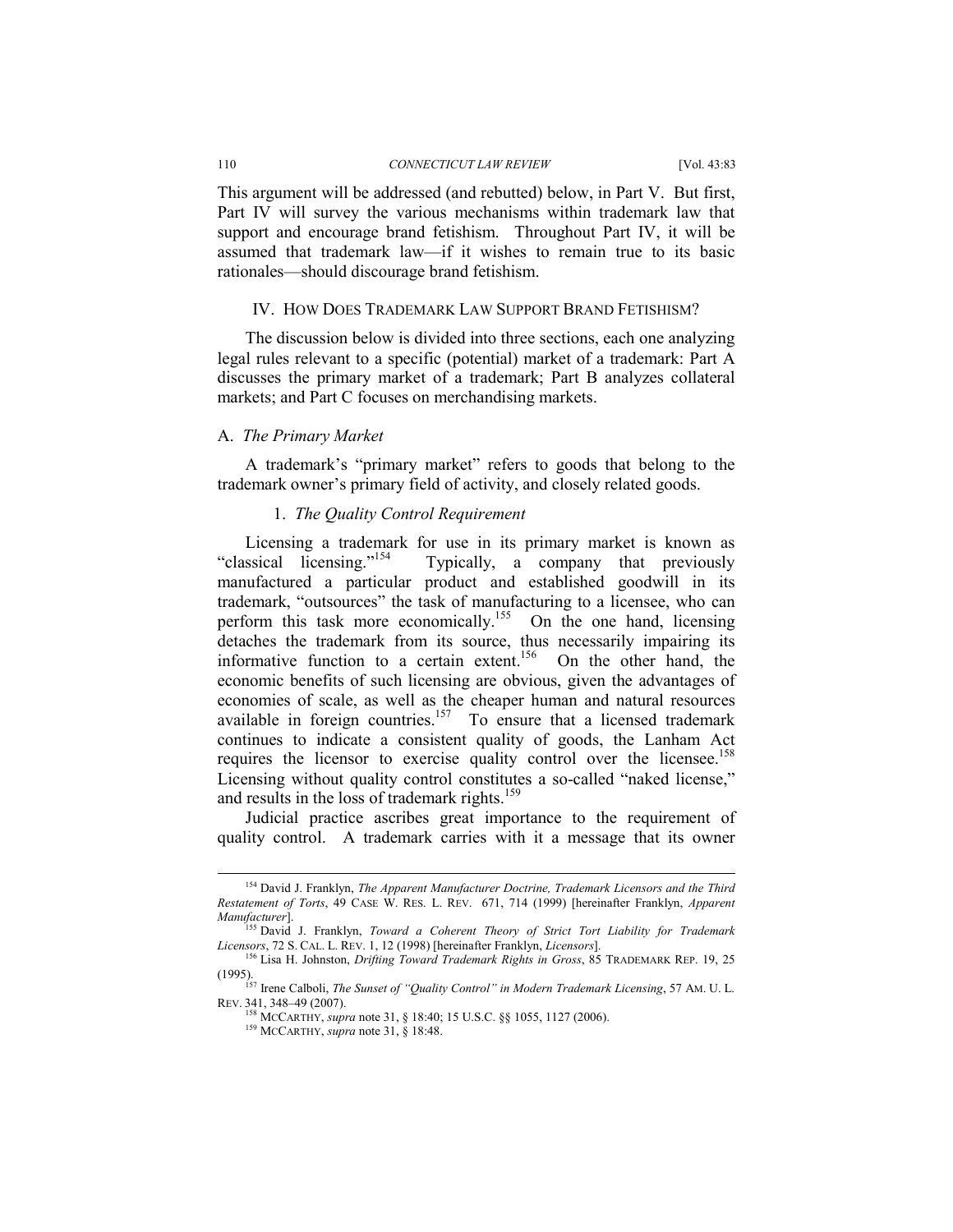This argument will be addressed (and rebutted) below, in Part V. But first, Part IV will survey the various mechanisms within trademark law that support and encourage brand fetishism. Throughout Part IV, it will be assumed that trademark law—if it wishes to remain true to its basic rationales—should discourage brand fetishism.

## IV. HOW DOES TRADEMARK LAW SUPPORT BRAND FETISHISM?

The discussion below is divided into three sections, each one analyzing legal rules relevant to a specific (potential) market of a trademark: Part A discusses the primary market of a trademark; Part B analyzes collateral markets; and Part C focuses on merchandising markets.

### A. *The Primary Market*

A trademark's "primary market" refers to goods that belong to the trademark owner's primary field of activity, and closely related goods.

#### 1. *The Quality Control Requirement*

Licensing a trademark for use in its primary market is known as "classical licensing."[154] Typically, a company that previously manufactured a particular product and established goodwill in its trademark, "outsources" the task of manufacturing to a licensee, who can perform this task more economically.[155] On the one hand, licensing detaches the trademark from its source, thus necessarily impairing its informative function to a certain extent.[156] On the other hand, the economic benefits of such licensing are obvious, given the advantages of economies of scale, as well as the cheaper human and natural resources available in foreign countries.[157] To ensure that a licensed trademark continues to indicate a consistent quality of goods, the Lanham Act requires the licensor to exercise quality control over the licensee.[158] Licensing without quality control constitutes a so-called "naked license," and results in the loss of trademark rights.[159]

Judicial practice ascribes great importance to the requirement of quality control. A trademark carries with it a message that its owner

---

[154] David J. Franklyn, *The Apparent Manufacturer Doctrine, Trademark Licensors and the Third Restatement of Torts*, 49 CASE W. RES. L. REV. 671, 714 (1999) [hereinafter Franklyn, *Apparent Manufacturer*].

[155] David J. Franklyn, *Toward a Coherent Theory of Strict Tort Liability for Trademark Licensors*, 72 S. CAL. L. REV. 1, 12 (1998) [hereinafter Franklyn, *Licensors*].

[156] Lisa H. Johnston, *Drifting Toward Trademark Rights in Gross*, 85 TRADEMARK REP. 19, 25 (1995).

[157] Irene Calboli, *The Sunset of "Quality Control" in Modern Trademark Licensing*, 57 AM. U. L. REV. 341, 348–49 (2007).

[158] MCCARTHY, *supra* note 31, § 18:40; 15 U.S.C. §§ 1055, 1127 (2006).

[159] MCCARTHY, *supra* note 31, § 18:48.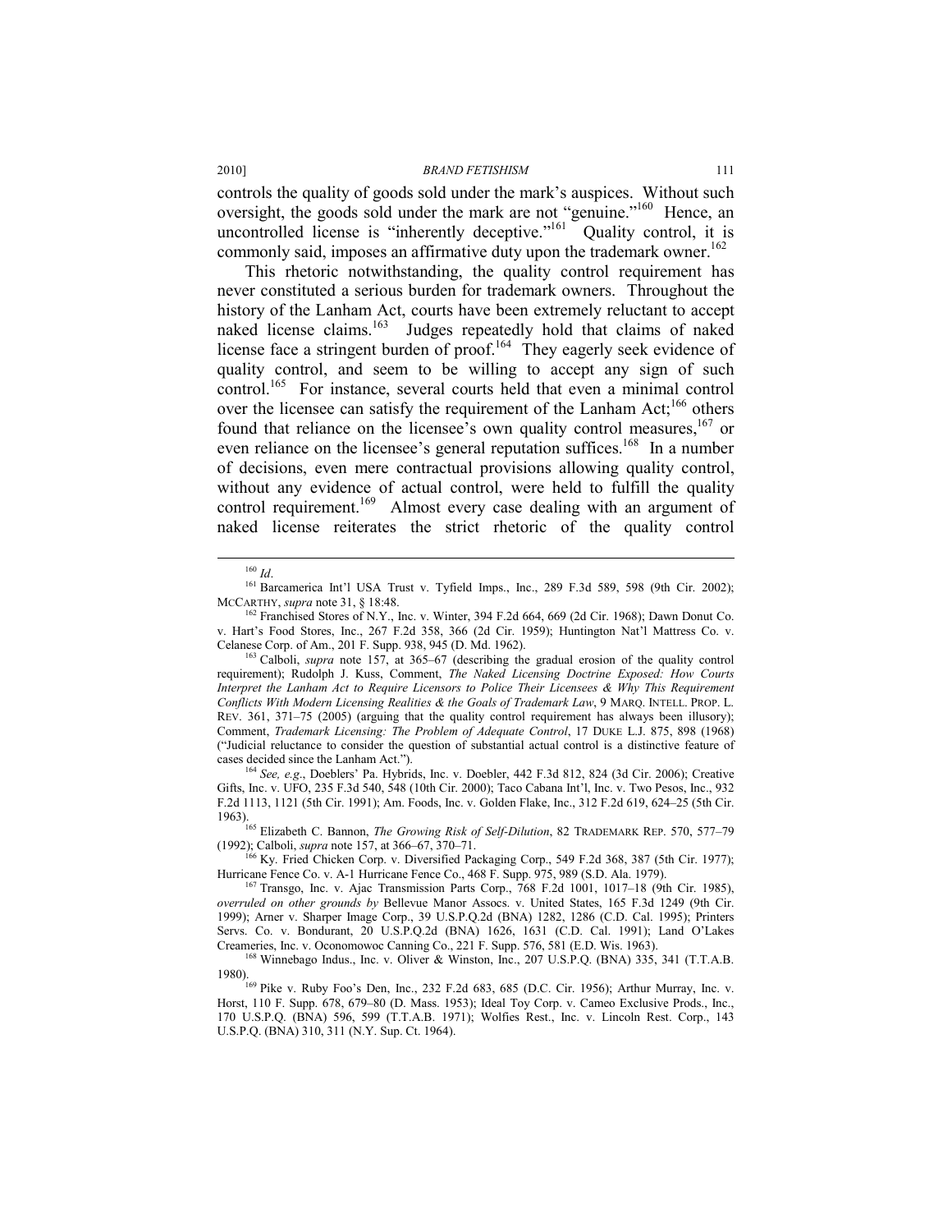controls the quality of goods sold under the mark's auspices. Without such oversight, the goods sold under the mark are not "genuine."[160] Hence, an uncontrolled license is "inherently deceptive."[161] Quality control, it is commonly said, imposes an affirmative duty upon the trademark owner.[162]

This rhetoric notwithstanding, the quality control requirement has never constituted a serious burden for trademark owners. Throughout the history of the Lanham Act, courts have been extremely reluctant to accept naked license claims.[163] Judges repeatedly hold that claims of naked license face a stringent burden of proof.[164] They eagerly seek evidence of quality control, and seem to be willing to accept any sign of such control.[165] For instance, several courts held that even a minimal control over the licensee can satisfy the requirement of the Lanham Act;[166] others found that reliance on the licensee's own quality control measures,[167] or even reliance on the licensee's general reputation suffices.[168] In a number of decisions, even mere contractual provisions allowing quality control, without any evidence of actual control, were held to fulfill the quality control requirement.[169] Almost every case dealing with an argument of naked license reiterates the strict rhetoric of the quality control

---

[160] *Id*.

[161] Barcamerica Int'l USA Trust v. Tyfield Imps., Inc., 289 F.3d 589, 598 (9th Cir. 2002); MCCARTHY, *supra* note 31, § 18:48.

[162] Franchised Stores of N.Y., Inc. v. Winter, 394 F.2d 664, 669 (2d Cir. 1968); Dawn Donut Co. v. Hart's Food Stores, Inc., 267 F.2d 358, 366 (2d Cir. 1959); Huntington Nat'l Mattress Co. v. Celanese Corp. of Am., 201 F. Supp. 938, 945 (D. Md. 1962).

[163] Calboli, *supra* note 157, at 365–67 (describing the gradual erosion of the quality control requirement); Rudolph J. Kuss, Comment, *The Naked Licensing Doctrine Exposed: How Courts Interpret the Lanham Act to Require Licensors to Police Their Licensees & Why This Requirement Conflicts With Modern Licensing Realities & the Goals of Trademark Law*, 9 MARQ. INTELL. PROP. L. REV. 361, 371–75 (2005) (arguing that the quality control requirement has always been illusory); Comment, *Trademark Licensing: The Problem of Adequate Control*, 17 DUKE L.J. 875, 898 (1968) ("Judicial reluctance to consider the question of substantial actual control is a distinctive feature of cases decided since the Lanham Act.").

[164] *See, e.g*., Doeblers' Pa. Hybrids, Inc. v. Doebler, 442 F.3d 812, 824 (3d Cir. 2006); Creative Gifts, Inc. v. UFO, 235 F.3d 540, 548 (10th Cir. 2000); Taco Cabana Int'l, Inc. v. Two Pesos, Inc., 932 F.2d 1113, 1121 (5th Cir. 1991); Am. Foods, Inc. v. Golden Flake, Inc., 312 F.2d 619, 624–25 (5th Cir. 1963).

[165] Elizabeth C. Bannon, *The Growing Risk of Self-Dilution*, 82 TRADEMARK REP. 570, 577–79 (1992); Calboli, *supra* note 157, at 366–67, 370–71.

[166] Ky. Fried Chicken Corp. v. Diversified Packaging Corp., 549 F.2d 368, 387 (5th Cir. 1977); Hurricane Fence Co. v. A-1 Hurricane Fence Co., 468 F. Supp. 975, 989 (S.D. Ala. 1979).

[167] Transgo, Inc. v. Ajac Transmission Parts Corp., 768 F.2d 1001, 1017–18 (9th Cir. 1985), *overruled on other grounds by* Bellevue Manor Assocs. v. United States, 165 F.3d 1249 (9th Cir. 1999); Arner v. Sharper Image Corp., 39 U.S.P.Q.2d (BNA) 1282, 1286 (C.D. Cal. 1995); Printers Servs. Co. v. Bondurant, 20 U.S.P.Q.2d (BNA) 1626, 1631 (C.D. Cal. 1991); Land O'Lakes Creameries, Inc. v. Oconomowoc Canning Co., 221 F. Supp. 576, 581 (E.D. Wis. 1963).

[168] Winnebago Indus., Inc. v. Oliver & Winston, Inc., 207 U.S.P.Q. (BNA) 335, 341 (T.T.A.B. 1980).

[169] Pike v. Ruby Foo's Den, Inc., 232 F.2d 683, 685 (D.C. Cir. 1956); Arthur Murray, Inc. v. Horst, 110 F. Supp. 678, 679–80 (D. Mass. 1953); Ideal Toy Corp. v. Cameo Exclusive Prods., Inc., 170 U.S.P.Q. (BNA) 596, 599 (T.T.A.B. 1971); Wolfies Rest., Inc. v. Lincoln Rest. Corp., 143 U.S.P.Q. (BNA) 310, 311 (N.Y. Sup. Ct. 1964).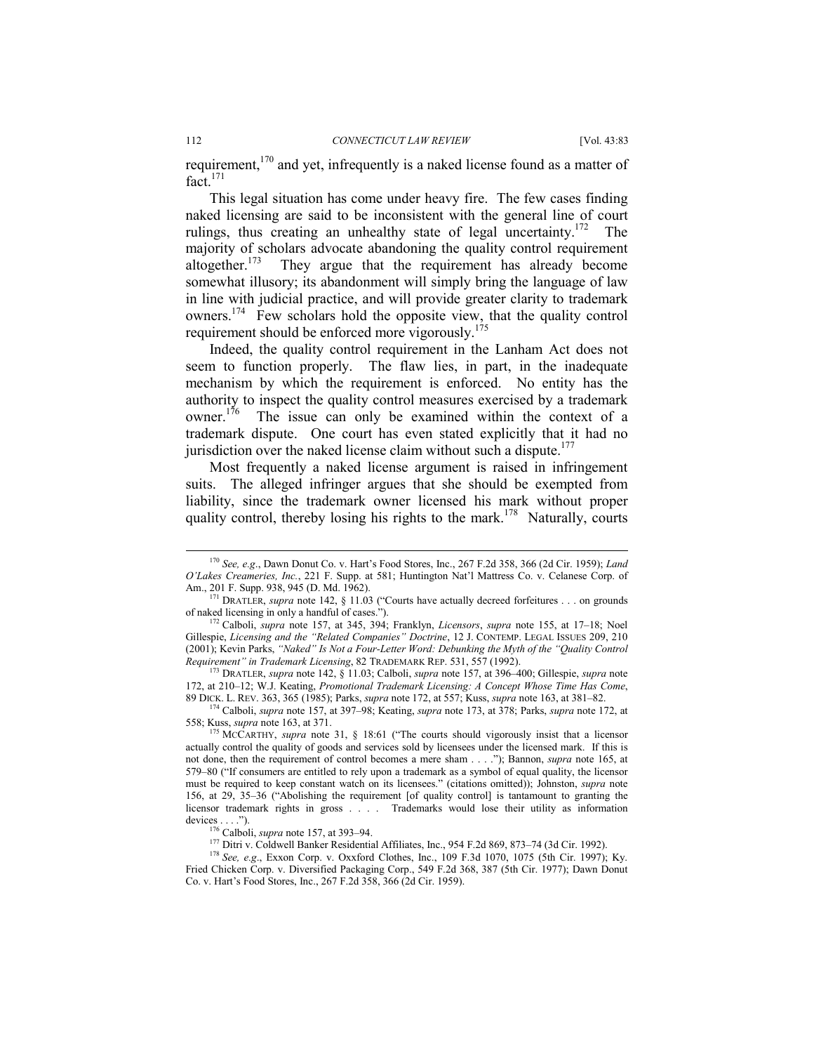requirement,[170] and yet, infrequently is a naked license found as a matter of fact.[171]

This legal situation has come under heavy fire. The few cases finding naked licensing are said to be inconsistent with the general line of court rulings, thus creating an unhealthy state of legal uncertainty.[172] The majority of scholars advocate abandoning the quality control requirement altogether.[173] They argue that the requirement has already become somewhat illusory; its abandonment will simply bring the language of law in line with judicial practice, and will provide greater clarity to trademark owners.[174] Few scholars hold the opposite view, that the quality control requirement should be enforced more vigorously.[175]

Indeed, the quality control requirement in the Lanham Act does not seem to function properly. The flaw lies, in part, in the inadequate mechanism by which the requirement is enforced. No entity has the authority to inspect the quality control measures exercised by a trademark owner.[176] The issue can only be examined within the context of a trademark dispute. One court has even stated explicitly that it had no jurisdiction over the naked license claim without such a dispute.[177]

Most frequently a naked license argument is raised in infringement suits. The alleged infringer argues that she should be exempted from liability, since the trademark owner licensed his mark without proper quality control, thereby losing his rights to the mark.[178] Naturally, courts

---

[170] *See, e.g.*, Dawn Donut Co. v. Hart's Food Stores, Inc., 267 F.2d 358, 366 (2d Cir. 1959); *Land O'Lakes Creameries, Inc.*, 221 F. Supp. at 581; Huntington Nat'l Mattress Co. v. Celanese Corp. of Am., 201 F. Supp. 938, 945 (D. Md. 1962).

[171] DRATLER, *supra* note 142, § 11.03 ("Courts have actually decreed forfeitures . . . on grounds of naked licensing in only a handful of cases.").

[172] Calboli, *supra* note 157, at 345, 394; Franklyn, *Licensors*, *supra* note 155, at 17–18; Noel Gillespie, *Licensing and the "Related Companies" Doctrine*, 12 J. CONTEMP. LEGAL ISSUES 209, 210 (2001); Kevin Parks, *"Naked" Is Not a Four-Letter Word: Debunking the Myth of the "Quality Control Requirement" in Trademark Licensing*, 82 TRADEMARK REP. 531, 557 (1992).

[173] DRATLER, *supra* note 142, § 11.03; Calboli, *supra* note 157, at 396–400; Gillespie, *supra* note 172, at 210–12; W.J. Keating, *Promotional Trademark Licensing: A Concept Whose Time Has Come*, 89 DICK. L. REV. 363, 365 (1985); Parks, *supra* note 172, at 557; Kuss, *supra* note 163, at 381–82.

[174] Calboli, *supra* note 157, at 397–98; Keating, *supra* note 173, at 378; Parks, *supra* note 172, at 558; Kuss, *supra* note 163, at 371.

[175] MCCARTHY, *supra* note 31, § 18:61 ("The courts should vigorously insist that a licensor actually control the quality of goods and services sold by licensees under the licensed mark. If this is not done, then the requirement of control becomes a mere sham . . . ."); Bannon, *supra* note 165, at 579–80 ("If consumers are entitled to rely upon a trademark as a symbol of equal quality, the licensor must be required to keep constant watch on its licensees." (citations omitted)); Johnston, *supra* note 156, at 29, 35–36 ("Abolishing the requirement [of quality control] is tantamount to granting the licensor trademark rights in gross . . . . Trademarks would lose their utility as information devices . . . .").

[176] Calboli, *supra* note 157, at 393–94.

[177] Ditri v. Coldwell Banker Residential Affiliates, Inc., 954 F.2d 869, 873–74 (3d Cir. 1992).

[178] *See, e.g.*, Exxon Corp. v. Oxxford Clothes, Inc., 109 F.3d 1070, 1075 (5th Cir. 1997); Ky. Fried Chicken Corp. v. Diversified Packaging Corp., 549 F.2d 368, 387 (5th Cir. 1977); Dawn Donut Co. v. Hart's Food Stores, Inc., 267 F.2d 358, 366 (2d Cir. 1959).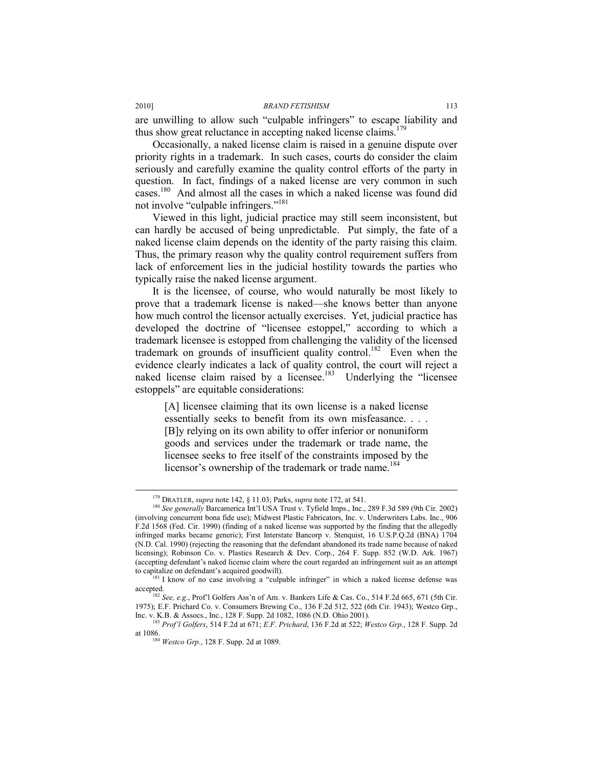are unwilling to allow such "culpable infringers" to escape liability and thus show great reluctance in accepting naked license claims.[179]

Occasionally, a naked license claim is raised in a genuine dispute over priority rights in a trademark. In such cases, courts do consider the claim seriously and carefully examine the quality control efforts of the party in question. In fact, findings of a naked license are very common in such cases.[180] And almost all the cases in which a naked license was found did not involve "culpable infringers."[181]

Viewed in this light, judicial practice may still seem inconsistent, but can hardly be accused of being unpredictable. Put simply, the fate of a naked license claim depends on the identity of the party raising this claim. Thus, the primary reason why the quality control requirement suffers from lack of enforcement lies in the judicial hostility towards the parties who typically raise the naked license argument.

It is the licensee, of course, who would naturally be most likely to prove that a trademark license is naked—she knows better than anyone how much control the licensor actually exercises. Yet, judicial practice has developed the doctrine of "licensee estoppel," according to which a trademark licensee is estopped from challenging the validity of the licensed trademark on grounds of insufficient quality control.[182] Even when the evidence clearly indicates a lack of quality control, the court will reject a naked license claim raised by a licensee.[183] Underlying the "licensee estoppels" are equitable considerations:

> [A] licensee claiming that its own license is a naked license essentially seeks to benefit from its own misfeasance. . . . [B]y relying on its own ability to offer inferior or nonuniform goods and services under the trademark or trade name, the licensee seeks to free itself of the constraints imposed by the licensor's ownership of the trademark or trade name.[184]

---

[179] DRATLER, *supra* note 142, § 11.03; Parks, *supra* note 172, at 541.

[180] *See generally* Barcamerica Int'l USA Trust v. Tyfield Imps., Inc., 289 F.3d 589 (9th Cir. 2002) (involving concurrent bona fide use); Midwest Plastic Fabricators, Inc. v. Underwriters Labs. Inc., 906 F.2d 1568 (Fed. Cir. 1990) (finding of a naked license was supported by the finding that the allegedly infringed marks became generic); First Interstate Bancorp v. Stenquist, 16 U.S.P.Q.2d (BNA) 1704 (N.D. Cal. 1990) (rejecting the reasoning that the defendant abandoned its trade name because of naked licensing); Robinson Co. v. Plastics Research & Dev. Corp., 264 F. Supp. 852 (W.D. Ark. 1967) (accepting defendant's naked license claim where the court regarded an infringement suit as an attempt to capitalize on defendant's acquired goodwill).

[181] I know of no case involving a "culpable infringer" in which a naked license defense was accepted.

[182] *See, e.g*., Prof'l Golfers Ass'n of Am. v. Bankers Life & Cas. Co., 514 F.2d 665, 671 (5th Cir. 1975); E.F. Prichard Co. v. Consumers Brewing Co., 136 F.2d 512, 522 (6th Cir. 1943); Westco Grp., Inc. v. K.B. & Assocs., Inc., 128 F. Supp. 2d 1082, 1086 (N.D. Ohio 2001).

[183] *Prof'l Golfers*, 514 F.2d at 671; *E.F. Prichard*, 136 F.2d at 522; *Westco Grp.*, 128 F. Supp. 2d at 1086.

[184] *Westco Grp.*, 128 F. Supp. 2d at 1089.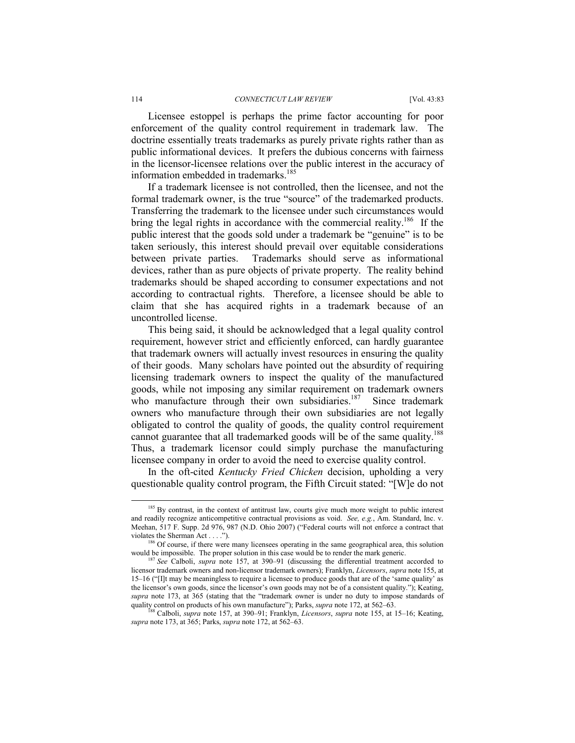Licensee estoppel is perhaps the prime factor accounting for poor enforcement of the quality control requirement in trademark law. The doctrine essentially treats trademarks as purely private rights rather than as public informational devices. It prefers the dubious concerns with fairness in the licensor-licensee relations over the public interest in the accuracy of information embedded in trademarks.[185]

If a trademark licensee is not controlled, then the licensee, and not the formal trademark owner, is the true "source" of the trademarked products. Transferring the trademark to the licensee under such circumstances would bring the legal rights in accordance with the commercial reality.[186] If the public interest that the goods sold under a trademark be "genuine" is to be taken seriously, this interest should prevail over equitable considerations between private parties. Trademarks should serve as informational devices, rather than as pure objects of private property. The reality behind trademarks should be shaped according to consumer expectations and not according to contractual rights. Therefore, a licensee should be able to claim that she has acquired rights in a trademark because of an uncontrolled license.

This being said, it should be acknowledged that a legal quality control requirement, however strict and efficiently enforced, can hardly guarantee that trademark owners will actually invest resources in ensuring the quality of their goods. Many scholars have pointed out the absurdity of requiring licensing trademark owners to inspect the quality of the manufactured goods, while not imposing any similar requirement on trademark owners who manufacture through their own subsidiaries.[187] Since trademark owners who manufacture through their own subsidiaries are not legally obligated to control the quality of goods, the quality control requirement cannot guarantee that all trademarked goods will be of the same quality.[188] Thus, a trademark licensor could simply purchase the manufacturing licensee company in order to avoid the need to exercise quality control.

In the oft-cited *Kentucky Fried Chicken* decision, upholding a very questionable quality control program, the Fifth Circuit stated: "[W]e do not

---

[185] By contrast, in the context of antitrust law, courts give much more weight to public interest and readily recognize anticompetitive contractual provisions as void. *See, e.g.*, Am. Standard, Inc. v. Meehan, 517 F. Supp. 2d 976, 987 (N.D. Ohio 2007) ("Federal courts will not enforce a contract that violates the Sherman Act . . . .").

[186] Of course, if there were many licensees operating in the same geographical area, this solution would be impossible. The proper solution in this case would be to render the mark generic.

[187] *See* Calboli, *supra* note 157, at 390–91 (discussing the differential treatment accorded to licensor trademark owners and non-licensor trademark owners); Franklyn, *Licensors*, *supra* note 155, at 15–16 ("[I]t may be meaningless to require a licensee to produce goods that are of the 'same quality' as the licensor's own goods, since the licensor's own goods may not be of a consistent quality."); Keating, *supra* note 173, at 365 (stating that the "trademark owner is under no duty to impose standards of quality control on products of his own manufacture"); Parks, *supra* note 172, at 562–63.

[188] Calboli, *supra* note 157, at 390–91; Franklyn, *Licensors*, *supra* note 155, at 15–16; Keating, *supra* note 173, at 365; Parks, *supra* note 172, at 562–63.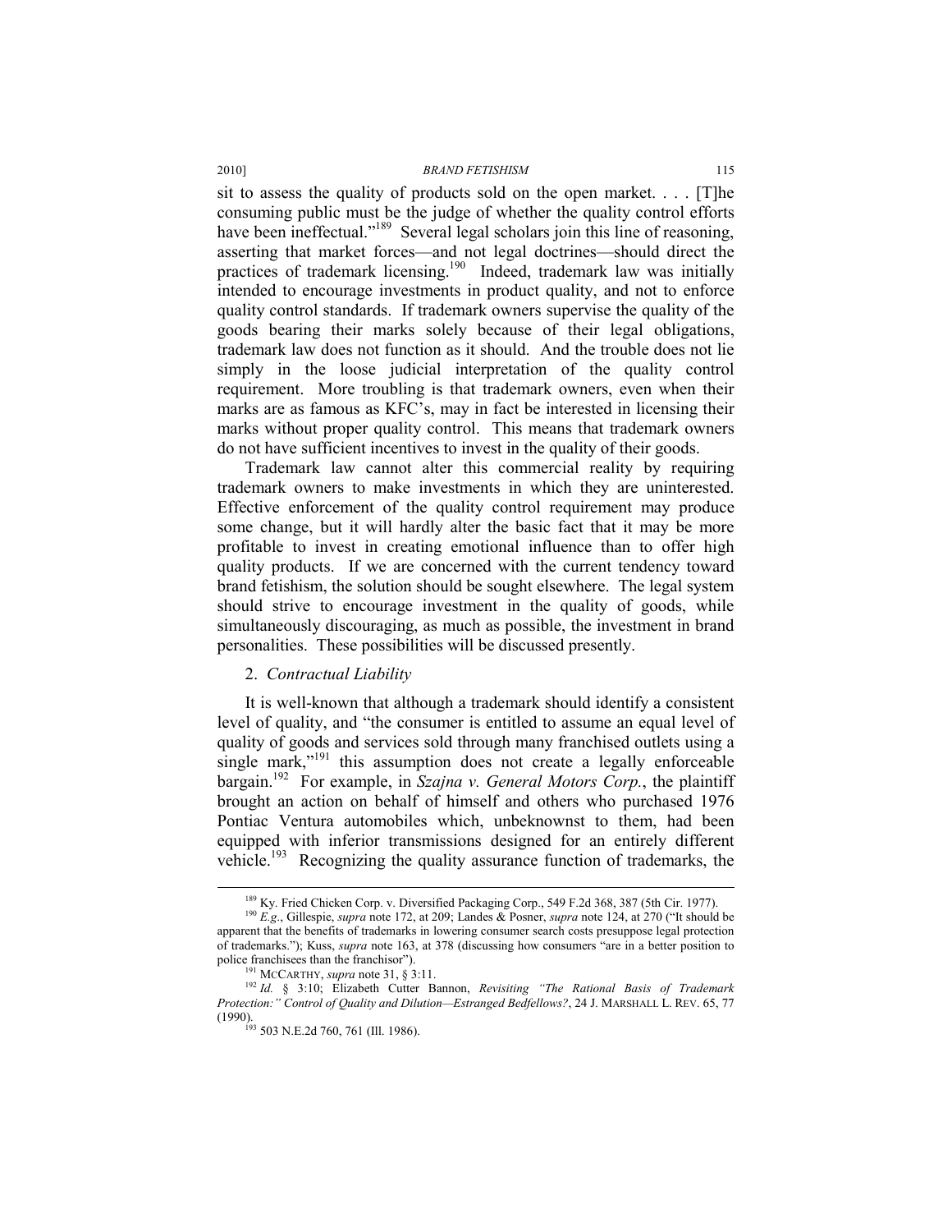sit to assess the quality of products sold on the open market. . . . [T]he consuming public must be the judge of whether the quality control efforts have been ineffectual."[189] Several legal scholars join this line of reasoning, asserting that market forces—and not legal doctrines—should direct the practices of trademark licensing.[190] Indeed, trademark law was initially intended to encourage investments in product quality, and not to enforce quality control standards. If trademark owners supervise the quality of the goods bearing their marks solely because of their legal obligations, trademark law does not function as it should. And the trouble does not lie simply in the loose judicial interpretation of the quality control requirement. More troubling is that trademark owners, even when their marks are as famous as KFC's, may in fact be interested in licensing their marks without proper quality control. This means that trademark owners do not have sufficient incentives to invest in the quality of their goods.

Trademark law cannot alter this commercial reality by requiring trademark owners to make investments in which they are uninterested. Effective enforcement of the quality control requirement may produce some change, but it will hardly alter the basic fact that it may be more profitable to invest in creating emotional influence than to offer high quality products. If we are concerned with the current tendency toward brand fetishism, the solution should be sought elsewhere. The legal system should strive to encourage investment in the quality of goods, while simultaneously discouraging, as much as possible, the investment in brand personalities. These possibilities will be discussed presently.

### 2. *Contractual Liability*

It is well-known that although a trademark should identify a consistent level of quality, and "the consumer is entitled to assume an equal level of quality of goods and services sold through many franchised outlets using a single mark,"[191] this assumption does not create a legally enforceable bargain.[192] For example, in *Szajna v. General Motors Corp.*, the plaintiff brought an action on behalf of himself and others who purchased 1976 Pontiac Ventura automobiles which, unbeknownst to them, had been equipped with inferior transmissions designed for an entirely different vehicle.[193] Recognizing the quality assurance function of trademarks, the

---

[189] Ky. Fried Chicken Corp. v. Diversified Packaging Corp., 549 F.2d 368, 387 (5th Cir. 1977).

[190] *E.g.*, Gillespie, *supra* note 172, at 209; Landes & Posner, *supra* note 124, at 270 ("It should be apparent that the benefits of trademarks in lowering consumer search costs presuppose legal protection of trademarks."); Kuss, *supra* note 163, at 378 (discussing how consumers "are in a better position to police franchisees than the franchisor").

[191] MCCARTHY, *supra* note 31, § 3:11.

[192] *Id.* § 3:10; Elizabeth Cutter Bannon, *Revisiting "The Rational Basis of Trademark Protection:" Control of Quality and Dilution—Estranged Bedfellows?*, 24 J. MARSHALL L. REV. 65, 77 (1990).

[193] 503 N.E.2d 760, 761 (Ill. 1986).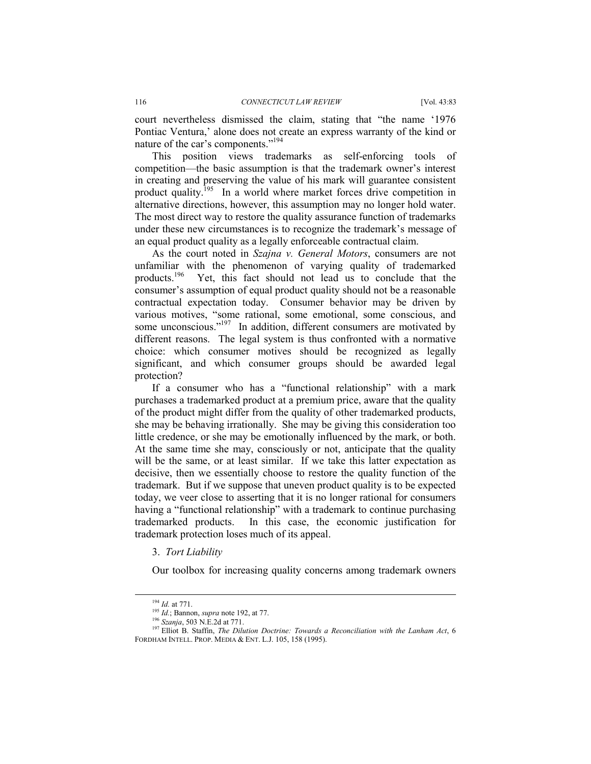court nevertheless dismissed the claim, stating that "the name '1976 Pontiac Ventura,' alone does not create an express warranty of the kind or nature of the car's components."[194]

This position views trademarks as self-enforcing tools of competition—the basic assumption is that the trademark owner's interest in creating and preserving the value of his mark will guarantee consistent product quality.[195] In a world where market forces drive competition in alternative directions, however, this assumption may no longer hold water. The most direct way to restore the quality assurance function of trademarks under these new circumstances is to recognize the trademark's message of an equal product quality as a legally enforceable contractual claim.

As the court noted in *Szajna v. General Motors*, consumers are not unfamiliar with the phenomenon of varying quality of trademarked products.[196] Yet, this fact should not lead us to conclude that the consumer's assumption of equal product quality should not be a reasonable contractual expectation today. Consumer behavior may be driven by various motives, "some rational, some emotional, some conscious, and some unconscious."[197] In addition, different consumers are motivated by different reasons. The legal system is thus confronted with a normative choice: which consumer motives should be recognized as legally significant, and which consumer groups should be awarded legal protection?

If a consumer who has a "functional relationship" with a mark purchases a trademarked product at a premium price, aware that the quality of the product might differ from the quality of other trademarked products, she may be behaving irrationally. She may be giving this consideration too little credence, or she may be emotionally influenced by the mark, or both. At the same time she may, consciously or not, anticipate that the quality will be the same, or at least similar. If we take this latter expectation as decisive, then we essentially choose to restore the quality function of the trademark. But if we suppose that uneven product quality is to be expected today, we veer close to asserting that it is no longer rational for consumers having a "functional relationship" with a trademark to continue purchasing trademarked products. In this case, the economic justification for trademark protection loses much of its appeal.

### 3. *Tort Liability*

Our toolbox for increasing quality concerns among trademark owners

---

[194] *Id.* at 771.

[195] *Id.*; Bannon, *supra* note 192, at 77.

[196] *Szanja*, 503 N.E.2d at 771.

[197] Elliot B. Staffin, *The Dilution Doctrine: Towards a Reconciliation with the Lanham Act*, 6 FORDHAM INTELL. PROP. MEDIA & ENT. L.J. 105, 158 (1995).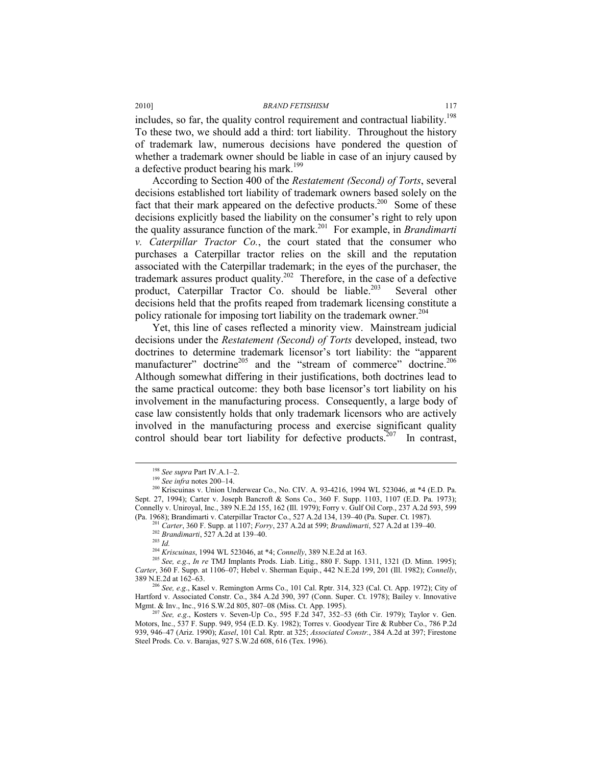includes, so far, the quality control requirement and contractual liability.[198] To these two, we should add a third: tort liability. Throughout the history of trademark law, numerous decisions have pondered the question of whether a trademark owner should be liable in case of an injury caused by a defective product bearing his mark.[199]

According to Section 400 of the *Restatement (Second) of Torts*, several decisions established tort liability of trademark owners based solely on the fact that their mark appeared on the defective products.[200] Some of these decisions explicitly based the liability on the consumer's right to rely upon the quality assurance function of the mark.[201] For example, in *Brandimarti v. Caterpillar Tractor Co.*, the court stated that the consumer who purchases a Caterpillar tractor relies on the skill and the reputation associated with the Caterpillar trademark; in the eyes of the purchaser, the trademark assures product quality.[202] Therefore, in the case of a defective product, Caterpillar Tractor Co. should be liable.[203] Several other decisions held that the profits reaped from trademark licensing constitute a policy rationale for imposing tort liability on the trademark owner.[204]

Yet, this line of cases reflected a minority view. Mainstream judicial decisions under the *Restatement (Second) of Torts* developed, instead, two doctrines to determine trademark licensor's tort liability: the "apparent manufacturer" doctrine[205] and the "stream of commerce" doctrine.[206] Although somewhat differing in their justifications, both doctrines lead to the same practical outcome: they both base licensor's tort liability on his involvement in the manufacturing process. Consequently, a large body of case law consistently holds that only trademark licensors who are actively involved in the manufacturing process and exercise significant quality control should bear tort liability for defective products.[207] In contrast,

---

[198] *See supra* Part IV.A.1–2.

[199] *See infra* notes 200–14.

[200] Kriscuinas v. Union Underwear Co., No. CIV. A. 93-4216, 1994 WL 523046, at *4 (E.D. Pa. Sept. 27, 1994); Carter v. Joseph Bancroft & Sons Co., 360 F. Supp. 1103, 1107 (E.D. Pa. 1973); Connelly v. Uniroyal, Inc., 389 N.E.2d 155, 162 (Ill. 1979); Forry v. Gulf Oil Corp., 237 A.2d 593, 599 (Pa. 1968); Brandimarti v. Caterpillar Tractor Co., 527 A.2d 134, 139–40 (Pa. Super. Ct. 1987).

[201] *Carter*, 360 F. Supp. at 1107; *Forry*, 237 A.2d at 599; *Brandimarti*, 527 A.2d at 139–40.

[202] *Brandimarti*, 527 A.2d at 139–40.

[203] *Id.*

[204] *Kriscuinas*, 1994 WL 523046, at *4; *Connelly*, 389 N.E.2d at 163.

[205] *See, e.g.*, *In re* TMJ Implants Prods. Liab. Litig., 880 F. Supp. 1311, 1321 (D. Minn. 1995); *Carter*, 360 F. Supp. at 1106–07; Hebel v. Sherman Equip., 442 N.E.2d 199, 201 (Ill. 1982); *Connelly*, 389 N.E.2d at 162–63.

[206] *See, e.g.*, Kasel v. Remington Arms Co., 101 Cal. Rptr. 314, 323 (Cal. Ct. App. 1972); City of Hartford v. Associated Constr. Co., 384 A.2d 390, 397 (Conn. Super. Ct. 1978); Bailey v. Innovative Mgmt. & Inv., Inc., 916 S.W.2d 805, 807–08 (Miss. Ct. App. 1995).

[207] *See, e.g.*, Kosters v. Seven-Up Co., 595 F.2d 347, 352–53 (6th Cir. 1979); Taylor v. Gen. Motors, Inc., 537 F. Supp. 949, 954 (E.D. Ky. 1982); Torres v. Goodyear Tire & Rubber Co., 786 P.2d 939, 946–47 (Ariz. 1990); *Kasel*, 101 Cal. Rptr. at 325; *Associated Constr.*, 384 A.2d at 397; Firestone Steel Prods. Co. v. Barajas, 927 S.W.2d 608, 616 (Tex. 1996).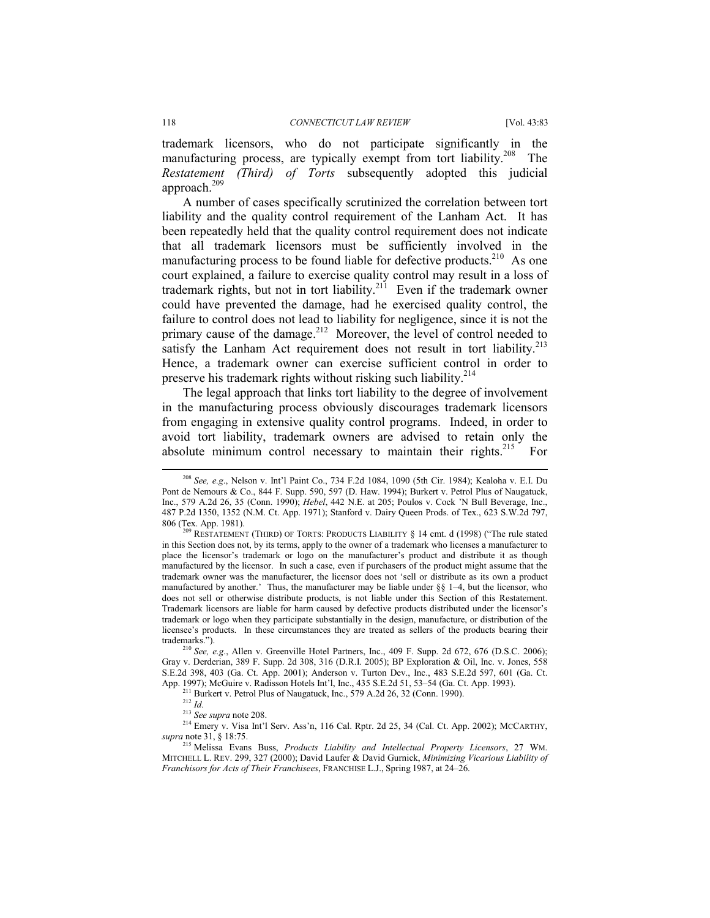trademark licensors, who do not participate significantly in the manufacturing process, are typically exempt from tort liability.[208] The *Restatement (Third) of Torts* subsequently adopted this judicial approach.[209]

A number of cases specifically scrutinized the correlation between tort liability and the quality control requirement of the Lanham Act. It has been repeatedly held that the quality control requirement does not indicate that all trademark licensors must be sufficiently involved in the manufacturing process to be found liable for defective products.[210] As one court explained, a failure to exercise quality control may result in a loss of trademark rights, but not in tort liability.[211] Even if the trademark owner could have prevented the damage, had he exercised quality control, the failure to control does not lead to liability for negligence, since it is not the primary cause of the damage.[212] Moreover, the level of control needed to satisfy the Lanham Act requirement does not result in tort liability.[213] Hence, a trademark owner can exercise sufficient control in order to preserve his trademark rights without risking such liability.[214]

The legal approach that links tort liability to the degree of involvement in the manufacturing process obviously discourages trademark licensors from engaging in extensive quality control programs. Indeed, in order to avoid tort liability, trademark owners are advised to retain only the absolute minimum control necessary to maintain their rights.[215] For

---

[208] *See, e.g.*, Nelson v. Int'l Paint Co., 734 F.2d 1084, 1090 (5th Cir. 1984); Kealoha v. E.I. Du Pont de Nemours & Co., 844 F. Supp. 590, 597 (D. Haw. 1994); Burkert v. Petrol Plus of Naugatuck, Inc., 579 A.2d 26, 35 (Conn. 1990); *Hebel*, 442 N.E. at 205; Poulos v. Cock 'N Bull Beverage, Inc., 487 P.2d 1350, 1352 (N.M. Ct. App. 1971); Stanford v. Dairy Queen Prods. of Tex., 623 S.W.2d 797, 806 (Tex. App. 1981).

[209] RESTATEMENT (THIRD) OF TORTS: PRODUCTS LIABILITY § 14 cmt. d (1998) ("The rule stated in this Section does not, by its terms, apply to the owner of a trademark who licenses a manufacturer to place the licensor's trademark or logo on the manufacturer's product and distribute it as though manufactured by the licensor. In such a case, even if purchasers of the product might assume that the trademark owner was the manufacturer, the licensor does not 'sell or distribute as its own a product manufactured by another.' Thus, the manufacturer may be liable under §§ 1–4, but the licensor, who does not sell or otherwise distribute products, is not liable under this Section of this Restatement. Trademark licensors are liable for harm caused by defective products distributed under the licensor's trademark or logo when they participate substantially in the design, manufacture, or distribution of the licensee's products. In these circumstances they are treated as sellers of the products bearing their trademarks.").

[210] *See, e.g.*, Allen v. Greenville Hotel Partners, Inc., 409 F. Supp. 2d 672, 676 (D.S.C. 2006); Gray v. Derderian, 389 F. Supp. 2d 308, 316 (D.R.I. 2005); BP Exploration & Oil, Inc. v. Jones, 558 S.E.2d 398, 403 (Ga. Ct. App. 2001); Anderson v. Turton Dev., Inc., 483 S.E.2d 597, 601 (Ga. Ct. App. 1997); McGuire v. Radisson Hotels Int'l, Inc., 435 S.E.2d 51, 53–54 (Ga. Ct. App. 1993).

[211] Burkert v. Petrol Plus of Naugatuck, Inc., 579 A.2d 26, 32 (Conn. 1990).

[212] *Id.*

[213] *See supra* note 208.

[214] Emery v. Visa Int'l Serv. Ass'n, 116 Cal. Rptr. 2d 25, 34 (Cal. Ct. App. 2002); MCCARTHY, *supra* note 31, § 18:75.

[215] Melissa Evans Buss, *Products Liability and Intellectual Property Licensors*, 27 WM. MITCHELL L. REV. 299, 327 (2000); David Laufer & David Gurnick, *Minimizing Vicarious Liability of Franchisors for Acts of Their Franchisees*, FRANCHISE L.J., Spring 1987, at 24–26.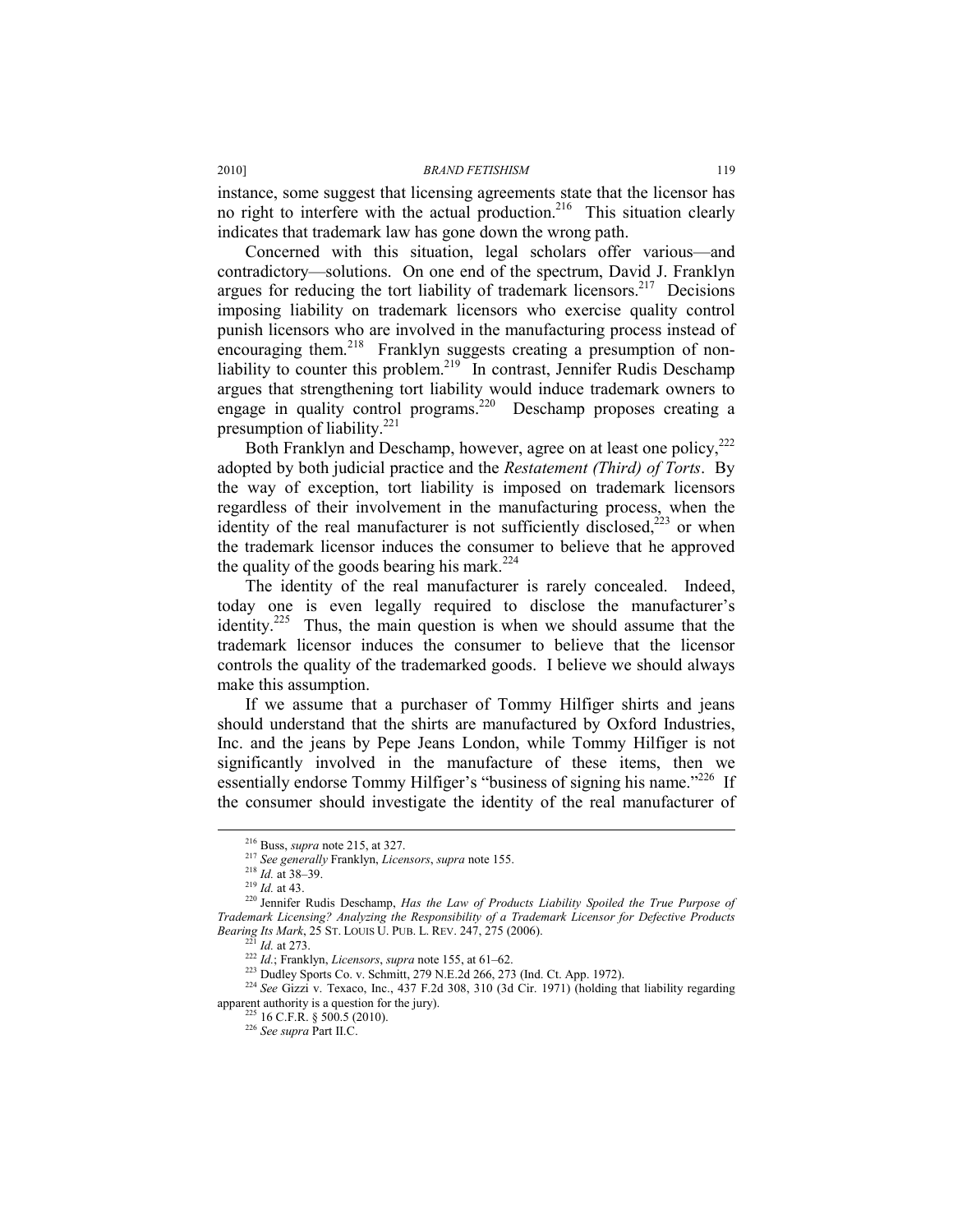instance, some suggest that licensing agreements state that the licensor has no right to interfere with the actual production.[216] This situation clearly indicates that trademark law has gone down the wrong path.

Concerned with this situation, legal scholars offer various—and contradictory—solutions. On one end of the spectrum, David J. Franklyn argues for reducing the tort liability of trademark licensors.[217] Decisions imposing liability on trademark licensors who exercise quality control punish licensors who are involved in the manufacturing process instead of encouraging them.[218] Franklyn suggests creating a presumption of non-liability to counter this problem.[219] In contrast, Jennifer Rudis Deschamp argues that strengthening tort liability would induce trademark owners to engage in quality control programs.[220] Deschamp proposes creating a presumption of liability.[221]

Both Franklyn and Deschamp, however, agree on at least one policy,[222] adopted by both judicial practice and the *Restatement (Third) of Torts*. By the way of exception, tort liability is imposed on trademark licensors regardless of their involvement in the manufacturing process, when the identity of the real manufacturer is not sufficiently disclosed,[223] or when the trademark licensor induces the consumer to believe that he approved the quality of the goods bearing his mark.[224]

The identity of the real manufacturer is rarely concealed. Indeed, today one is even legally required to disclose the manufacturer's identity.[225] Thus, the main question is when we should assume that the trademark licensor induces the consumer to believe that the licensor controls the quality of the trademarked goods. I believe we should always make this assumption.

If we assume that a purchaser of Tommy Hilfiger shirts and jeans should understand that the shirts are manufactured by Oxford Industries, Inc. and the jeans by Pepe Jeans London, while Tommy Hilfiger is not significantly involved in the manufacture of these items, then we essentially endorse Tommy Hilfiger's "business of signing his name."[226] If the consumer should investigate the identity of the real manufacturer of

---

[216] Buss, *supra* note 215, at 327.

[217] *See generally* Franklyn, *Licensors*, *supra* note 155.

[218] *Id.* at 38–39.

[219] *Id.* at 43.

[220] Jennifer Rudis Deschamp, *Has the Law of Products Liability Spoiled the True Purpose of Trademark Licensing? Analyzing the Responsibility of a Trademark Licensor for Defective Products Bearing Its Mark*, 25 ST. LOUIS U. PUB. L. REV. 247, 275 (2006).

[221] *Id.* at 273.

[222] *Id.*; Franklyn, *Licensors*, *supra* note 155, at 61–62.

[223] Dudley Sports Co. v. Schmitt, 279 N.E.2d 266, 273 (Ind. Ct. App. 1972).

[224] *See* Gizzi v. Texaco, Inc., 437 F.2d 308, 310 (3d Cir. 1971) (holding that liability regarding apparent authority is a question for the jury).

[225] 16 C.F.R. § 500.5 (2010).

[226] *See supra* Part II.C.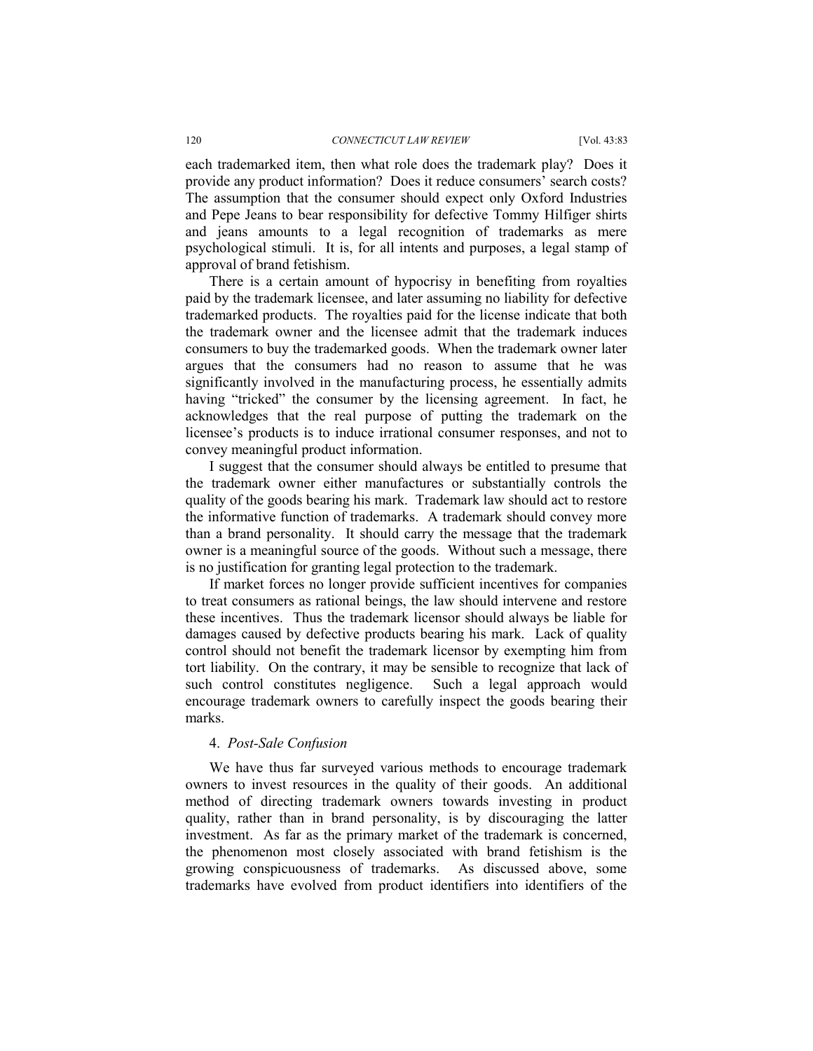each trademarked item, then what role does the trademark play? Does it provide any product information? Does it reduce consumers' search costs? The assumption that the consumer should expect only Oxford Industries and Pepe Jeans to bear responsibility for defective Tommy Hilfiger shirts and jeans amounts to a legal recognition of trademarks as mere psychological stimuli. It is, for all intents and purposes, a legal stamp of approval of brand fetishism.

There is a certain amount of hypocrisy in benefiting from royalties paid by the trademark licensee, and later assuming no liability for defective trademarked products. The royalties paid for the license indicate that both the trademark owner and the licensee admit that the trademark induces consumers to buy the trademarked goods. When the trademark owner later argues that the consumers had no reason to assume that he was significantly involved in the manufacturing process, he essentially admits having "tricked" the consumer by the licensing agreement. In fact, he acknowledges that the real purpose of putting the trademark on the licensee's products is to induce irrational consumer responses, and not to convey meaningful product information.

I suggest that the consumer should always be entitled to presume that the trademark owner either manufactures or substantially controls the quality of the goods bearing his mark. Trademark law should act to restore the informative function of trademarks. A trademark should convey more than a brand personality. It should carry the message that the trademark owner is a meaningful source of the goods. Without such a message, there is no justification for granting legal protection to the trademark.

If market forces no longer provide sufficient incentives for companies to treat consumers as rational beings, the law should intervene and restore these incentives. Thus the trademark licensor should always be liable for damages caused by defective products bearing his mark. Lack of quality control should not benefit the trademark licensor by exempting him from tort liability. On the contrary, it may be sensible to recognize that lack of such control constitutes negligence. Such a legal approach would encourage trademark owners to carefully inspect the goods bearing their marks.

#### 4. *Post-Sale Confusion*

We have thus far surveyed various methods to encourage trademark owners to invest resources in the quality of their goods. An additional method of directing trademark owners towards investing in product quality, rather than in brand personality, is by discouraging the latter investment. As far as the primary market of the trademark is concerned, the phenomenon most closely associated with brand fetishism is the growing conspicuousness of trademarks. As discussed above, some trademarks have evolved from product identifiers into identifiers of the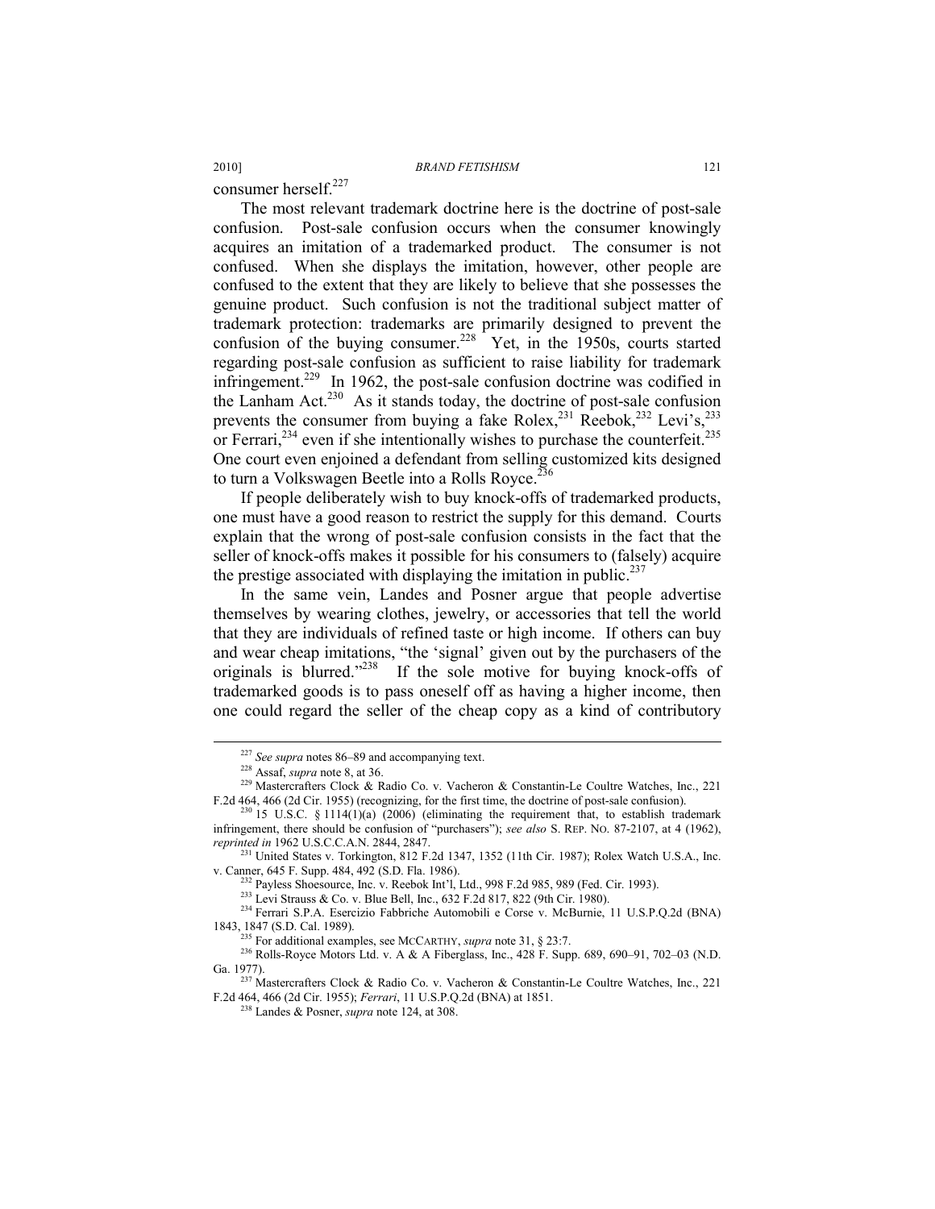consumer herself.[227]

The most relevant trademark doctrine here is the doctrine of post-sale confusion. Post-sale confusion occurs when the consumer knowingly acquires an imitation of a trademarked product. The consumer is not confused. When she displays the imitation, however, other people are confused to the extent that they are likely to believe that she possesses the genuine product. Such confusion is not the traditional subject matter of trademark protection: trademarks are primarily designed to prevent the confusion of the buying consumer.[228] Yet, in the 1950s, courts started regarding post-sale confusion as sufficient to raise liability for trademark infringement.[229] In 1962, the post-sale confusion doctrine was codified in the Lanham Act.[230] As it stands today, the doctrine of post-sale confusion prevents the consumer from buying a fake Rolex,[231] Reebok,[232] Levi's,[233] or Ferrari,[234] even if she intentionally wishes to purchase the counterfeit.[235] One court even enjoined a defendant from selling customized kits designed to turn a Volkswagen Beetle into a Rolls Royce.[236]

If people deliberately wish to buy knock-offs of trademarked products, one must have a good reason to restrict the supply for this demand. Courts explain that the wrong of post-sale confusion consists in the fact that the seller of knock-offs makes it possible for his consumers to (falsely) acquire the prestige associated with displaying the imitation in public.[237]

In the same vein, Landes and Posner argue that people advertise themselves by wearing clothes, jewelry, or accessories that tell the world that they are individuals of refined taste or high income. If others can buy and wear cheap imitations, "the 'signal' given out by the purchasers of the originals is blurred."[238] If the sole motive for buying knock-offs of trademarked goods is to pass oneself off as having a higher income, then one could regard the seller of the cheap copy as a kind of contributory

---

[227] *See supra* notes 86–89 and accompanying text.

[228] Assaf, *supra* note 8, at 36.

[229] Mastercrafters Clock & Radio Co. v. Vacheron & Constantin-Le Coultre Watches, Inc., 221 F.2d 464, 466 (2d Cir. 1955) (recognizing, for the first time, the doctrine of post-sale confusion).

[230] 15 U.S.C. § 1114(1)(a) (2006) (eliminating the requirement that, to establish trademark infringement, there should be confusion of "purchasers"); *see also* S. REP. NO. 87-2107, at 4 (1962), *reprinted in* 1962 U.S.C.C.A.N. 2844, 2847.

[231] United States v. Torkington, 812 F.2d 1347, 1352 (11th Cir. 1987); Rolex Watch U.S.A., Inc. v. Canner, 645 F. Supp. 484, 492 (S.D. Fla. 1986).

[232] Payless Shoesource, Inc. v. Reebok Int'l, Ltd., 998 F.2d 985, 989 (Fed. Cir. 1993).

[233] Levi Strauss & Co. v. Blue Bell, Inc., 632 F.2d 817, 822 (9th Cir. 1980).

[234] Ferrari S.P.A. Esercizio Fabbriche Automobili e Corse v. McBurnie, 11 U.S.P.Q.2d (BNA) 1843, 1847 (S.D. Cal. 1989).

[235] For additional examples, see MCCARTHY, *supra* note 31, § 23:7.

[236] Rolls-Royce Motors Ltd. v. A & A Fiberglass, Inc., 428 F. Supp. 689, 690–91, 702–03 (N.D. Ga. 1977).

[237] Mastercrafters Clock & Radio Co. v. Vacheron & Constantin-Le Coultre Watches, Inc., 221 F.2d 464, 466 (2d Cir. 1955); *Ferrari*, 11 U.S.P.Q.2d (BNA) at 1851.

[238] Landes & Posner, *supra* note 124, at 308.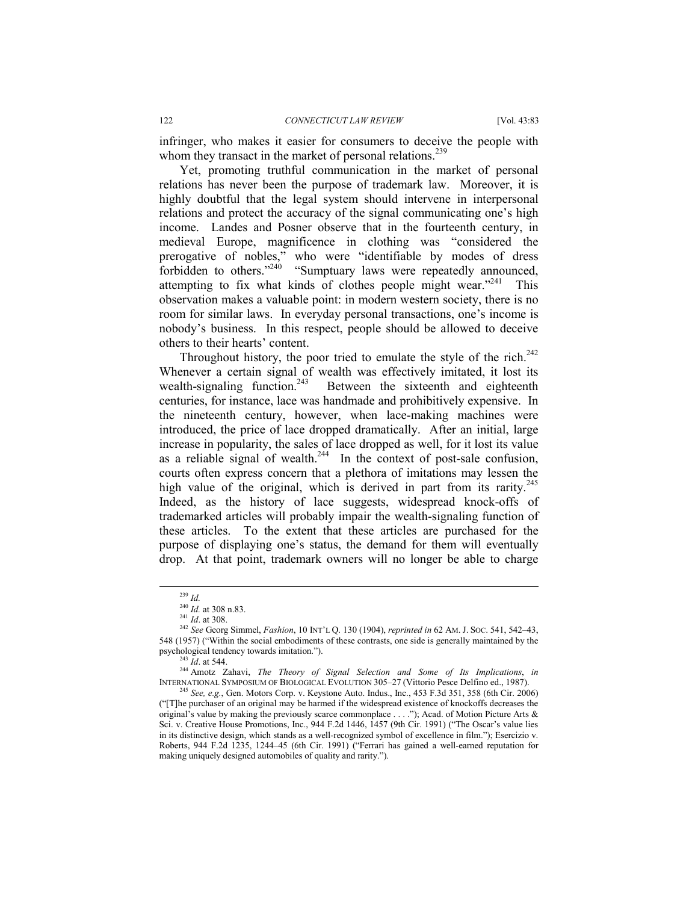infringer, who makes it easier for consumers to deceive the people with whom they transact in the market of personal relations.[239]

Yet, promoting truthful communication in the market of personal relations has never been the purpose of trademark law. Moreover, it is highly doubtful that the legal system should intervene in interpersonal relations and protect the accuracy of the signal communicating one's high income. Landes and Posner observe that in the fourteenth century, in medieval Europe, magnificence in clothing was "considered the prerogative of nobles," who were "identifiable by modes of dress forbidden to others."[240] "Sumptuary laws were repeatedly announced, attempting to fix what kinds of clothes people might wear."[241] This observation makes a valuable point: in modern western society, there is no room for similar laws. In everyday personal transactions, one's income is nobody's business. In this respect, people should be allowed to deceive others to their hearts' content.

Throughout history, the poor tried to emulate the style of the rich.[242] Whenever a certain signal of wealth was effectively imitated, it lost its wealth-signaling function.[243] Between the sixteenth and eighteenth centuries, for instance, lace was handmade and prohibitively expensive. In the nineteenth century, however, when lace-making machines were introduced, the price of lace dropped dramatically. After an initial, large increase in popularity, the sales of lace dropped as well, for it lost its value as a reliable signal of wealth.[244] In the context of post-sale confusion, courts often express concern that a plethora of imitations may lessen the high value of the original, which is derived in part from its rarity.[245] Indeed, as the history of lace suggests, widespread knock-offs of trademarked articles will probably impair the wealth-signaling function of these articles. To the extent that these articles are purchased for the purpose of displaying one's status, the demand for them will eventually drop. At that point, trademark owners will no longer be able to charge

---

[239] *Id.*

[240] *Id.* at 308 n.83.

[241] *Id*. at 308.

[242] *See* Georg Simmel, *Fashion*, 10 INT'L Q. 130 (1904), *reprinted in* 62 AM. J. SOC. 541, 542–43, 548 (1957) ("Within the social embodiments of these contrasts, one side is generally maintained by the psychological tendency towards imitation.").

[243] *Id*. at 544.

[244] Amotz Zahavi, *The Theory of Signal Selection and Some of Its Implications*, *in* INTERNATIONAL SYMPOSIUM OF BIOLOGICAL EVOLUTION 305–27 (Vittorio Pesce Delfino ed., 1987).

[245] *See, e.g.*, Gen. Motors Corp. v. Keystone Auto. Indus., Inc., 453 F.3d 351, 358 (6th Cir. 2006) ("[T]he purchaser of an original may be harmed if the widespread existence of knockoffs decreases the original's value by making the previously scarce commonplace . . . ."); Acad. of Motion Picture Arts & Sci. v. Creative House Promotions, Inc., 944 F.2d 1446, 1457 (9th Cir. 1991) ("The Oscar's value lies in its distinctive design, which stands as a well-recognized symbol of excellence in film."); Esercizio v. Roberts, 944 F.2d 1235, 1244–45 (6th Cir. 1991) ("Ferrari has gained a well-earned reputation for making uniquely designed automobiles of quality and rarity.").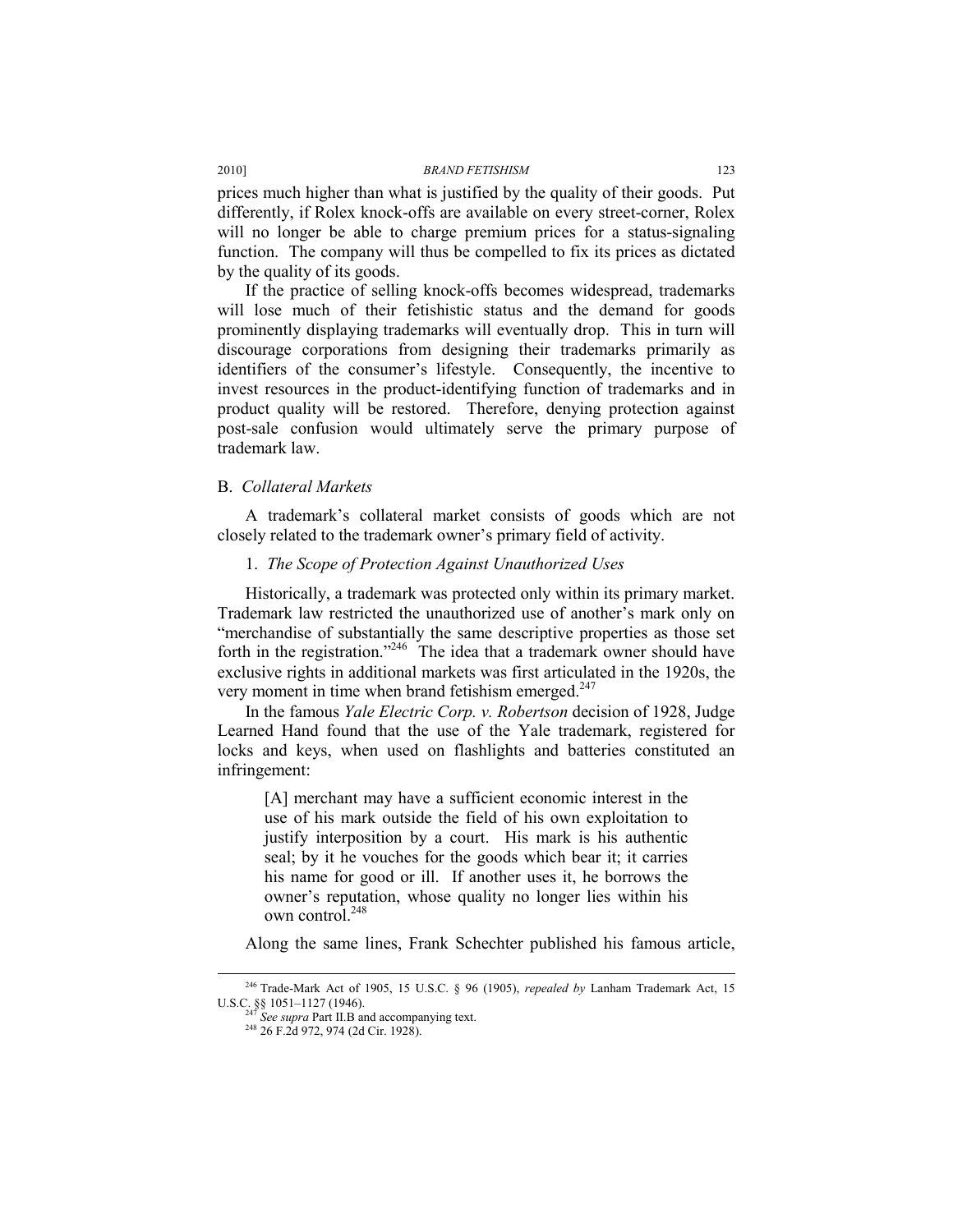prices much higher than what is justified by the quality of their goods. Put differently, if Rolex knock-offs are available on every street-corner, Rolex will no longer be able to charge premium prices for a status-signaling function. The company will thus be compelled to fix its prices as dictated by the quality of its goods.

If the practice of selling knock-offs becomes widespread, trademarks will lose much of their fetishistic status and the demand for goods prominently displaying trademarks will eventually drop. This in turn will discourage corporations from designing their trademarks primarily as identifiers of the consumer's lifestyle. Consequently, the incentive to invest resources in the product-identifying function of trademarks and in product quality will be restored. Therefore, denying protection against post-sale confusion would ultimately serve the primary purpose of trademark law.

### B. *Collateral Markets*

A trademark's collateral market consists of goods which are not closely related to the trademark owner's primary field of activity.

#### 1. *The Scope of Protection Against Unauthorized Uses*

Historically, a trademark was protected only within its primary market. Trademark law restricted the unauthorized use of another's mark only on "merchandise of substantially the same descriptive properties as those set forth in the registration."[246] The idea that a trademark owner should have exclusive rights in additional markets was first articulated in the 1920s, the very moment in time when brand fetishism emerged.[247]

In the famous *Yale Electric Corp. v. Robertson* decision of 1928, Judge Learned Hand found that the use of the Yale trademark, registered for locks and keys, when used on flashlights and batteries constituted an infringement:

> [A] merchant may have a sufficient economic interest in the use of his mark outside the field of his own exploitation to justify interposition by a court. His mark is his authentic seal; by it he vouches for the goods which bear it; it carries his name for good or ill. If another uses it, he borrows the owner's reputation, whose quality no longer lies within his own control.[248]

Along the same lines, Frank Schechter published his famous article,

---

[246] Trade-Mark Act of 1905, 15 U.S.C. § 96 (1905), *repealed by* Lanham Trademark Act, 15 U.S.C. §§ 1051–1127 (1946).

[247] *See supra* Part II.B and accompanying text.

[248] 26 F.2d 972, 974 (2d Cir. 1928).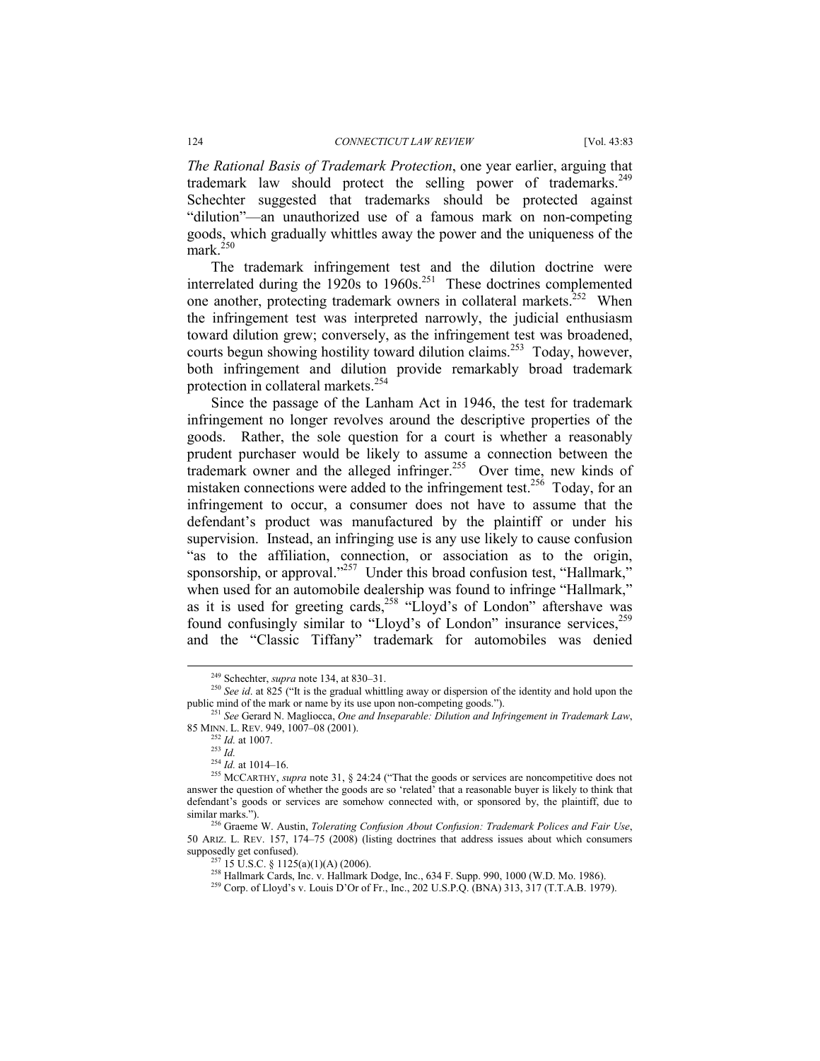*The Rational Basis of Trademark Protection*, one year earlier, arguing that trademark law should protect the selling power of trademarks.[249] Schechter suggested that trademarks should be protected against "dilution"—an unauthorized use of a famous mark on non-competing goods, which gradually whittles away the power and the uniqueness of the mark.[250]

The trademark infringement test and the dilution doctrine were interrelated during the 1920s to 1960s.[251] These doctrines complemented one another, protecting trademark owners in collateral markets.[252] When the infringement test was interpreted narrowly, the judicial enthusiasm toward dilution grew; conversely, as the infringement test was broadened, courts begun showing hostility toward dilution claims.[253] Today, however, both infringement and dilution provide remarkably broad trademark protection in collateral markets.[254]

Since the passage of the Lanham Act in 1946, the test for trademark infringement no longer revolves around the descriptive properties of the goods. Rather, the sole question for a court is whether a reasonably prudent purchaser would be likely to assume a connection between the trademark owner and the alleged infringer.[255] Over time, new kinds of mistaken connections were added to the infringement test.[256] Today, for an infringement to occur, a consumer does not have to assume that the defendant's product was manufactured by the plaintiff or under his supervision. Instead, an infringing use is any use likely to cause confusion "as to the affiliation, connection, or association as to the origin, sponsorship, or approval."[257] Under this broad confusion test, "Hallmark," when used for an automobile dealership was found to infringe "Hallmark," as it is used for greeting cards,[258] "Lloyd's of London" aftershave was found confusingly similar to "Lloyd's of London" insurance services,[259] and the "Classic Tiffany" trademark for automobiles was denied

---

[249] Schechter, *supra* note 134, at 830–31.

[250] *See id*. at 825 ("It is the gradual whittling away or dispersion of the identity and hold upon the public mind of the mark or name by its use upon non-competing goods.").

[251] *See* Gerard N. Magliocca, *One and Inseparable: Dilution and Infringement in Trademark Law*, 85 MINN. L. REV. 949, 1007–08 (2001).

[252] *Id.* at 1007.

[253] *Id.*

[254] *Id.* at 1014–16.

[255] MCCARTHY, *supra* note 31, § 24:24 ("That the goods or services are noncompetitive does not answer the question of whether the goods are so 'related' that a reasonable buyer is likely to think that defendant's goods or services are somehow connected with, or sponsored by, the plaintiff, due to similar marks.").

[256] Graeme W. Austin, *Tolerating Confusion About Confusion: Trademark Polices and Fair Use*, 50 ARIZ. L. REV. 157, 174–75 (2008) (listing doctrines that address issues about which consumers supposedly get confused).

[257] 15 U.S.C. § 1125(a)(1)(A) (2006).

[258] Hallmark Cards, Inc. v. Hallmark Dodge, Inc., 634 F. Supp. 990, 1000 (W.D. Mo. 1986).

[259] Corp. of Lloyd's v. Louis D'Or of Fr., Inc., 202 U.S.P.Q. (BNA) 313, 317 (T.T.A.B. 1979).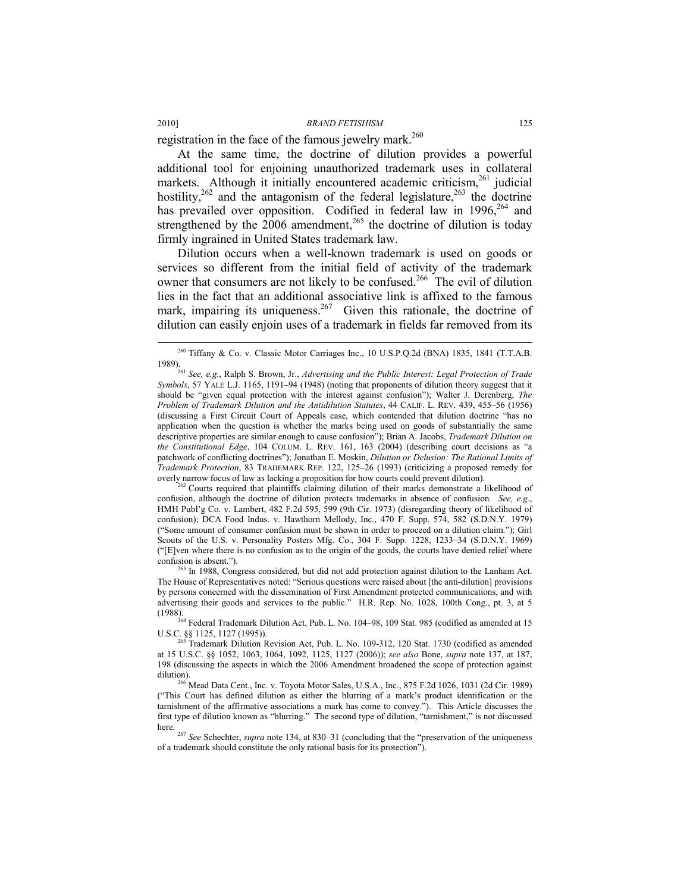registration in the face of the famous jewelry mark.[260]

At the same time, the doctrine of dilution provides a powerful additional tool for enjoining unauthorized trademark uses in collateral markets. Although it initially encountered academic criticism,[261] judicial hostility,[262] and the antagonism of the federal legislature,[263] the doctrine has prevailed over opposition. Codified in federal law in 1996,[264] and strengthened by the 2006 amendment,[265] the doctrine of dilution is today firmly ingrained in United States trademark law.

Dilution occurs when a well-known trademark is used on goods or services so different from the initial field of activity of the trademark owner that consumers are not likely to be confused.[266] The evil of dilution lies in the fact that an additional associative link is affixed to the famous mark, impairing its uniqueness.[267] Given this rationale, the doctrine of dilution can easily enjoin uses of a trademark in fields far removed from its

---

[260] Tiffany & Co. v. Classic Motor Carriages Inc., 10 U.S.P.Q.2d (BNA) 1835, 1841 (T.T.A.B. 1989).

[261] *See, e.g.*, Ralph S. Brown, Jr., *Advertising and the Public Interest: Legal Protection of Trade Symbols*, 57 YALE L.J. 1165, 1191–94 (1948) (noting that proponents of dilution theory suggest that it should be "given equal protection with the interest against confusion"); Walter J. Derenberg, *The Problem of Trademark Dilution and the Antidilution Statutes*, 44 CALIF. L. REV. 439, 455–56 (1956) (discussing a First Circuit Court of Appeals case, which contended that dilution doctrine "has no application when the question is whether the marks being used on goods of substantially the same descriptive properties are similar enough to cause confusion"); Brian A. Jacobs, *Trademark Dilution on the Constitutional Edge*, 104 COLUM. L. REV. 161, 163 (2004) (describing court decisions as "a patchwork of conflicting doctrines"); Jonathan E. Moskin, *Dilution or Delusion: The Rational Limits of Trademark Protection*, 83 TRADEMARK REP. 122, 125–26 (1993) (criticizing a proposed remedy for overly narrow focus of law as lacking a proposition for how courts could prevent dilution).

[262] Courts required that plaintiffs claiming dilution of their marks demonstrate a likelihood of confusion, although the doctrine of dilution protects trademarks in absence of confusion. *See, e.g.*, HMH Publ'g Co. v. Lambert, 482 F.2d 595, 599 (9th Cir. 1973) (disregarding theory of likelihood of confusion); DCA Food Indus. v. Hawthorn Mellody, Inc., 470 F. Supp. 574, 582 (S.D.N.Y. 1979) ("Some amount of consumer confusion must be shown in order to proceed on a dilution claim."); Girl Scouts of the U.S. v. Personality Posters Mfg. Co., 304 F. Supp. 1228, 1233–34 (S.D.N.Y. 1969) ("[E]ven where there is no confusion as to the origin of the goods, the courts have denied relief where confusion is absent.").

[263] In 1988, Congress considered, but did not add protection against dilution to the Lanham Act. The House of Representatives noted: "Serious questions were raised about [the anti-dilution] provisions by persons concerned with the dissemination of First Amendment protected communications, and with advertising their goods and services to the public." H.R. Rep. No. 1028, 100th Cong., pt. 3, at 5 (1988).

[264] Federal Trademark Dilution Act, Pub. L. No. 104–98, 109 Stat. 985 (codified as amended at 15 U.S.C. §§ 1125, 1127 (1995)).

[265] Trademark Dilution Revision Act, Pub. L. No. 109-312, 120 Stat. 1730 (codified as amended at 15 U.S.C. §§ 1052, 1063, 1064, 1092, 1125, 1127 (2006)); *see also* Bone, *supra* note 137, at 187, 198 (discussing the aspects in which the 2006 Amendment broadened the scope of protection against dilution).

[266] Mead Data Cent., Inc. v. Toyota Motor Sales, U.S.A., Inc., 875 F.2d 1026, 1031 (2d Cir. 1989) ("This Court has defined dilution as either the blurring of a mark's product identification or the tarnishment of the affirmative associations a mark has come to convey."). This Article discusses the first type of dilution known as "blurring." The second type of dilution, "tarnishment," is not discussed here.

[267] *See* Schechter, *supra* note 134, at 830–31 (concluding that the "preservation of the uniqueness of a trademark should constitute the only rational basis for its protection").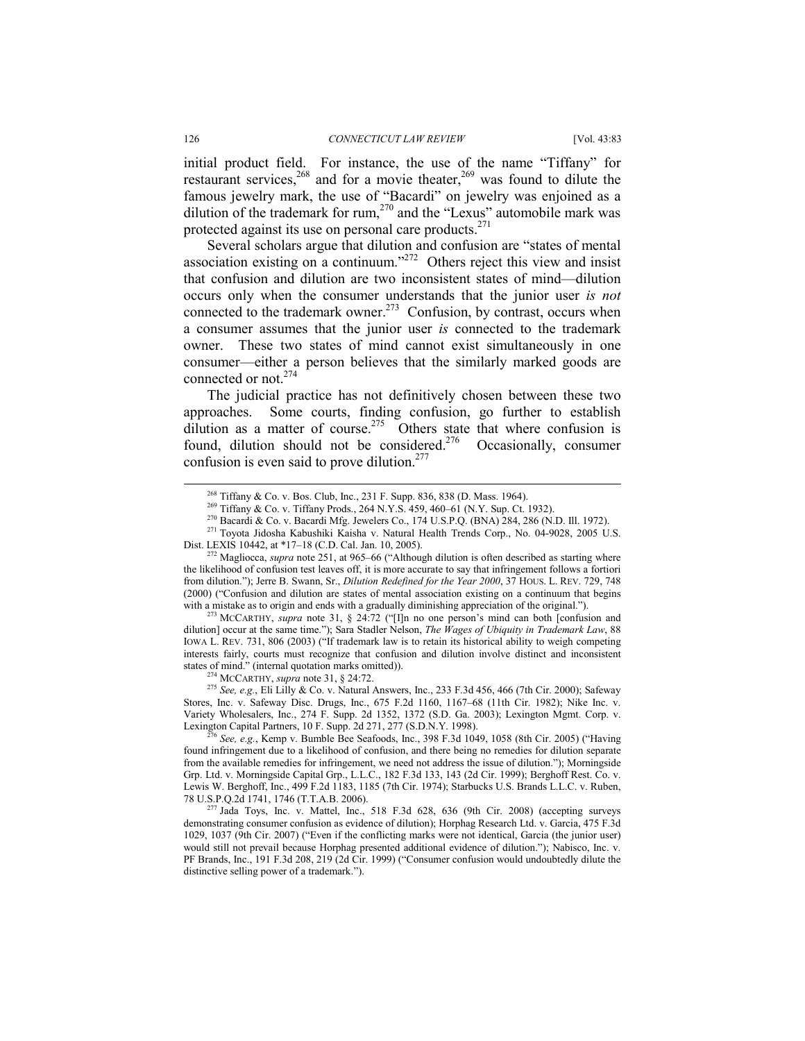initial product field. For instance, the use of the name "Tiffany" for restaurant services,[268] and for a movie theater,[269] was found to dilute the famous jewelry mark, the use of "Bacardi" on jewelry was enjoined as a dilution of the trademark for rum,[270] and the "Lexus" automobile mark was protected against its use on personal care products.[271]

Several scholars argue that dilution and confusion are "states of mental association existing on a continuum."[272] Others reject this view and insist that confusion and dilution are two inconsistent states of mind—dilution occurs only when the consumer understands that the junior user *is not* connected to the trademark owner.[273] Confusion, by contrast, occurs when a consumer assumes that the junior user *is* connected to the trademark owner. These two states of mind cannot exist simultaneously in one consumer—either a person believes that the similarly marked goods are connected or not.[274]

The judicial practice has not definitively chosen between these two approaches. Some courts, finding confusion, go further to establish dilution as a matter of course.[275] Others state that where confusion is found, dilution should not be considered.[276] Occasionally, consumer confusion is even said to prove dilution.[277]

---

[268] Tiffany & Co. v. Bos. Club, Inc., 231 F. Supp. 836, 838 (D. Mass. 1964).

[269] Tiffany & Co. v. Tiffany Prods., 264 N.Y.S. 459, 460–61 (N.Y. Sup. Ct. 1932).

[270] Bacardi & Co. v. Bacardi Mfg. Jewelers Co., 174 U.S.P.Q. (BNA) 284, 286 (N.D. Ill. 1972).

[271] Toyota Jidosha Kabushiki Kaisha v. Natural Health Trends Corp., No. 04-9028, 2005 U.S. Dist. LEXIS 10442, at *17–18 (C.D. Cal. Jan. 10, 2005).

[272] Magliocca, *supra* note 251, at 965–66 ("Although dilution is often described as starting where the likelihood of confusion test leaves off, it is more accurate to say that infringement follows a fortiori from dilution."); Jerre B. Swann, Sr., *Dilution Redefined for the Year 2000*, 37 HOUS. L. REV. 729, 748 (2000) ("Confusion and dilution are states of mental association existing on a continuum that begins with a mistake as to origin and ends with a gradually diminishing appreciation of the original.").

[273] MCCARTHY, *supra* note 31, § 24:72 ("[I]n no one person's mind can both [confusion and dilution] occur at the same time."); Sara Stadler Nelson, *The Wages of Ubiquity in Trademark Law*, 88 IOWA L. REV. 731, 806 (2003) ("If trademark law is to retain its historical ability to weigh competing interests fairly, courts must recognize that confusion and dilution involve distinct and inconsistent states of mind." (internal quotation marks omitted)).

[274] MCCARTHY, *supra* note 31, § 24:72.

[275] *See, e.g.*, Eli Lilly & Co. v. Natural Answers, Inc., 233 F.3d 456, 466 (7th Cir. 2000); Safeway Stores, Inc. v. Safeway Disc. Drugs, Inc., 675 F.2d 1160, 1167–68 (11th Cir. 1982); Nike Inc. v. Variety Wholesalers, Inc., 274 F. Supp. 2d 1352, 1372 (S.D. Ga. 2003); Lexington Mgmt. Corp. v. Lexington Capital Partners, 10 F. Supp. 2d 271, 277 (S.D.N.Y. 1998).

[276] *See, e.g.*, Kemp v. Bumble Bee Seafoods, Inc., 398 F.3d 1049, 1058 (8th Cir. 2005) ("Having found infringement due to a likelihood of confusion, and there being no remedies for dilution separate from the available remedies for infringement, we need not address the issue of dilution."); Morningside Grp. Ltd. v. Morningside Capital Grp., L.L.C., 182 F.3d 133, 143 (2d Cir. 1999); Berghoff Rest. Co. v. Lewis W. Berghoff, Inc., 499 F.2d 1183, 1185 (7th Cir. 1974); Starbucks U.S. Brands L.L.C. v. Ruben, 78 U.S.P.Q.2d 1741, 1746 (T.T.A.B. 2006).

[277] Jada Toys, Inc. v. Mattel, Inc., 518 F.3d 628, 636 (9th Cir. 2008) (accepting surveys demonstrating consumer confusion as evidence of dilution); Horphag Research Ltd. v. Garcia, 475 F.3d 1029, 1037 (9th Cir. 2007) ("Even if the conflicting marks were not identical, Garcia (the junior user) would still not prevail because Horphag presented additional evidence of dilution."); Nabisco, Inc. v. PF Brands, Inc., 191 F.3d 208, 219 (2d Cir. 1999) ("Consumer confusion would undoubtedly dilute the distinctive selling power of a trademark.").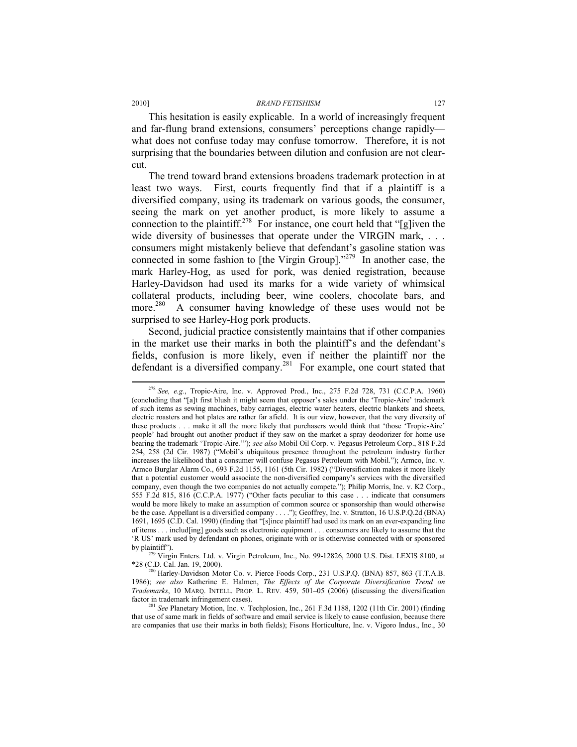This hesitation is easily explicable. In a world of increasingly frequent and far-flung brand extensions, consumers' perceptions change rapidly—what does not confuse today may confuse tomorrow. Therefore, it is not surprising that the boundaries between dilution and confusion are not clear-cut.

The trend toward brand extensions broadens trademark protection in at least two ways. First, courts frequently find that if a plaintiff is a diversified company, using its trademark on various goods, the consumer, seeing the mark on yet another product, is more likely to assume a connection to the plaintiff.[278] For instance, one court held that "[g]iven the wide diversity of businesses that operate under the VIRGIN mark, . . . consumers might mistakenly believe that defendant's gasoline station was connected in some fashion to [the Virgin Group]."[279] In another case, the mark Harley-Hog, as used for pork, was denied registration, because Harley-Davidson had used its marks for a wide variety of whimsical collateral products, including beer, wine coolers, chocolate bars, and more.[280] A consumer having knowledge of these uses would not be surprised to see Harley-Hog pork products.

Second, judicial practice consistently maintains that if other companies in the market use their marks in both the plaintiff's and the defendant's fields, confusion is more likely, even if neither the plaintiff nor the defendant is a diversified company.[281] For example, one court stated that

---

[278] *See, e.g.*, Tropic-Aire, Inc. v. Approved Prod., Inc., 275 F.2d 728, 731 (C.C.P.A. 1960) (concluding that "[a]t first blush it might seem that opposer's sales under the 'Tropic-Aire' trademark of such items as sewing machines, baby carriages, electric water heaters, electric blankets and sheets, electric roasters and hot plates are rather far afield. It is our view, however, that the very diversity of these products . . . make it all the more likely that purchasers would think that 'those 'Tropic-Aire' people' had brought out another product if they saw on the market a spray deodorizer for home use bearing the trademark 'Tropic-Aire.'"); *see also* Mobil Oil Corp. v. Pegasus Petroleum Corp., 818 F.2d 254, 258 (2d Cir. 1987) ("Mobil's ubiquitous presence throughout the petroleum industry further increases the likelihood that a consumer will confuse Pegasus Petroleum with Mobil."); Armco, Inc. v. Armco Burglar Alarm Co., 693 F.2d 1155, 1161 (5th Cir. 1982) ("Diversification makes it more likely that a potential customer would associate the non-diversified company's services with the diversified company, even though the two companies do not actually compete."); Philip Morris, Inc. v. K2 Corp., 555 F.2d 815, 816 (C.C.P.A. 1977) ("Other facts peculiar to this case . . . indicate that consumers would be more likely to make an assumption of common source or sponsorship than would otherwise be the case. Appellant is a diversified company . . . ."); Geoffrey, Inc. v. Stratton, 16 U.S.P.Q.2d (BNA) 1691, 1695 (C.D. Cal. 1990) (finding that "[s]ince plaintiff had used its mark on an ever-expanding line of items . . . includ[ing] goods such as electronic equipment . . . consumers are likely to assume that the 'R US' mark used by defendant on phones, originate with or is otherwise connected with or sponsored by plaintiff").

[279] Virgin Enters. Ltd. v. Virgin Petroleum, Inc., No. 99-12826, 2000 U.S. Dist. LEXIS 8100, at *28 (C.D. Cal. Jan. 19, 2000).

[280] Harley-Davidson Motor Co. v. Pierce Foods Corp., 231 U.S.P.Q. (BNA) 857, 863 (T.T.A.B. 1986); *see also* Katherine E. Halmen, *The Effects of the Corporate Diversification Trend on Trademarks*, 10 MARQ. INTELL. PROP. L. REV. 459, 501–05 (2006) (discussing the diversification factor in trademark infringement cases).

[281] *See* Planetary Motion, Inc. v. Techplosion, Inc., 261 F.3d 1188, 1202 (11th Cir. 2001) (finding that use of same mark in fields of software and email service is likely to cause confusion, because there are companies that use their marks in both fields); Fisons Horticulture, Inc. v. Vigoro Indus., Inc., 30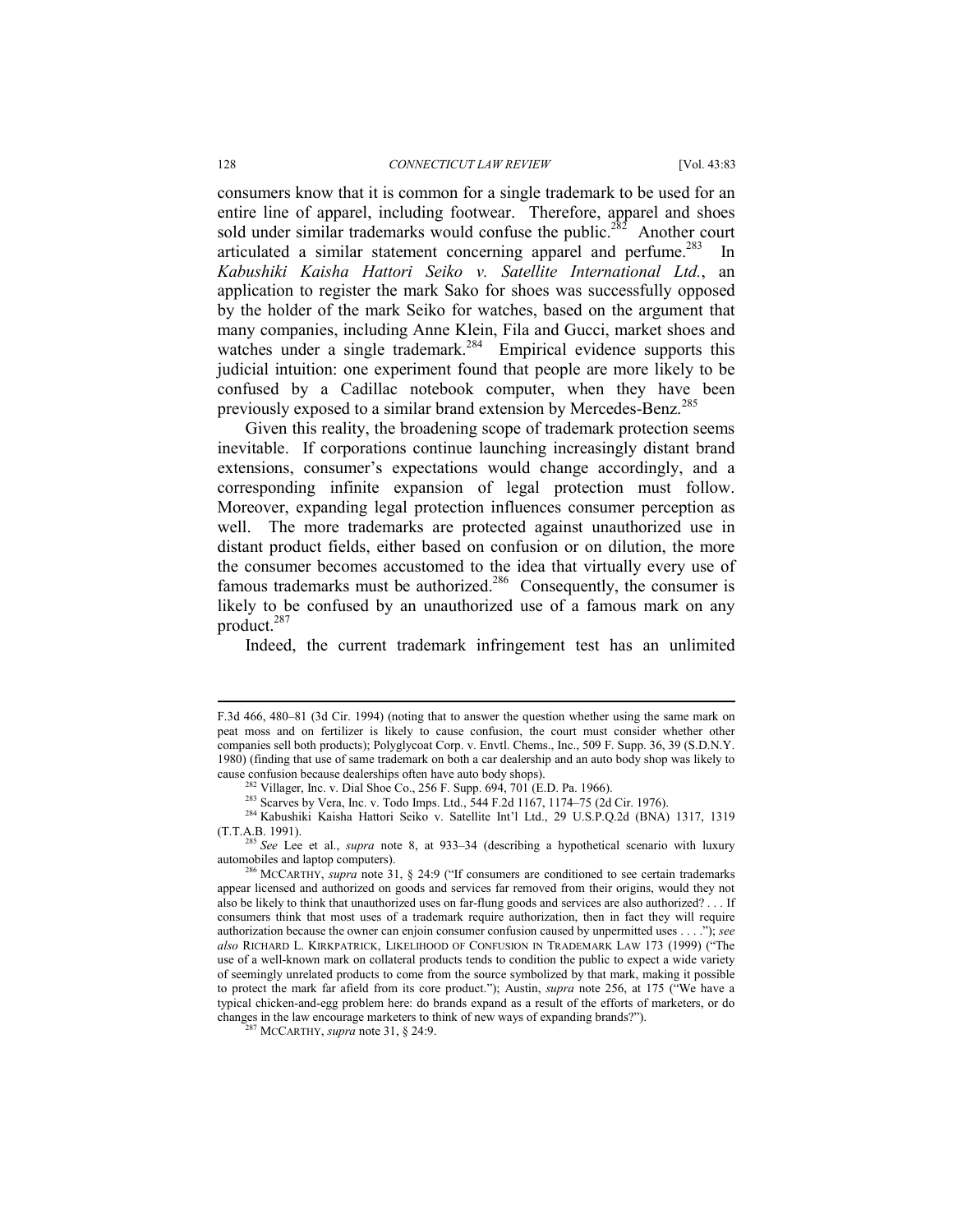consumers know that it is common for a single trademark to be used for an entire line of apparel, including footwear. Therefore, apparel and shoes sold under similar trademarks would confuse the public.[282] Another court articulated a similar statement concerning apparel and perfume.[283] In *Kabushiki Kaisha Hattori Seiko v. Satellite International Ltd.*, an application to register the mark Sako for shoes was successfully opposed by the holder of the mark Seiko for watches, based on the argument that many companies, including Anne Klein, Fila and Gucci, market shoes and watches under a single trademark.[284] Empirical evidence supports this judicial intuition: one experiment found that people are more likely to be confused by a Cadillac notebook computer, when they have been previously exposed to a similar brand extension by Mercedes-Benz.[285]

Given this reality, the broadening scope of trademark protection seems inevitable. If corporations continue launching increasingly distant brand extensions, consumer's expectations would change accordingly, and a corresponding infinite expansion of legal protection must follow. Moreover, expanding legal protection influences consumer perception as well. The more trademarks are protected against unauthorized use in distant product fields, either based on confusion or on dilution, the more the consumer becomes accustomed to the idea that virtually every use of famous trademarks must be authorized.[286] Consequently, the consumer is likely to be confused by an unauthorized use of a famous mark on any product.[287]

Indeed, the current trademark infringement test has an unlimited

---

F.3d 466, 480–81 (3d Cir. 1994) (noting that to answer the question whether using the same mark on peat moss and on fertilizer is likely to cause confusion, the court must consider whether other companies sell both products); Polyglycoat Corp. v. Envtl. Chems., Inc., 509 F. Supp. 36, 39 (S.D.N.Y. 1980) (finding that use of same trademark on both a car dealership and an auto body shop was likely to cause confusion because dealerships often have auto body shops).

[282] Villager, Inc. v. Dial Shoe Co., 256 F. Supp. 694, 701 (E.D. Pa. 1966).

[283] Scarves by Vera, Inc. v. Todo Imps. Ltd., 544 F.2d 1167, 1174–75 (2d Cir. 1976).

[284] Kabushiki Kaisha Hattori Seiko v. Satellite Int'l Ltd., 29 U.S.P.Q.2d (BNA) 1317, 1319 (T.T.A.B. 1991).

[285] *See* Lee et al., *supra* note 8, at 933–34 (describing a hypothetical scenario with luxury automobiles and laptop computers).

[286] MCCARTHY, *supra* note 31, § 24:9 ("If consumers are conditioned to see certain trademarks appear licensed and authorized on goods and services far removed from their origins, would they not also be likely to think that unauthorized uses on far-flung goods and services are also authorized? . . . If consumers think that most uses of a trademark require authorization, then in fact they will require authorization because the owner can enjoin consumer confusion caused by unpermitted uses . . . ."); *see also* RICHARD L. KIRKPATRICK, LIKELIHOOD OF CONFUSION IN TRADEMARK LAW 173 (1999) ("The use of a well-known mark on collateral products tends to condition the public to expect a wide variety of seemingly unrelated products to come from the source symbolized by that mark, making it possible to protect the mark far afield from its core product."); Austin, *supra* note 256, at 175 ("We have a typical chicken-and-egg problem here: do brands expand as a result of the efforts of marketers, or do changes in the law encourage marketers to think of new ways of expanding brands?").

[287] MCCARTHY, *supra* note 31, § 24:9.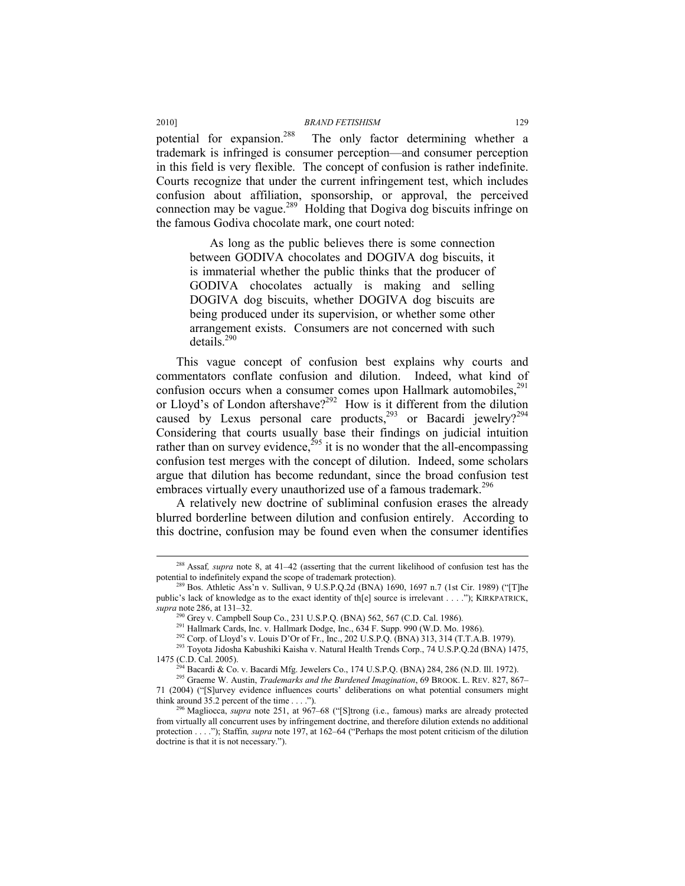potential for expansion.[288] The only factor determining whether a trademark is infringed is consumer perception—and consumer perception in this field is very flexible. The concept of confusion is rather indefinite. Courts recognize that under the current infringement test, which includes confusion about affiliation, sponsorship, or approval, the perceived connection may be vague.[289] Holding that Dogiva dog biscuits infringe on the famous Godiva chocolate mark, one court noted:

> As long as the public believes there is some connection between GODIVA chocolates and DOGIVA dog biscuits, it is immaterial whether the public thinks that the producer of GODIVA chocolates actually is making and selling DOGIVA dog biscuits, whether DOGIVA dog biscuits are being produced under its supervision, or whether some other arrangement exists. Consumers are not concerned with such details.[290]

This vague concept of confusion best explains why courts and commentators conflate confusion and dilution. Indeed, what kind of confusion occurs when a consumer comes upon Hallmark automobiles,[291] or Lloyd's of London aftershave?[292] How is it different from the dilution caused by Lexus personal care products,[293] or Bacardi jewelry?[294] Considering that courts usually base their findings on judicial intuition rather than on survey evidence,[295] it is no wonder that the all-encompassing confusion test merges with the concept of dilution. Indeed, some scholars argue that dilution has become redundant, since the broad confusion test embraces virtually every unauthorized use of a famous trademark.[296]

A relatively new doctrine of subliminal confusion erases the already blurred borderline between dilution and confusion entirely. According to this doctrine, confusion may be found even when the consumer identifies

---

[288] Assaf, *supra* note 8, at 41–42 (asserting that the current likelihood of confusion test has the potential to indefinitely expand the scope of trademark protection).

[289] Bos. Athletic Ass'n v. Sullivan, 9 U.S.P.Q.2d (BNA) 1690, 1697 n.7 (1st Cir. 1989) ("[T]he public's lack of knowledge as to the exact identity of th[e] source is irrelevant . . . ."); KIRKPATRICK, *supra* note 286, at 131–32.

[290] Grey v. Campbell Soup Co., 231 U.S.P.Q. (BNA) 562, 567 (C.D. Cal. 1986).

[291] Hallmark Cards, Inc. v. Hallmark Dodge, Inc., 634 F. Supp. 990 (W.D. Mo. 1986).

[292] Corp. of Lloyd's v. Louis D'Or of Fr., Inc., 202 U.S.P.Q. (BNA) 313, 314 (T.T.A.B. 1979).

[293] Toyota Jidosha Kabushiki Kaisha v. Natural Health Trends Corp., 74 U.S.P.Q.2d (BNA) 1475, 1475 (C.D. Cal. 2005).

[294] Bacardi & Co. v. Bacardi Mfg. Jewelers Co., 174 U.S.P.Q. (BNA) 284, 286 (N.D. Ill. 1972).

[295] Graeme W. Austin, *Trademarks and the Burdened Imagination*, 69 BROOK. L. REV. 827, 867–71 (2004) ("[S]urvey evidence influences courts' deliberations on what potential consumers might think around 35.2 percent of the time . . . .").

[296] Magliocca, *supra* note 251, at 967–68 ("[S]trong (i.e., famous) marks are already protected from virtually all concurrent uses by infringement doctrine, and therefore dilution extends no additional protection . . . ."); Staffin, *supra* note 197, at 162–64 ("Perhaps the most potent criticism of the dilution doctrine is that it is not necessary.").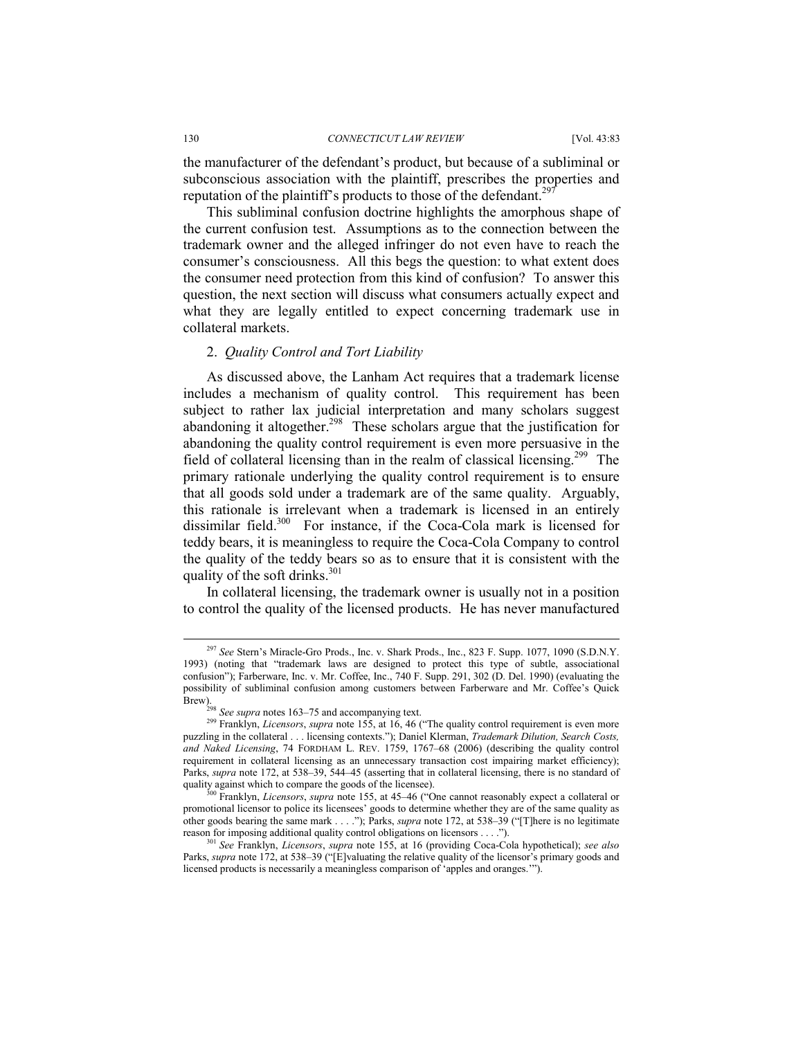the manufacturer of the defendant's product, but because of a subliminal or subconscious association with the plaintiff, prescribes the properties and reputation of the plaintiff's products to those of the defendant.[297]

This subliminal confusion doctrine highlights the amorphous shape of the current confusion test. Assumptions as to the connection between the trademark owner and the alleged infringer do not even have to reach the consumer's consciousness. All this begs the question: to what extent does the consumer need protection from this kind of confusion? To answer this question, the next section will discuss what consumers actually expect and what they are legally entitled to expect concerning trademark use in collateral markets.

### 2. *Quality Control and Tort Liability*

As discussed above, the Lanham Act requires that a trademark license includes a mechanism of quality control. This requirement has been subject to rather lax judicial interpretation and many scholars suggest abandoning it altogether.[298] These scholars argue that the justification for abandoning the quality control requirement is even more persuasive in the field of collateral licensing than in the realm of classical licensing.[299] The primary rationale underlying the quality control requirement is to ensure that all goods sold under a trademark are of the same quality. Arguably, this rationale is irrelevant when a trademark is licensed in an entirely dissimilar field.[300] For instance, if the Coca-Cola mark is licensed for teddy bears, it is meaningless to require the Coca-Cola Company to control the quality of the teddy bears so as to ensure that it is consistent with the quality of the soft drinks.[301]

In collateral licensing, the trademark owner is usually not in a position to control the quality of the licensed products. He has never manufactured

---

[297] *See* Stern's Miracle-Gro Prods., Inc. v. Shark Prods., Inc., 823 F. Supp. 1077, 1090 (S.D.N.Y. 1993) (noting that "trademark laws are designed to protect this type of subtle, associational confusion"); Farberware, Inc. v. Mr. Coffee, Inc., 740 F. Supp. 291, 302 (D. Del. 1990) (evaluating the possibility of subliminal confusion among customers between Farberware and Mr. Coffee's Quick Brew).

[298] *See supra* notes 163–75 and accompanying text.

[299] Franklyn, *Licensors*, *supra* note 155, at 16, 46 ("The quality control requirement is even more puzzling in the collateral . . . licensing contexts."); Daniel Klerman, *Trademark Dilution, Search Costs, and Naked Licensing*, 74 FORDHAM L. REV. 1759, 1767–68 (2006) (describing the quality control requirement in collateral licensing as an unnecessary transaction cost impairing market efficiency); Parks, *supra* note 172, at 538–39, 544–45 (asserting that in collateral licensing, there is no standard of quality against which to compare the goods of the licensee).

[300] Franklyn, *Licensors*, *supra* note 155, at 45–46 ("One cannot reasonably expect a collateral or promotional licensor to police its licensees' goods to determine whether they are of the same quality as other goods bearing the same mark . . . ."); Parks, *supra* note 172, at 538–39 ("[T]here is no legitimate reason for imposing additional quality control obligations on licensors . . . .").

[301] *See* Franklyn, *Licensors*, *supra* note 155, at 16 (providing Coca-Cola hypothetical); *see also* Parks, *supra* note 172, at 538–39 ("[E]valuating the relative quality of the licensor's primary goods and licensed products is necessarily a meaningless comparison of 'apples and oranges.'").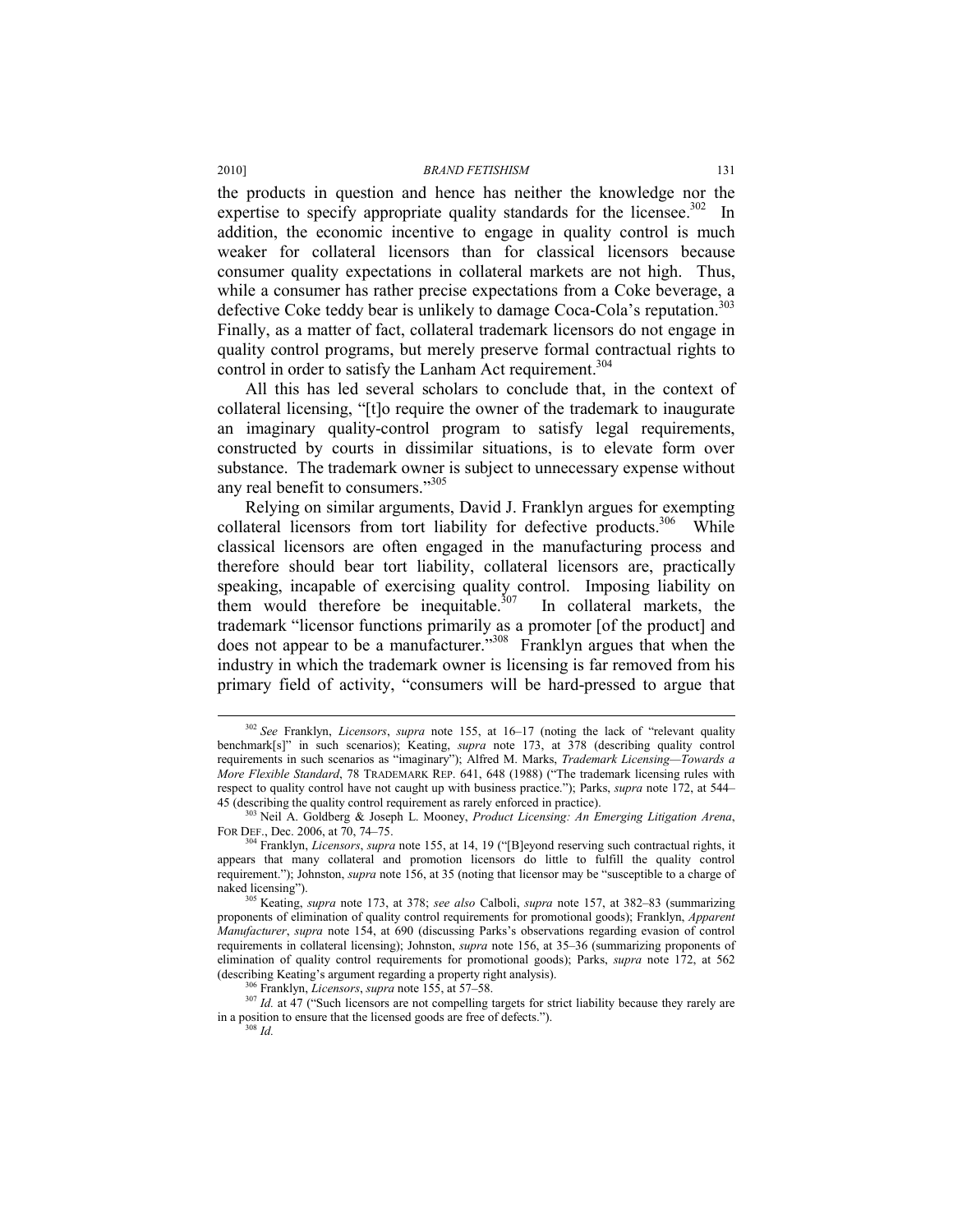the products in question and hence has neither the knowledge nor the expertise to specify appropriate quality standards for the licensee.[302] In addition, the economic incentive to engage in quality control is much weaker for collateral licensors than for classical licensors because consumer quality expectations in collateral markets are not high. Thus, while a consumer has rather precise expectations from a Coke beverage, a defective Coke teddy bear is unlikely to damage Coca-Cola's reputation.[303] Finally, as a matter of fact, collateral trademark licensors do not engage in quality control programs, but merely preserve formal contractual rights to control in order to satisfy the Lanham Act requirement.[304]

All this has led several scholars to conclude that, in the context of collateral licensing, "[t]o require the owner of the trademark to inaugurate an imaginary quality-control program to satisfy legal requirements, constructed by courts in dissimilar situations, is to elevate form over substance. The trademark owner is subject to unnecessary expense without any real benefit to consumers."[305]

Relying on similar arguments, David J. Franklyn argues for exempting collateral licensors from tort liability for defective products.[306] While classical licensors are often engaged in the manufacturing process and therefore should bear tort liability, collateral licensors are, practically speaking, incapable of exercising quality control. Imposing liability on them would therefore be inequitable.[307] In collateral markets, the trademark "licensor functions primarily as a promoter [of the product] and does not appear to be a manufacturer."[308] Franklyn argues that when the industry in which the trademark owner is licensing is far removed from his primary field of activity, "consumers will be hard-pressed to argue that

---

[302] *See* Franklyn, *Licensors*, *supra* note 155, at 16–17 (noting the lack of "relevant quality benchmark[s]" in such scenarios); Keating, *supra* note 173, at 378 (describing quality control requirements in such scenarios as "imaginary"); Alfred M. Marks, *Trademark Licensing—Towards a More Flexible Standard*, 78 TRADEMARK REP. 641, 648 (1988) ("The trademark licensing rules with respect to quality control have not caught up with business practice."); Parks, *supra* note 172, at 544–45 (describing the quality control requirement as rarely enforced in practice).

[303] Neil A. Goldberg & Joseph L. Mooney, *Product Licensing: An Emerging Litigation Arena*, FOR DEF., Dec. 2006, at 70, 74–75.

[304] Franklyn, *Licensors*, *supra* note 155, at 14, 19 ("[B]eyond reserving such contractual rights, it appears that many collateral and promotion licensors do little to fulfill the quality control requirement."); Johnston, *supra* note 156, at 35 (noting that licensor may be "susceptible to a charge of naked licensing").

[305] Keating, *supra* note 173, at 378; *see also* Calboli, *supra* note 157, at 382–83 (summarizing proponents of elimination of quality control requirements for promotional goods); Franklyn, *Apparent Manufacturer*, *supra* note 154, at 690 (discussing Parks's observations regarding evasion of control requirements in collateral licensing); Johnston, *supra* note 156, at 35–36 (summarizing proponents of elimination of quality control requirements for promotional goods); Parks, *supra* note 172, at 562 (describing Keating's argument regarding a property right analysis).

[306] Franklyn, *Licensors*, *supra* note 155, at 57–58.

[307] *Id.* at 47 ("Such licensors are not compelling targets for strict liability because they rarely are in a position to ensure that the licensed goods are free of defects.").

[308] *Id.*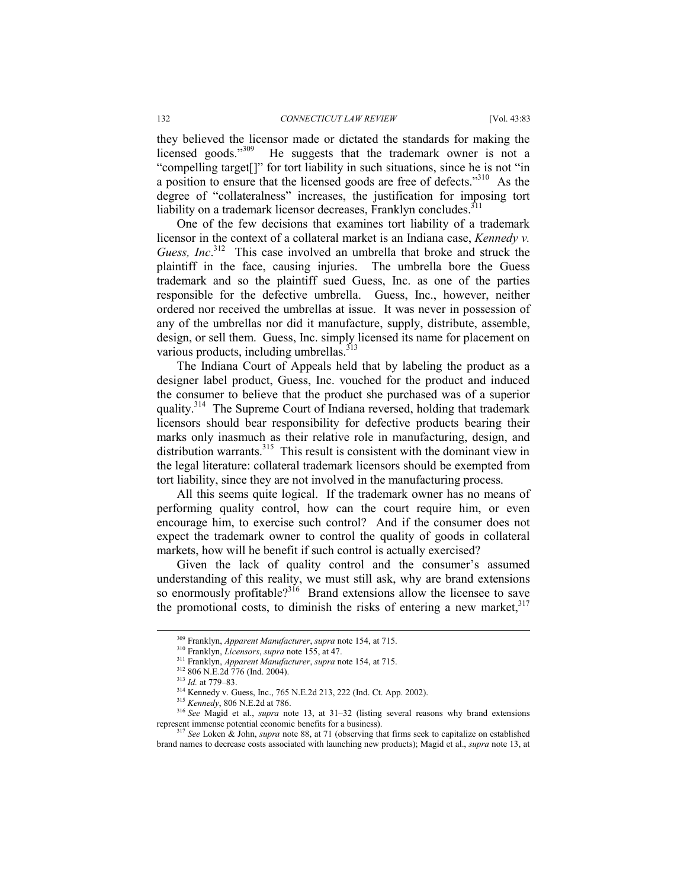they believed the licensor made or dictated the standards for making the licensed goods."[309] He suggests that the trademark owner is not a "compelling target[]" for tort liability in such situations, since he is not "in a position to ensure that the licensed goods are free of defects."[310] As the degree of "collateralness" increases, the justification for imposing tort liability on a trademark licensor decreases, Franklyn concludes.[311]

One of the few decisions that examines tort liability of a trademark licensor in the context of a collateral market is an Indiana case, *Kennedy v. Guess, Inc*.[312] This case involved an umbrella that broke and struck the plaintiff in the face, causing injuries. The umbrella bore the Guess trademark and so the plaintiff sued Guess, Inc. as one of the parties responsible for the defective umbrella. Guess, Inc., however, neither ordered nor received the umbrellas at issue. It was never in possession of any of the umbrellas nor did it manufacture, supply, distribute, assemble, design, or sell them. Guess, Inc. simply licensed its name for placement on various products, including umbrellas.[313]

The Indiana Court of Appeals held that by labeling the product as a designer label product, Guess, Inc. vouched for the product and induced the consumer to believe that the product she purchased was of a superior quality.[314] The Supreme Court of Indiana reversed, holding that trademark licensors should bear responsibility for defective products bearing their marks only inasmuch as their relative role in manufacturing, design, and distribution warrants.[315] This result is consistent with the dominant view in the legal literature: collateral trademark licensors should be exempted from tort liability, since they are not involved in the manufacturing process.

All this seems quite logical. If the trademark owner has no means of performing quality control, how can the court require him, or even encourage him, to exercise such control? And if the consumer does not expect the trademark owner to control the quality of goods in collateral markets, how will he benefit if such control is actually exercised?

Given the lack of quality control and the consumer's assumed understanding of this reality, we must still ask, why are brand extensions so enormously profitable?[316] Brand extensions allow the licensee to save the promotional costs, to diminish the risks of entering a new market,[317]

---

[309] Franklyn, *Apparent Manufacturer*, *supra* note 154, at 715.

[310] Franklyn, *Licensors*, *supra* note 155, at 47.

[311] Franklyn, *Apparent Manufacturer*, *supra* note 154, at 715.

[312] 806 N.E.2d 776 (Ind. 2004).

[313] *Id.* at 779–83.

[314] Kennedy v. Guess, Inc., 765 N.E.2d 213, 222 (Ind. Ct. App. 2002).

[315] *Kennedy*, 806 N.E.2d at 786.

[316] *See* Magid et al., *supra* note 13, at 31–32 (listing several reasons why brand extensions represent immense potential economic benefits for a business).

[317] *See* Loken & John, *supra* note 88, at 71 (observing that firms seek to capitalize on established brand names to decrease costs associated with launching new products); Magid et al., *supra* note 13, at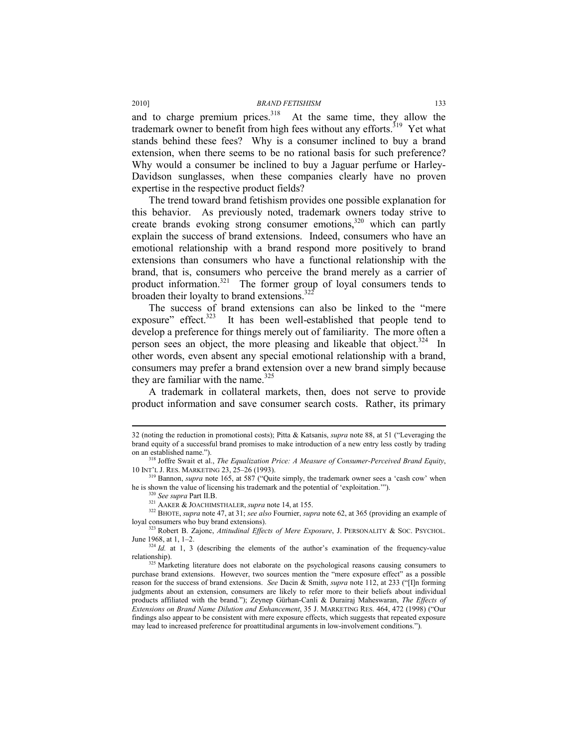and to charge premium prices.[318] At the same time, they allow the trademark owner to benefit from high fees without any efforts.[319] Yet what stands behind these fees? Why is a consumer inclined to buy a brand extension, when there seems to be no rational basis for such preference? Why would a consumer be inclined to buy a Jaguar perfume or Harley-Davidson sunglasses, when these companies clearly have no proven expertise in the respective product fields?

The trend toward brand fetishism provides one possible explanation for this behavior. As previously noted, trademark owners today strive to create brands evoking strong consumer emotions,[320] which can partly explain the success of brand extensions. Indeed, consumers who have an emotional relationship with a brand respond more positively to brand extensions than consumers who have a functional relationship with the brand, that is, consumers who perceive the brand merely as a carrier of product information.[321] The former group of loyal consumers tends to broaden their loyalty to brand extensions.[322]

The success of brand extensions can also be linked to the "mere exposure" effect.[323] It has been well-established that people tend to develop a preference for things merely out of familiarity. The more often a person sees an object, the more pleasing and likeable that object.[324] In other words, even absent any special emotional relationship with a brand, consumers may prefer a brand extension over a new brand simply because they are familiar with the name.[325]

A trademark in collateral markets, then, does not serve to provide product information and save consumer search costs. Rather, its primary

---

32 (noting the reduction in promotional costs); Pitta & Katsanis, *supra* note 88, at 51 ("Leveraging the brand equity of a successful brand promises to make introduction of a new entry less costly by trading on an established name.").

[318] Joffre Swait et al., *The Equalization Price: A Measure of Consumer-Perceived Brand Equity*, 10 INT'L J. RES. MARKETING 23, 25–26 (1993).

[319] Bannon, *supra* note 165, at 587 ("Quite simply, the trademark owner sees a 'cash cow' when he is shown the value of licensing his trademark and the potential of 'exploitation.'").

[320] *See supra* Part II.B.

[321] AAKER & JOACHIMSTHALER, *supra* note 14, at 155.

[322] BHOTE, *supra* note 47, at 31; *see also* Fournier, *supra* note 62, at 365 (providing an example of loyal consumers who buy brand extensions).

[323] Robert B. Zajonc, *Attitudinal Effects of Mere Exposure*, J. PERSONALITY & SOC. PSYCHOL. June 1968, at 1, 1–2.

[324] *Id.* at 1, 3 (describing the elements of the author's examination of the frequency-value relationship).

[325] Marketing literature does not elaborate on the psychological reasons causing consumers to purchase brand extensions. However, two sources mention the "mere exposure effect" as a possible reason for the success of brand extensions. *See* Dacin & Smith, *supra* note 112, at 233 ("[I]n forming judgments about an extension, consumers are likely to refer more to their beliefs about individual products affiliated with the brand."); Zeynep Gürhan-Canli & Durairaj Maheswaran, *The Effects of Extensions on Brand Name Dilution and Enhancement*, 35 J. MARKETING RES. 464, 472 (1998) ("Our findings also appear to be consistent with mere exposure effects, which suggests that repeated exposure may lead to increased preference for proattitudinal arguments in low-involvement conditions.").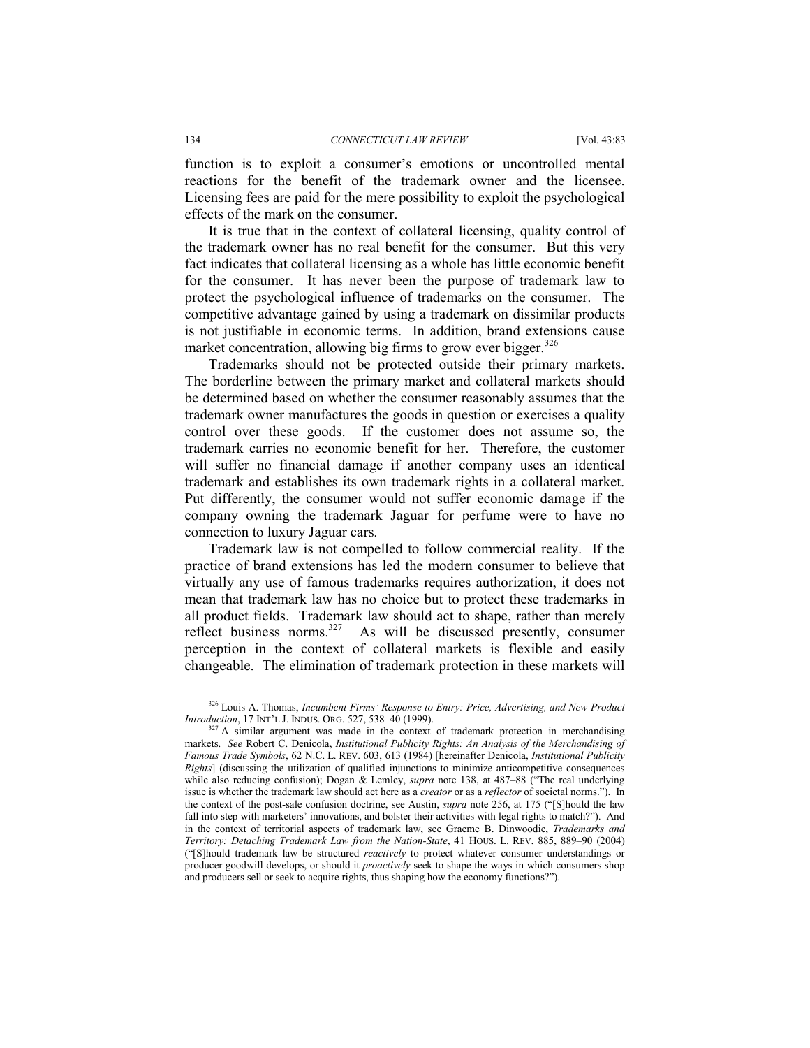function is to exploit a consumer's emotions or uncontrolled mental reactions for the benefit of the trademark owner and the licensee. Licensing fees are paid for the mere possibility to exploit the psychological effects of the mark on the consumer.

It is true that in the context of collateral licensing, quality control of the trademark owner has no real benefit for the consumer. But this very fact indicates that collateral licensing as a whole has little economic benefit for the consumer. It has never been the purpose of trademark law to protect the psychological influence of trademarks on the consumer. The competitive advantage gained by using a trademark on dissimilar products is not justifiable in economic terms. In addition, brand extensions cause market concentration, allowing big firms to grow ever bigger.[326]

Trademarks should not be protected outside their primary markets. The borderline between the primary market and collateral markets should be determined based on whether the consumer reasonably assumes that the trademark owner manufactures the goods in question or exercises a quality control over these goods. If the customer does not assume so, the trademark carries no economic benefit for her. Therefore, the customer will suffer no financial damage if another company uses an identical trademark and establishes its own trademark rights in a collateral market. Put differently, the consumer would not suffer economic damage if the company owning the trademark Jaguar for perfume were to have no connection to luxury Jaguar cars.

Trademark law is not compelled to follow commercial reality. If the practice of brand extensions has led the modern consumer to believe that virtually any use of famous trademarks requires authorization, it does not mean that trademark law has no choice but to protect these trademarks in all product fields. Trademark law should act to shape, rather than merely reflect business norms.[327] As will be discussed presently, consumer perception in the context of collateral markets is flexible and easily changeable. The elimination of trademark protection in these markets will

---

[326] Louis A. Thomas, *Incumbent Firms' Response to Entry: Price, Advertising, and New Product Introduction*, 17 INT'L J. INDUS. ORG. 527, 538–40 (1999).

[327] A similar argument was made in the context of trademark protection in merchandising markets. *See* Robert C. Denicola, *Institutional Publicity Rights: An Analysis of the Merchandising of Famous Trade Symbols*, 62 N.C. L. REV. 603, 613 (1984) [hereinafter Denicola, *Institutional Publicity Rights*] (discussing the utilization of qualified injunctions to minimize anticompetitive consequences while also reducing confusion); Dogan & Lemley, *supra* note 138, at 487–88 ("The real underlying issue is whether the trademark law should act here as a *creator* or as a *reflector* of societal norms."). In the context of the post-sale confusion doctrine, see Austin, *supra* note 256, at 175 ("[S]hould the law fall into step with marketers' innovations, and bolster their activities with legal rights to match?"). And in the context of territorial aspects of trademark law, see Graeme B. Dinwoodie, *Trademarks and Territory: Detaching Trademark Law from the Nation-State*, 41 HOUS. L. REV. 885, 889–90 (2004) ("[S]hould trademark law be structured *reactively* to protect whatever consumer understandings or producer goodwill develops, or should it *proactively* seek to shape the ways in which consumers shop and producers sell or seek to acquire rights, thus shaping how the economy functions?").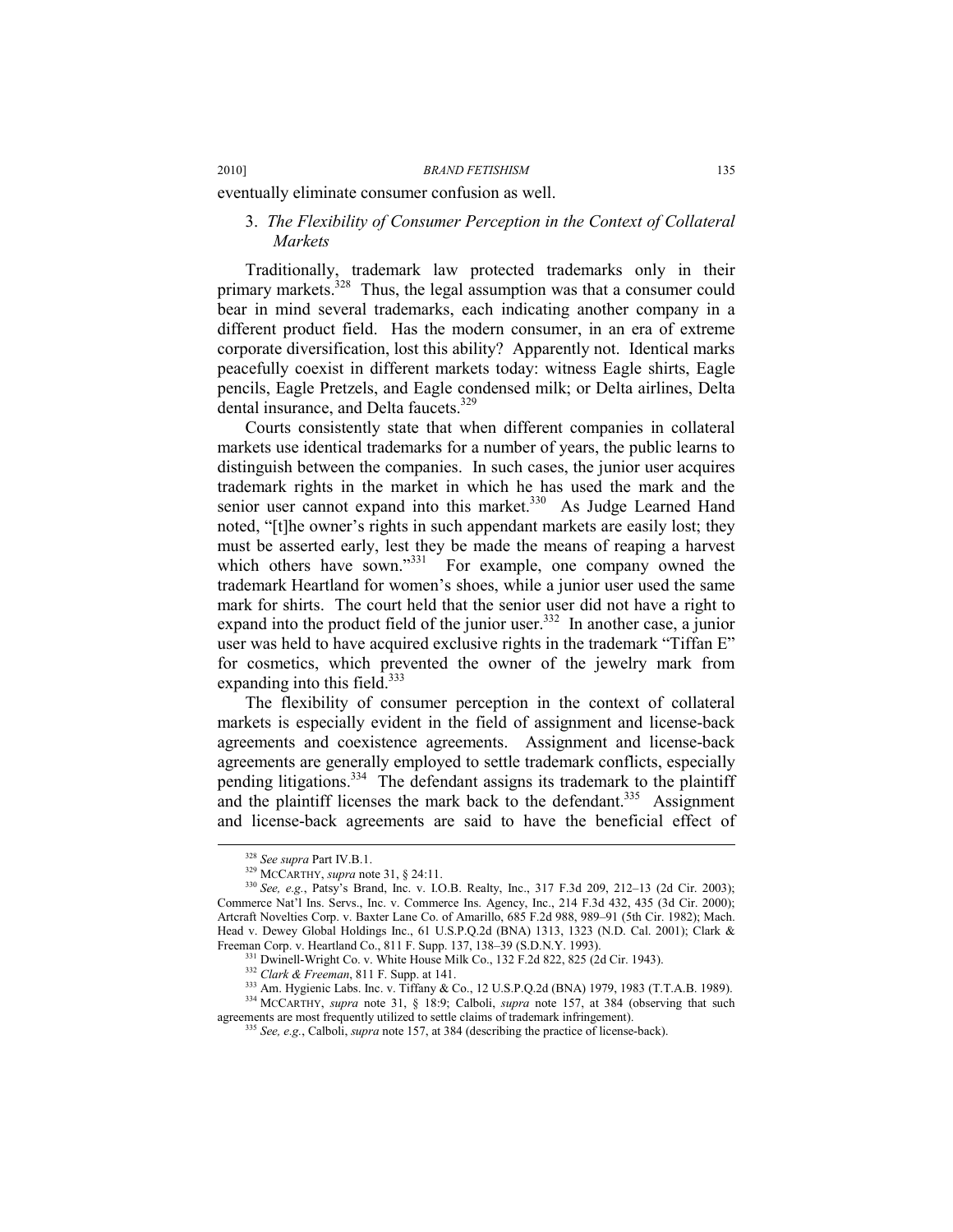eventually eliminate consumer confusion as well.

### 3. *The Flexibility of Consumer Perception in the Context of Collateral Markets*

Traditionally, trademark law protected trademarks only in their primary markets.[328] Thus, the legal assumption was that a consumer could bear in mind several trademarks, each indicating another company in a different product field. Has the modern consumer, in an era of extreme corporate diversification, lost this ability? Apparently not. Identical marks peacefully coexist in different markets today: witness Eagle shirts, Eagle pencils, Eagle Pretzels, and Eagle condensed milk; or Delta airlines, Delta dental insurance, and Delta faucets.[329]

Courts consistently state that when different companies in collateral markets use identical trademarks for a number of years, the public learns to distinguish between the companies. In such cases, the junior user acquires trademark rights in the market in which he has used the mark and the senior user cannot expand into this market.[330] As Judge Learned Hand noted, "[t]he owner's rights in such appendant markets are easily lost; they must be asserted early, lest they be made the means of reaping a harvest which others have sown."[331] For example, one company owned the trademark Heartland for women's shoes, while a junior user used the same mark for shirts. The court held that the senior user did not have a right to expand into the product field of the junior user.[332] In another case, a junior user was held to have acquired exclusive rights in the trademark "Tiffan E" for cosmetics, which prevented the owner of the jewelry mark from expanding into this field.[333]

The flexibility of consumer perception in the context of collateral markets is especially evident in the field of assignment and license-back agreements and coexistence agreements. Assignment and license-back agreements are generally employed to settle trademark conflicts, especially pending litigations.[334] The defendant assigns its trademark to the plaintiff and the plaintiff licenses the mark back to the defendant.[335] Assignment and license-back agreements are said to have the beneficial effect of

---

[328] *See supra* Part IV.B.1.

[329] McCarthy, *supra* note 31, § 24:11.

[330] *See, e.g.*, Patsy's Brand, Inc. v. I.O.B. Realty, Inc., 317 F.3d 209, 212–13 (2d Cir. 2003); Commerce Nat'l Ins. Servs., Inc. v. Commerce Ins. Agency, Inc., 214 F.3d 432, 435 (3d Cir. 2000); Artcraft Novelties Corp. v. Baxter Lane Co. of Amarillo, 685 F.2d 988, 989–91 (5th Cir. 1982); Mach. Head v. Dewey Global Holdings Inc., 61 U.S.P.Q.2d (BNA) 1313, 1323 (N.D. Cal. 2001); Clark & Freeman Corp. v. Heartland Co., 811 F. Supp. 137, 138–39 (S.D.N.Y. 1993).

[331] Dwinell-Wright Co. v. White House Milk Co., 132 F.2d 822, 825 (2d Cir. 1943).

[332] *Clark & Freeman*, 811 F. Supp. at 141.

[333] Am. Hygienic Labs. Inc. v. Tiffany & Co., 12 U.S.P.Q.2d (BNA) 1979, 1983 (T.T.A.B. 1989).

[334] McCarthy, *supra* note 31, § 18:9; Calboli, *supra* note 157, at 384 (observing that such agreements are most frequently utilized to settle claims of trademark infringement).

[335] *See, e.g.*, Calboli, *supra* note 157, at 384 (describing the practice of license-back).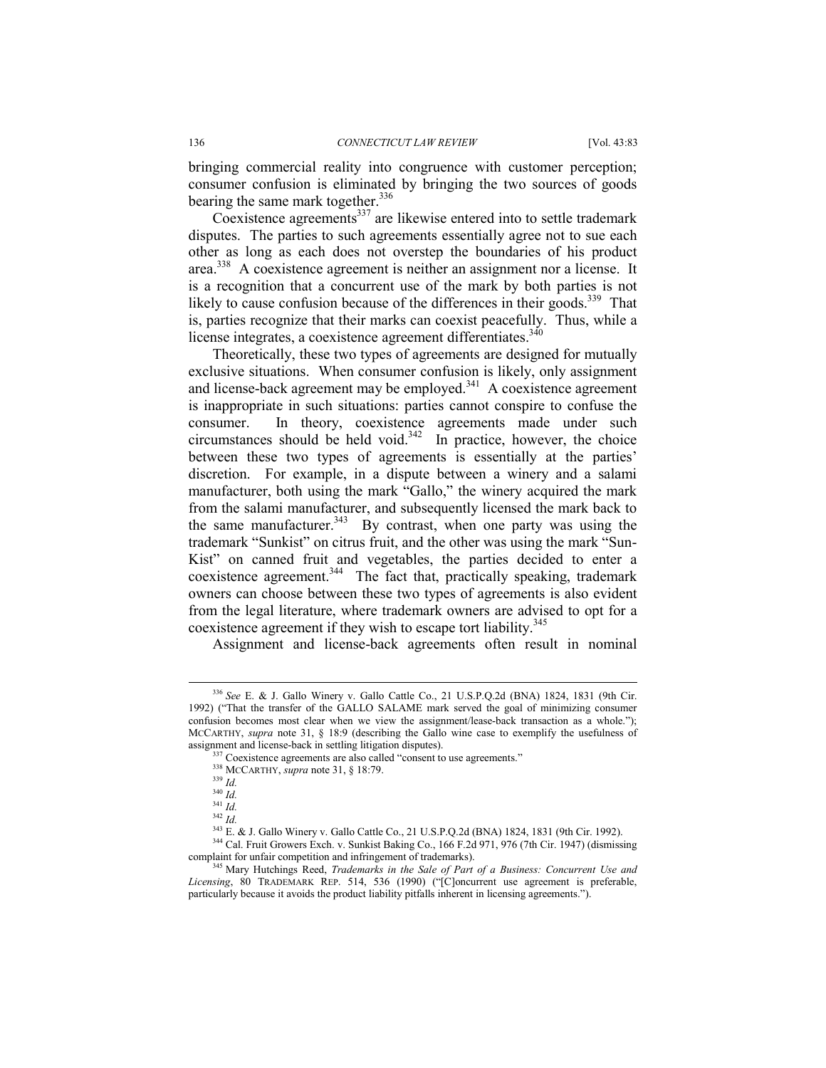bringing commercial reality into congruence with customer perception; consumer confusion is eliminated by bringing the two sources of goods bearing the same mark together.[336]

Coexistence agreements[337] are likewise entered into to settle trademark disputes. The parties to such agreements essentially agree not to sue each other as long as each does not overstep the boundaries of his product area.[338] A coexistence agreement is neither an assignment nor a license. It is a recognition that a concurrent use of the mark by both parties is not likely to cause confusion because of the differences in their goods.[339] That is, parties recognize that their marks can coexist peacefully. Thus, while a license integrates, a coexistence agreement differentiates.[340]

Theoretically, these two types of agreements are designed for mutually exclusive situations. When consumer confusion is likely, only assignment and license-back agreement may be employed.[341] A coexistence agreement is inappropriate in such situations: parties cannot conspire to confuse the consumer. In theory, coexistence agreements made under such circumstances should be held void.[342] In practice, however, the choice between these two types of agreements is essentially at the parties' discretion. For example, in a dispute between a winery and a salami manufacturer, both using the mark "Gallo," the winery acquired the mark from the salami manufacturer, and subsequently licensed the mark back to the same manufacturer.[343] By contrast, when one party was using the trademark "Sunkist" on citrus fruit, and the other was using the mark "Sun-Kist" on canned fruit and vegetables, the parties decided to enter a coexistence agreement.[344] The fact that, practically speaking, trademark owners can choose between these two types of agreements is also evident from the legal literature, where trademark owners are advised to opt for a coexistence agreement if they wish to escape tort liability.[345]

Assignment and license-back agreements often result in nominal

---

[336] *See* E. & J. Gallo Winery v. Gallo Cattle Co., 21 U.S.P.Q.2d (BNA) 1824, 1831 (9th Cir. 1992) ("That the transfer of the GALLO SALAME mark served the goal of minimizing consumer confusion becomes most clear when we view the assignment/lease-back transaction as a whole."); MCCARTHY, *supra* note 31, § 18:9 (describing the Gallo wine case to exemplify the usefulness of assignment and license-back in settling litigation disputes).

[337] Coexistence agreements are also called "consent to use agreements."

[338] MCCARTHY, *supra* note 31, § 18:79.

[339] *Id.*

[340] *Id.*

[341] *Id.*

[342] *Id.*

[343] E. & J. Gallo Winery v. Gallo Cattle Co., 21 U.S.P.Q.2d (BNA) 1824, 1831 (9th Cir. 1992).

[344] Cal. Fruit Growers Exch. v. Sunkist Baking Co., 166 F.2d 971, 976 (7th Cir. 1947) (dismissing complaint for unfair competition and infringement of trademarks).

[345] Mary Hutchings Reed, *Trademarks in the Sale of Part of a Business: Concurrent Use and Licensing*, 80 TRADEMARK REP. 514, 536 (1990) ("[C]oncurrent use agreement is preferable, particularly because it avoids the product liability pitfalls inherent in licensing agreements.").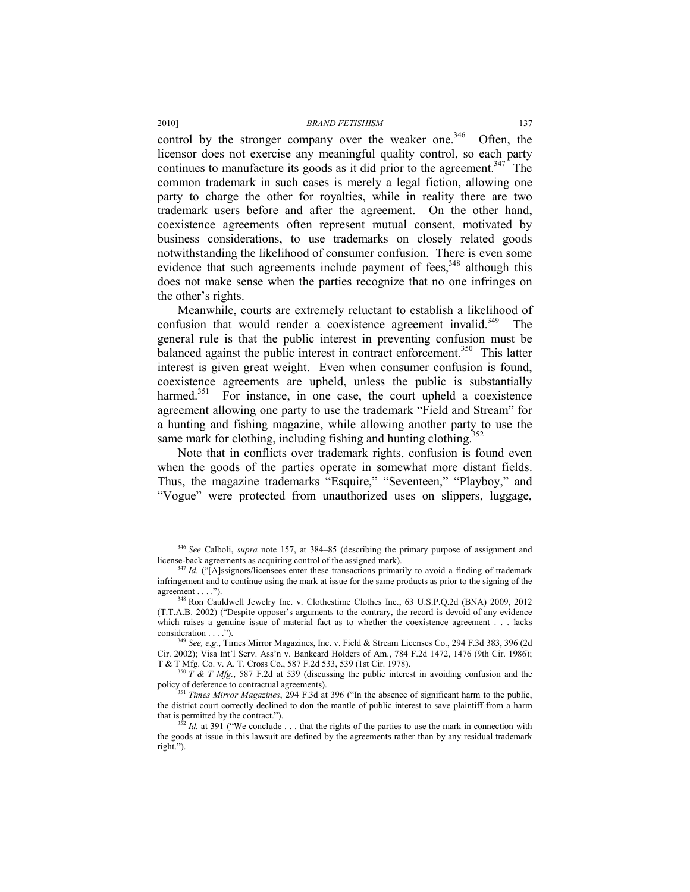control by the stronger company over the weaker one.[346] Often, the licensor does not exercise any meaningful quality control, so each party continues to manufacture its goods as it did prior to the agreement.[347] The common trademark in such cases is merely a legal fiction, allowing one party to charge the other for royalties, while in reality there are two trademark users before and after the agreement. On the other hand, coexistence agreements often represent mutual consent, motivated by business considerations, to use trademarks on closely related goods notwithstanding the likelihood of consumer confusion. There is even some evidence that such agreements include payment of fees,[348] although this does not make sense when the parties recognize that no one infringes on the other's rights.

Meanwhile, courts are extremely reluctant to establish a likelihood of confusion that would render a coexistence agreement invalid.[349] The general rule is that the public interest in preventing confusion must be balanced against the public interest in contract enforcement.[350] This latter interest is given great weight. Even when consumer confusion is found, coexistence agreements are upheld, unless the public is substantially harmed.[351] For instance, in one case, the court upheld a coexistence agreement allowing one party to use the trademark "Field and Stream" for a hunting and fishing magazine, while allowing another party to use the same mark for clothing, including fishing and hunting clothing.[352]

Note that in conflicts over trademark rights, confusion is found even when the goods of the parties operate in somewhat more distant fields. Thus, the magazine trademarks "Esquire," "Seventeen," "Playboy," and "Vogue" were protected from unauthorized uses on slippers, luggage,

---

[346] *See* Calboli, *supra* note 157, at 384–85 (describing the primary purpose of assignment and license-back agreements as acquiring control of the assigned mark).

[347] *Id.* ("[A]ssignors/licensees enter these transactions primarily to avoid a finding of trademark infringement and to continue using the mark at issue for the same products as prior to the signing of the agreement . . . .").

[348] Ron Cauldwell Jewelry Inc. v. Clothestime Clothes Inc., 63 U.S.P.Q.2d (BNA) 2009, 2012 (T.T.A.B. 2002) ("Despite opposer's arguments to the contrary, the record is devoid of any evidence which raises a genuine issue of material fact as to whether the coexistence agreement . . . lacks consideration . . . .").

[349] *See, e.g.*, Times Mirror Magazines, Inc. v. Field & Stream Licenses Co., 294 F.3d 383, 396 (2d Cir. 2002); Visa Int'l Serv. Ass'n v. Bankcard Holders of Am., 784 F.2d 1472, 1476 (9th Cir. 1986); T & T Mfg. Co. v. A. T. Cross Co., 587 F.2d 533, 539 (1st Cir. 1978).

[350] *T & T Mfg.*, 587 F.2d at 539 (discussing the public interest in avoiding confusion and the policy of deference to contractual agreements).

[351] *Times Mirror Magazines*, 294 F.3d at 396 ("In the absence of significant harm to the public, the district court correctly declined to don the mantle of public interest to save plaintiff from a harm that is permitted by the contract.").

[352] *Id.* at 391 ("We conclude . . . that the rights of the parties to use the mark in connection with the goods at issue in this lawsuit are defined by the agreements rather than by any residual trademark right.").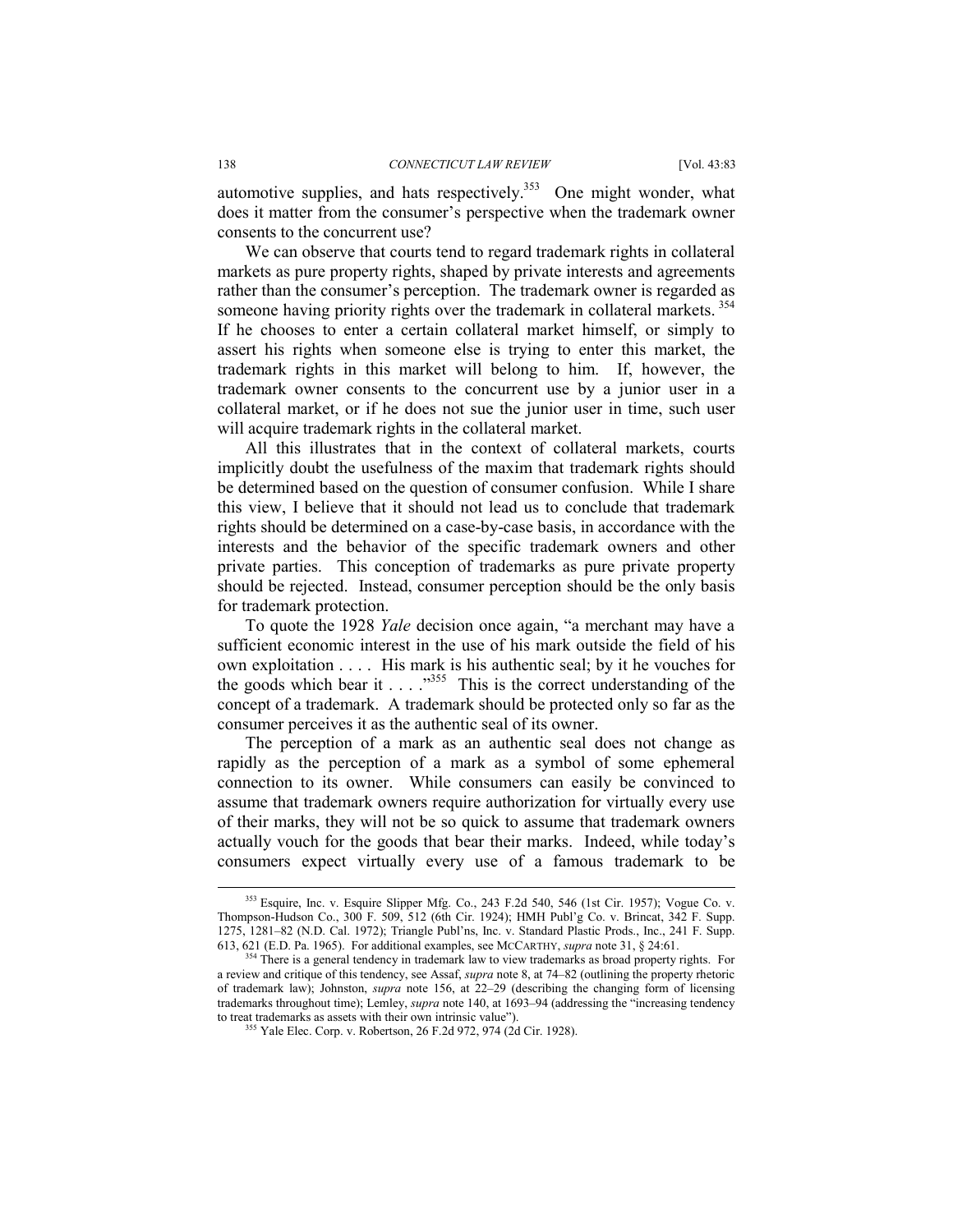automotive supplies, and hats respectively.[353] One might wonder, what does it matter from the consumer's perspective when the trademark owner consents to the concurrent use?

We can observe that courts tend to regard trademark rights in collateral markets as pure property rights, shaped by private interests and agreements rather than the consumer's perception. The trademark owner is regarded as someone having priority rights over the trademark in collateral markets.[354] If he chooses to enter a certain collateral market himself, or simply to assert his rights when someone else is trying to enter this market, the trademark rights in this market will belong to him. If, however, the trademark owner consents to the concurrent use by a junior user in a collateral market, or if he does not sue the junior user in time, such user will acquire trademark rights in the collateral market.

All this illustrates that in the context of collateral markets, courts implicitly doubt the usefulness of the maxim that trademark rights should be determined based on the question of consumer confusion. While I share this view, I believe that it should not lead us to conclude that trademark rights should be determined on a case-by-case basis, in accordance with the interests and the behavior of the specific trademark owners and other private parties. This conception of trademarks as pure private property should be rejected. Instead, consumer perception should be the only basis for trademark protection.

To quote the 1928 *Yale* decision once again, "a merchant may have a sufficient economic interest in the use of his mark outside the field of his own exploitation . . . . His mark is his authentic seal; by it he vouches for the goods which bear it . . . ."[355] This is the correct understanding of the concept of a trademark. A trademark should be protected only so far as the consumer perceives it as the authentic seal of its owner.

The perception of a mark as an authentic seal does not change as rapidly as the perception of a mark as a symbol of some ephemeral connection to its owner. While consumers can easily be convinced to assume that trademark owners require authorization for virtually every use of their marks, they will not be so quick to assume that trademark owners actually vouch for the goods that bear their marks. Indeed, while today's consumers expect virtually every use of a famous trademark to be

---

[353] Esquire, Inc. v. Esquire Slipper Mfg. Co., 243 F.2d 540, 546 (1st Cir. 1957); Vogue Co. v. Thompson-Hudson Co., 300 F. 509, 512 (6th Cir. 1924); HMH Publ'g Co. v. Brincat, 342 F. Supp. 1275, 1281–82 (N.D. Cal. 1972); Triangle Publ'ns, Inc. v. Standard Plastic Prods., Inc., 241 F. Supp. 613, 621 (E.D. Pa. 1965). For additional examples, see MCCARTHY, *supra* note 31, § 24:61.

[354] There is a general tendency in trademark law to view trademarks as broad property rights. For a review and critique of this tendency, see Assaf, *supra* note 8, at 74–82 (outlining the property rhetoric of trademark law); Johnston, *supra* note 156, at 22–29 (describing the changing form of licensing trademarks throughout time); Lemley, *supra* note 140, at 1693–94 (addressing the "increasing tendency to treat trademarks as assets with their own intrinsic value").

[355] Yale Elec. Corp. v. Robertson, 26 F.2d 972, 974 (2d Cir. 1928).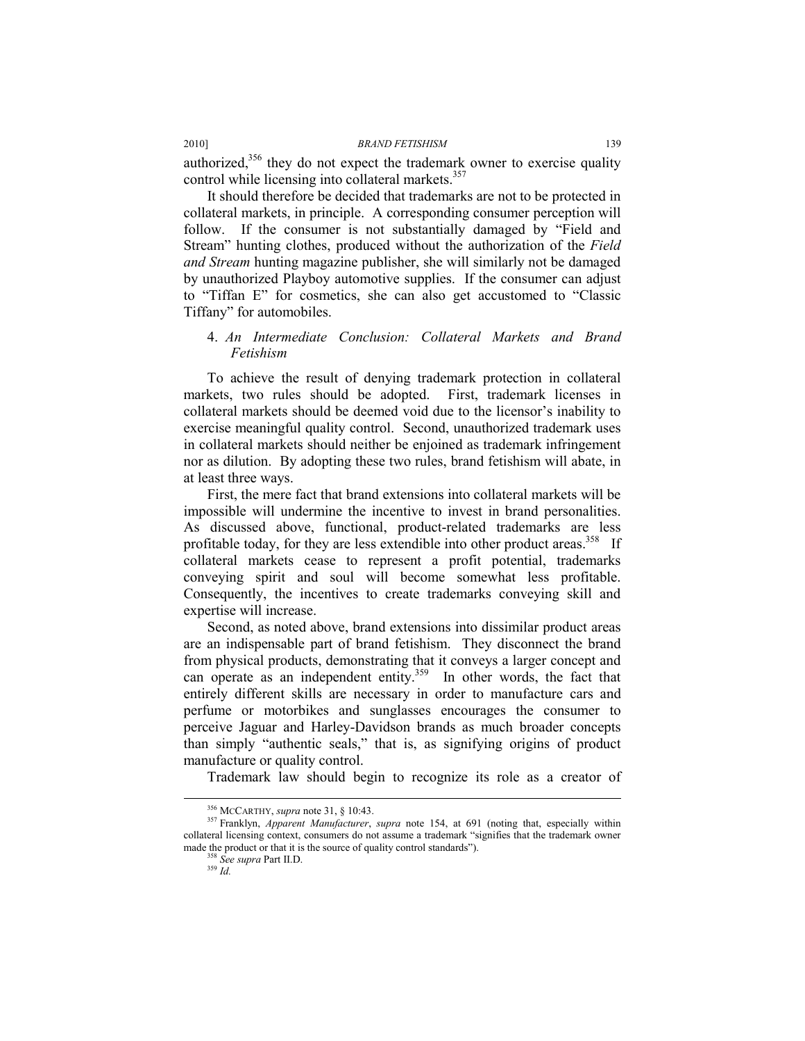authorized,[356] they do not expect the trademark owner to exercise quality control while licensing into collateral markets.[357]

It should therefore be decided that trademarks are not to be protected in collateral markets, in principle. A corresponding consumer perception will follow. If the consumer is not substantially damaged by "Field and Stream" hunting clothes, produced without the authorization of the *Field and Stream* hunting magazine publisher, she will similarly not be damaged by unauthorized Playboy automotive supplies. If the consumer can adjust to "Tiffan E" for cosmetics, she can also get accustomed to "Classic Tiffany" for automobiles.

### 4. *An Intermediate Conclusion: Collateral Markets and Brand Fetishism*

To achieve the result of denying trademark protection in collateral markets, two rules should be adopted. First, trademark licenses in collateral markets should be deemed void due to the licensor's inability to exercise meaningful quality control. Second, unauthorized trademark uses in collateral markets should neither be enjoined as trademark infringement nor as dilution. By adopting these two rules, brand fetishism will abate, in at least three ways.

First, the mere fact that brand extensions into collateral markets will be impossible will undermine the incentive to invest in brand personalities. As discussed above, functional, product-related trademarks are less profitable today, for they are less extendible into other product areas.[358] If collateral markets cease to represent a profit potential, trademarks conveying spirit and soul will become somewhat less profitable. Consequently, the incentives to create trademarks conveying skill and expertise will increase.

Second, as noted above, brand extensions into dissimilar product areas are an indispensable part of brand fetishism. They disconnect the brand from physical products, demonstrating that it conveys a larger concept and can operate as an independent entity.[359] In other words, the fact that entirely different skills are necessary in order to manufacture cars and perfume or motorbikes and sunglasses encourages the consumer to perceive Jaguar and Harley-Davidson brands as much broader concepts than simply "authentic seals," that is, as signifying origins of product manufacture or quality control.

Trademark law should begin to recognize its role as a creator of

---

[356] McCarthy, *supra* note 31, § 10:43.

[357] Franklyn, *Apparent Manufacturer*, *supra* note 154, at 691 (noting that, especially within collateral licensing context, consumers do not assume a trademark "signifies that the trademark owner made the product or that it is the source of quality control standards").

[358] *See supra* Part II.D.

[359] *Id.*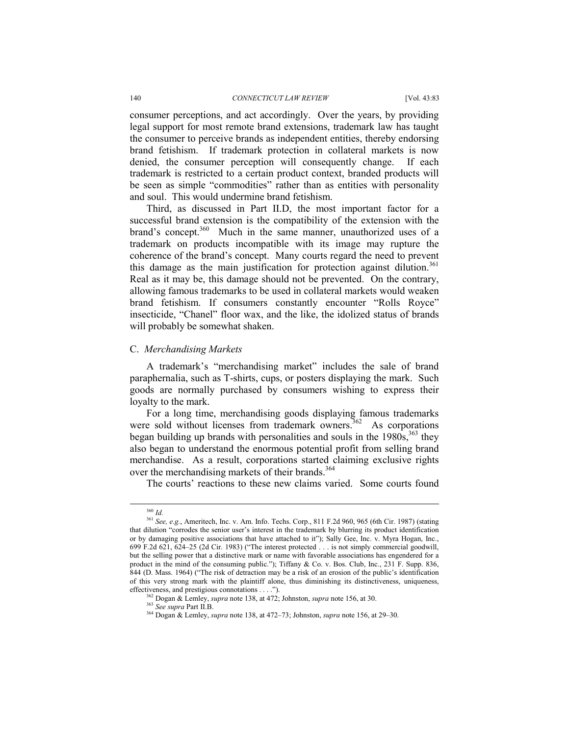consumer perceptions, and act accordingly. Over the years, by providing legal support for most remote brand extensions, trademark law has taught the consumer to perceive brands as independent entities, thereby endorsing brand fetishism. If trademark protection in collateral markets is now denied, the consumer perception will consequently change. If each trademark is restricted to a certain product context, branded products will be seen as simple "commodities" rather than as entities with personality and soul. This would undermine brand fetishism.

Third, as discussed in Part II.D, the most important factor for a successful brand extension is the compatibility of the extension with the brand's concept.[360] Much in the same manner, unauthorized uses of a trademark on products incompatible with its image may rupture the coherence of the brand's concept. Many courts regard the need to prevent this damage as the main justification for protection against dilution.[361] Real as it may be, this damage should not be prevented. On the contrary, allowing famous trademarks to be used in collateral markets would weaken brand fetishism. If consumers constantly encounter "Rolls Royce" insecticide, "Chanel" floor wax, and the like, the idolized status of brands will probably be somewhat shaken.

## C. *Merchandising Markets*

A trademark's "merchandising market" includes the sale of brand paraphernalia, such as T-shirts, cups, or posters displaying the mark. Such goods are normally purchased by consumers wishing to express their loyalty to the mark.

For a long time, merchandising goods displaying famous trademarks were sold without licenses from trademark owners.[362] As corporations began building up brands with personalities and souls in the 1980s,[363] they also began to understand the enormous potential profit from selling brand merchandise. As a result, corporations started claiming exclusive rights over the merchandising markets of their brands.[364]

The courts' reactions to these new claims varied. Some courts found

---

[360] *Id.*

[361] *See, e.g.*, Ameritech, Inc. v. Am. Info. Techs. Corp., 811 F.2d 960, 965 (6th Cir. 1987) (stating that dilution "corrodes the senior user's interest in the trademark by blurring its product identification or by damaging positive associations that have attached to it"); Sally Gee, Inc. v. Myra Hogan, Inc., 699 F.2d 621, 624–25 (2d Cir. 1983) ("The interest protected . . . is not simply commercial goodwill, but the selling power that a distinctive mark or name with favorable associations has engendered for a product in the mind of the consuming public."); Tiffany & Co. v. Bos. Club, Inc., 231 F. Supp. 836, 844 (D. Mass. 1964) ("The risk of detraction may be a risk of an erosion of the public's identification of this very strong mark with the plaintiff alone, thus diminishing its distinctiveness, uniqueness, effectiveness, and prestigious connotations . . . .").

[362] Dogan & Lemley, *supra* note 138, at 472; Johnston, *supra* note 156, at 30.

[363] *See supra* Part II.B.

[364] Dogan & Lemley, *supra* note 138, at 472–73; Johnston, *supra* note 156, at 29–30.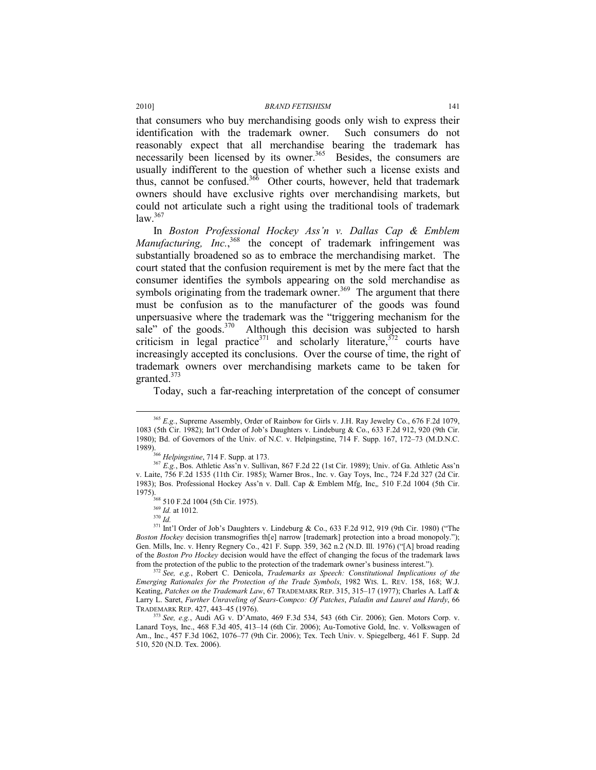that consumers who buy merchandising goods only wish to express their identification with the trademark owner. Such consumers do not reasonably expect that all merchandise bearing the trademark has necessarily been licensed by its owner.[365] Besides, the consumers are usually indifferent to the question of whether such a license exists and thus, cannot be confused.[366] Other courts, however, held that trademark owners should have exclusive rights over merchandising markets, but could not articulate such a right using the traditional tools of trademark law.[367]

In *Boston Professional Hockey Ass'n v. Dallas Cap & Emblem Manufacturing, Inc.*,[368] the concept of trademark infringement was substantially broadened so as to embrace the merchandising market. The court stated that the confusion requirement is met by the mere fact that the consumer identifies the symbols appearing on the sold merchandise as symbols originating from the trademark owner.[369] The argument that there must be confusion as to the manufacturer of the goods was found unpersuasive where the trademark was the "triggering mechanism for the sale" of the goods.[370] Although this decision was subjected to harsh criticism in legal practice[371] and scholarly literature,[372] courts have increasingly accepted its conclusions. Over the course of time, the right of trademark owners over merchandising markets came to be taken for granted.[373]

Today, such a far-reaching interpretation of the concept of consumer

---

[365] *E.g.*, Supreme Assembly, Order of Rainbow for Girls v. J.H. Ray Jewelry Co., 676 F.2d 1079, 1083 (5th Cir. 1982); Int'l Order of Job's Daughters v. Lindeburg & Co., 633 F.2d 912, 920 (9th Cir. 1980); Bd. of Governors of the Univ. of N.C. v. Helpingstine, 714 F. Supp. 167, 172–73 (M.D.N.C. 1989).

[366] *Helpingstine*, 714 F. Supp. at 173.

[367] *E.g.*, Bos. Athletic Ass'n v. Sullivan, 867 F.2d 22 (1st Cir. 1989); Univ. of Ga. Athletic Ass'n v. Laite, 756 F.2d 1535 (11th Cir. 1985); Warner Bros., Inc. v. Gay Toys, Inc., 724 F.2d 327 (2d Cir. 1983); Bos. Professional Hockey Ass'n v. Dall. Cap & Emblem Mfg, Inc,. 510 F.2d 1004 (5th Cir. 1975).

[368] 510 F.2d 1004 (5th Cir. 1975).

[369] *Id.* at 1012.

[370] *Id.*

[371] Int'l Order of Job's Daughters v. Lindeburg & Co., 633 F.2d 912, 919 (9th Cir. 1980) ("The *Boston Hockey* decision transmogrifies th[e] narrow [trademark] protection into a broad monopoly."); Gen. Mills, Inc. v. Henry Regnery Co., 421 F. Supp. 359, 362 n.2 (N.D. Ill. 1976) ("[A] broad reading of the *Boston Pro Hockey* decision would have the effect of changing the focus of the trademark laws from the protection of the public to the protection of the trademark owner's business interest.").

[372] *See, e.g.*, Robert C. Denicola, *Trademarks as Speech: Constitutional Implications of the Emerging Rationales for the Protection of the Trade Symbols*, 1982 WIS. L. REV. 158, 168; W.J. Keating, *Patches on the Trademark Law*, 67 TRADEMARK REP. 315, 315–17 (1977); Charles A. Laff & Larry L. Saret, *Further Unraveling of Sears-Compco: Of Patches, Paladin and Laurel and Hardy*, 66 TRADEMARK REP. 427, 443–45 (1976).

[373] *See, e.g.*, Audi AG v. D'Amato, 469 F.3d 534, 543 (6th Cir. 2006); Gen. Motors Corp. v. Lanard Toys, Inc., 468 F.3d 405, 413–14 (6th Cir. 2006); Au-Tomotive Gold, Inc. v. Volkswagen of Am., Inc., 457 F.3d 1062, 1076–77 (9th Cir. 2006); Tex. Tech Univ. v. Spiegelberg, 461 F. Supp. 2d 510, 520 (N.D. Tex. 2006).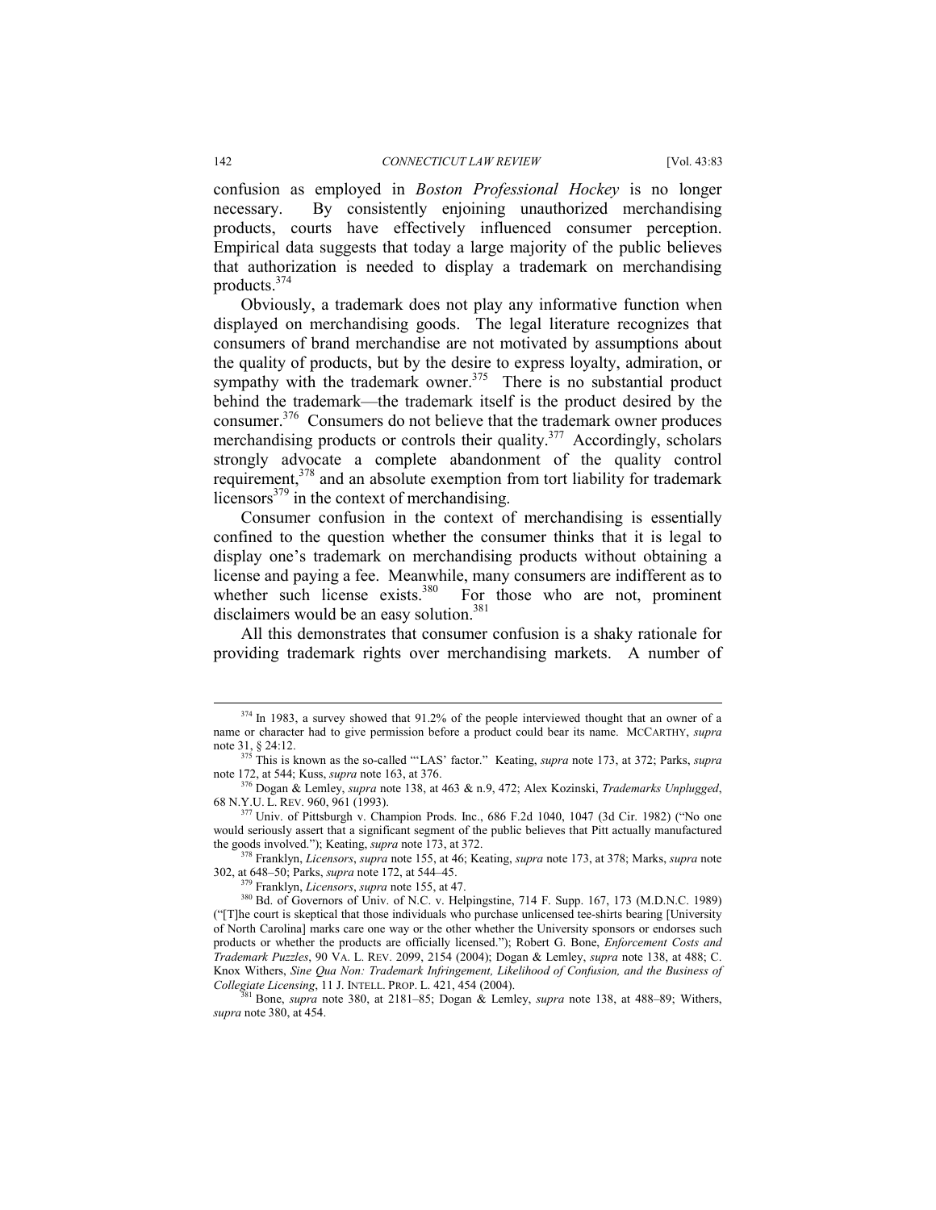confusion as employed in *Boston Professional Hockey* is no longer necessary. By consistently enjoining unauthorized merchandising products, courts have effectively influenced consumer perception. Empirical data suggests that today a large majority of the public believes that authorization is needed to display a trademark on merchandising products.[374]

Obviously, a trademark does not play any informative function when displayed on merchandising goods. The legal literature recognizes that consumers of brand merchandise are not motivated by assumptions about the quality of products, but by the desire to express loyalty, admiration, or sympathy with the trademark owner.[375] There is no substantial product behind the trademark—the trademark itself is the product desired by the consumer.[376] Consumers do not believe that the trademark owner produces merchandising products or controls their quality.[377] Accordingly, scholars strongly advocate a complete abandonment of the quality control requirement,[378] and an absolute exemption from tort liability for trademark licensors[379] in the context of merchandising.

Consumer confusion in the context of merchandising is essentially confined to the question whether the consumer thinks that it is legal to display one's trademark on merchandising products without obtaining a license and paying a fee. Meanwhile, many consumers are indifferent as to whether such license exists.[380] For those who are not, prominent disclaimers would be an easy solution.[381]

All this demonstrates that consumer confusion is a shaky rationale for providing trademark rights over merchandising markets. A number of

---

[374] In 1983, a survey showed that 91.2% of the people interviewed thought that an owner of a name or character had to give permission before a product could bear its name. MCCARTHY, *supra* note 31, § 24:12.

[375] This is known as the so-called "'LAS' factor." Keating, *supra* note 173, at 372; Parks, *supra* note 172, at 544; Kuss, *supra* note 163, at 376.

[376] Dogan & Lemley, *supra* note 138, at 463 & n.9, 472; Alex Kozinski, *Trademarks Unplugged*, 68 N.Y.U. L. REV. 960, 961 (1993).

[377] Univ. of Pittsburgh v. Champion Prods. Inc., 686 F.2d 1040, 1047 (3d Cir. 1982) ("No one would seriously assert that a significant segment of the public believes that Pitt actually manufactured the goods involved."); Keating, *supra* note 173, at 372.

[378] Franklyn, *Licensors*, *supra* note 155, at 46; Keating, *supra* note 173, at 378; Marks, *supra* note 302, at 648–50; Parks, *supra* note 172, at 544–45.

[379] Franklyn, *Licensors*, *supra* note 155, at 47.

[380] Bd. of Governors of Univ. of N.C. v. Helpingstine, 714 F. Supp. 167, 173 (M.D.N.C. 1989) ("[T]he court is skeptical that those individuals who purchase unlicensed tee-shirts bearing [University of North Carolina] marks care one way or the other whether the University sponsors or endorses such products or whether the products are officially licensed."); Robert G. Bone, *Enforcement Costs and Trademark Puzzles*, 90 VA. L. REV. 2099, 2154 (2004); Dogan & Lemley, *supra* note 138, at 488; C. Knox Withers, *Sine Qua Non: Trademark Infringement, Likelihood of Confusion, and the Business of Collegiate Licensing*, 11 J. INTELL. PROP. L. 421, 454 (2004).

[381] Bone, *supra* note 380, at 2181–85; Dogan & Lemley, *supra* note 138, at 488–89; Withers, *supra* note 380, at 454.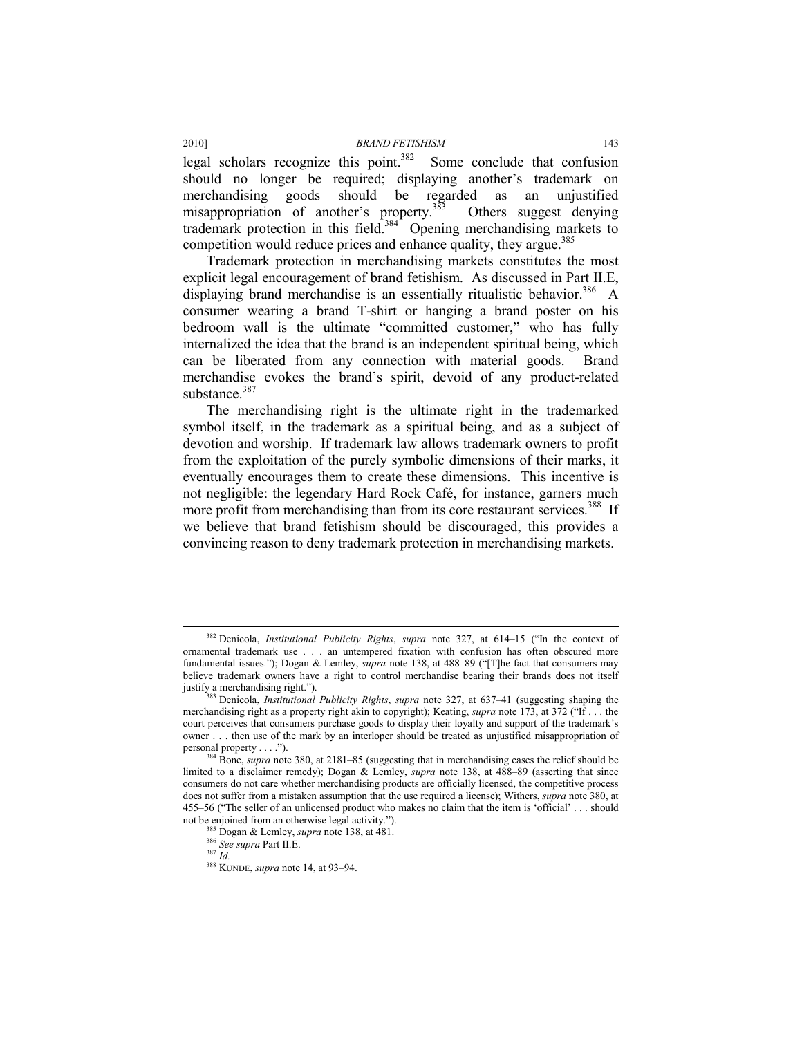legal scholars recognize this point.[382] Some conclude that confusion should no longer be required; displaying another's trademark on merchandising goods should be regarded as an unjustified misappropriation of another's property.[383] Others suggest denying trademark protection in this field.[384] Opening merchandising markets to competition would reduce prices and enhance quality, they argue.[385]

Trademark protection in merchandising markets constitutes the most explicit legal encouragement of brand fetishism. As discussed in Part II.E, displaying brand merchandise is an essentially ritualistic behavior.[386] A consumer wearing a brand T-shirt or hanging a brand poster on his bedroom wall is the ultimate "committed customer," who has fully internalized the idea that the brand is an independent spiritual being, which can be liberated from any connection with material goods. Brand merchandise evokes the brand's spirit, devoid of any product-related substance.[387]

The merchandising right is the ultimate right in the trademarked symbol itself, in the trademark as a spiritual being, and as a subject of devotion and worship. If trademark law allows trademark owners to profit from the exploitation of the purely symbolic dimensions of their marks, it eventually encourages them to create these dimensions. This incentive is not negligible: the legendary Hard Rock Café, for instance, garners much more profit from merchandising than from its core restaurant services.[388] If we believe that brand fetishism should be discouraged, this provides a convincing reason to deny trademark protection in merchandising markets.

---

[382] Denicola, *Institutional Publicity Rights*, *supra* note 327, at 614–15 ("In the context of ornamental trademark use . . . an untempered fixation with confusion has often obscured more fundamental issues."); Dogan & Lemley, *supra* note 138, at 488–89 ("[T]he fact that consumers may believe trademark owners have a right to control merchandise bearing their brands does not itself justify a merchandising right.").

[383] Denicola, *Institutional Publicity Rights*, *supra* note 327, at 637–41 (suggesting shaping the merchandising right as a property right akin to copyright); Keating, *supra* note 173, at 372 ("If . . . the court perceives that consumers purchase goods to display their loyalty and support of the trademark's owner . . . then use of the mark by an interloper should be treated as unjustified misappropriation of personal property . . . .").

[384] Bone, *supra* note 380, at 2181–85 (suggesting that in merchandising cases the relief should be limited to a disclaimer remedy); Dogan & Lemley, *supra* note 138, at 488–89 (asserting that since consumers do not care whether merchandising products are officially licensed, the competitive process does not suffer from a mistaken assumption that the use required a license); Withers, *supra* note 380, at 455–56 ("The seller of an unlicensed product who makes no claim that the item is 'official' . . . should not be enjoined from an otherwise legal activity.").

[385] Dogan & Lemley, *supra* note 138, at 481.

[386] *See supra* Part II.E.

[387] *Id.*

[388] KUNDE, *supra* note 14, at 93–94.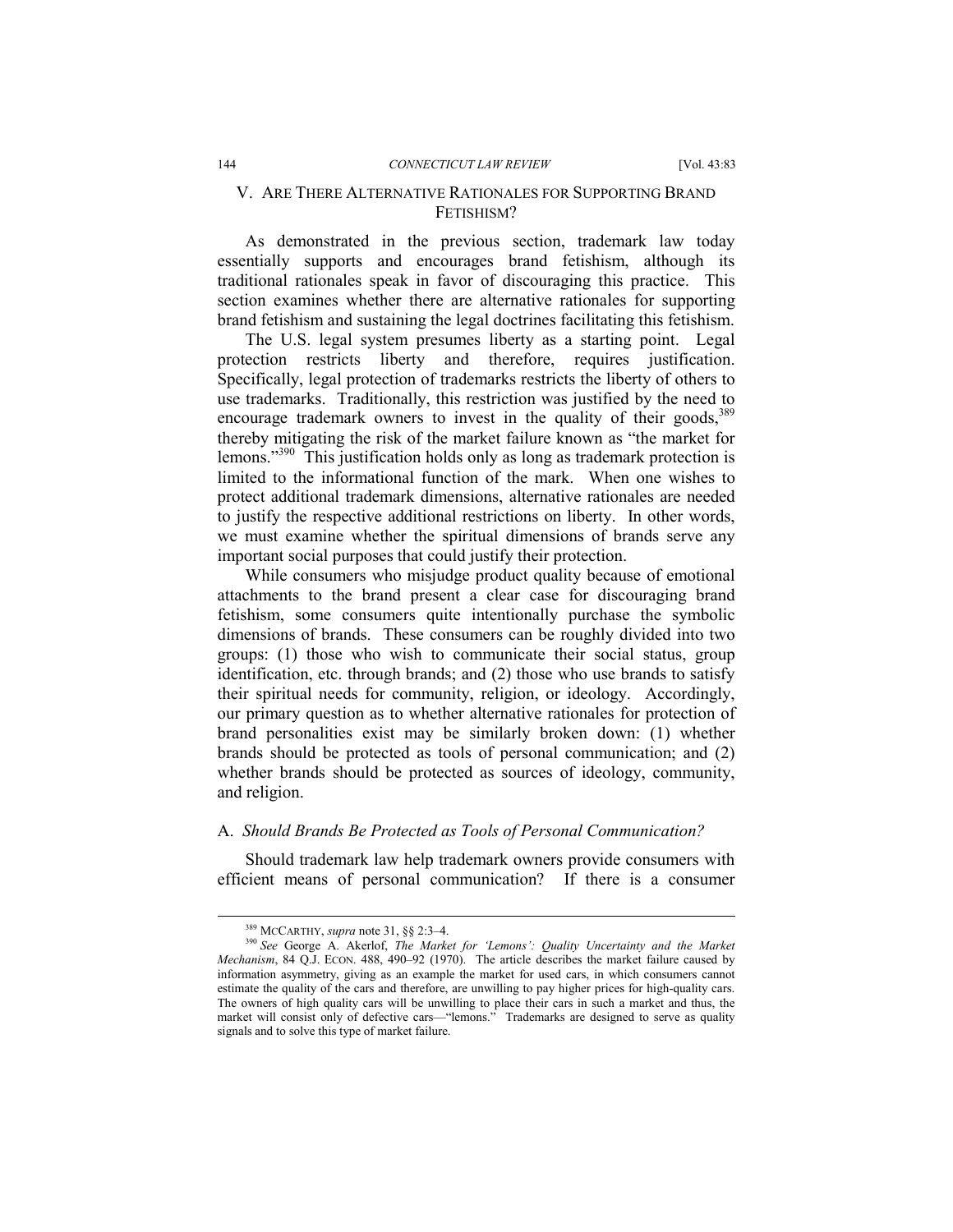## V. ARE THERE ALTERNATIVE RATIONALES FOR SUPPORTING BRAND FETISHISM?

As demonstrated in the previous section, trademark law today essentially supports and encourages brand fetishism, although its traditional rationales speak in favor of discouraging this practice. This section examines whether there are alternative rationales for supporting brand fetishism and sustaining the legal doctrines facilitating this fetishism.

The U.S. legal system presumes liberty as a starting point. Legal protection restricts liberty and therefore, requires justification. Specifically, legal protection of trademarks restricts the liberty of others to use trademarks. Traditionally, this restriction was justified by the need to encourage trademark owners to invest in the quality of their goods,[389] thereby mitigating the risk of the market failure known as "the market for lemons."[390] This justification holds only as long as trademark protection is limited to the informational function of the mark. When one wishes to protect additional trademark dimensions, alternative rationales are needed to justify the respective additional restrictions on liberty. In other words, we must examine whether the spiritual dimensions of brands serve any important social purposes that could justify their protection.

While consumers who misjudge product quality because of emotional attachments to the brand present a clear case for discouraging brand fetishism, some consumers quite intentionally purchase the symbolic dimensions of brands. These consumers can be roughly divided into two groups: (1) those who wish to communicate their social status, group identification, etc. through brands; and (2) those who use brands to satisfy their spiritual needs for community, religion, or ideology. Accordingly, our primary question as to whether alternative rationales for protection of brand personalities exist may be similarly broken down: (1) whether brands should be protected as tools of personal communication; and (2) whether brands should be protected as sources of ideology, community, and religion.

### A. *Should Brands Be Protected as Tools of Personal Communication?*

Should trademark law help trademark owners provide consumers with efficient means of personal communication? If there is a consumer

---

[389] MCCARTHY, *supra* note 31, §§ 2:3–4.

[390] *See* George A. Akerlof, *The Market for 'Lemons': Quality Uncertainty and the Market Mechanism*, 84 Q.J. ECON. 488, 490–92 (1970). The article describes the market failure caused by information asymmetry, giving as an example the market for used cars, in which consumers cannot estimate the quality of the cars and therefore, are unwilling to pay higher prices for high-quality cars. The owners of high quality cars will be unwilling to place their cars in such a market and thus, the market will consist only of defective cars—"lemons." Trademarks are designed to serve as quality signals and to solve this type of market failure.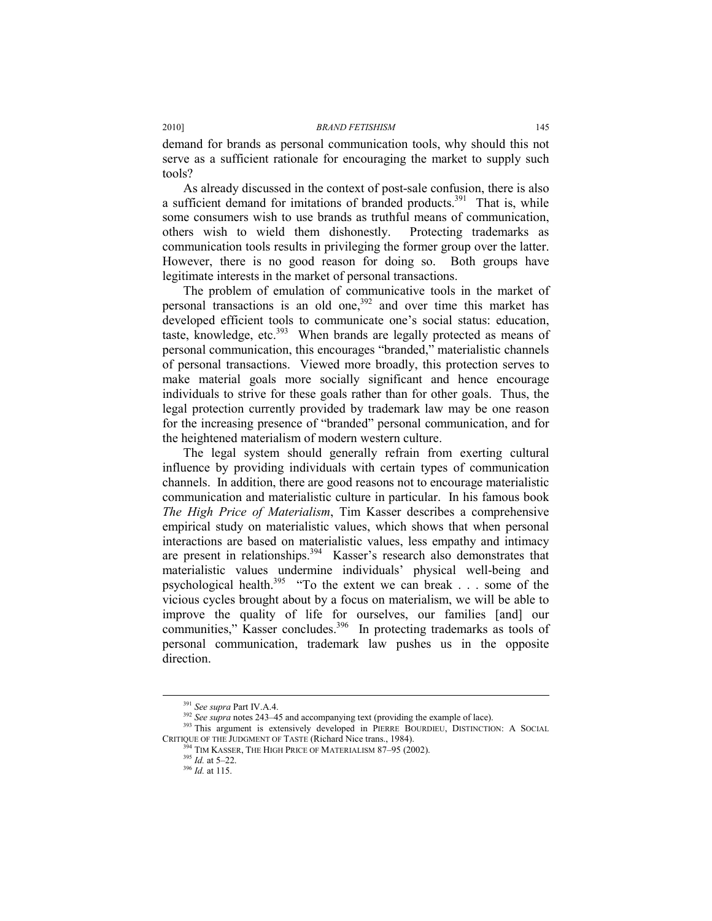demand for brands as personal communication tools, why should this not serve as a sufficient rationale for encouraging the market to supply such tools?

As already discussed in the context of post-sale confusion, there is also a sufficient demand for imitations of branded products.[391] That is, while some consumers wish to use brands as truthful means of communication, others wish to wield them dishonestly. Protecting trademarks as communication tools results in privileging the former group over the latter. However, there is no good reason for doing so. Both groups have legitimate interests in the market of personal transactions.

The problem of emulation of communicative tools in the market of personal transactions is an old one,[392] and over time this market has developed efficient tools to communicate one's social status: education, taste, knowledge, etc.[393] When brands are legally protected as means of personal communication, this encourages "branded," materialistic channels of personal transactions. Viewed more broadly, this protection serves to make material goals more socially significant and hence encourage individuals to strive for these goals rather than for other goals. Thus, the legal protection currently provided by trademark law may be one reason for the increasing presence of "branded" personal communication, and for the heightened materialism of modern western culture.

The legal system should generally refrain from exerting cultural influence by providing individuals with certain types of communication channels. In addition, there are good reasons not to encourage materialistic communication and materialistic culture in particular. In his famous book *The High Price of Materialism*, Tim Kasser describes a comprehensive empirical study on materialistic values, which shows that when personal interactions are based on materialistic values, less empathy and intimacy are present in relationships.[394] Kasser's research also demonstrates that materialistic values undermine individuals' physical well-being and psychological health.[395] "To the extent we can break . . . some of the vicious cycles brought about by a focus on materialism, we will be able to improve the quality of life for ourselves, our families [and] our communities," Kasser concludes.[396] In protecting trademarks as tools of personal communication, trademark law pushes us in the opposite direction.

---

[391] *See supra* Part IV.A.4.

[392] *See supra* notes 243–45 and accompanying text (providing the example of lace).

[393] This argument is extensively developed in PIERRE BOURDIEU, DISTINCTION: A SOCIAL CRITIQUE OF THE JUDGMENT OF TASTE (Richard Nice trans., 1984).

[394] TIM KASSER, THE HIGH PRICE OF MATERIALISM 87–95 (2002).

[395] *Id.* at 5–22.

[396] *Id.* at 115.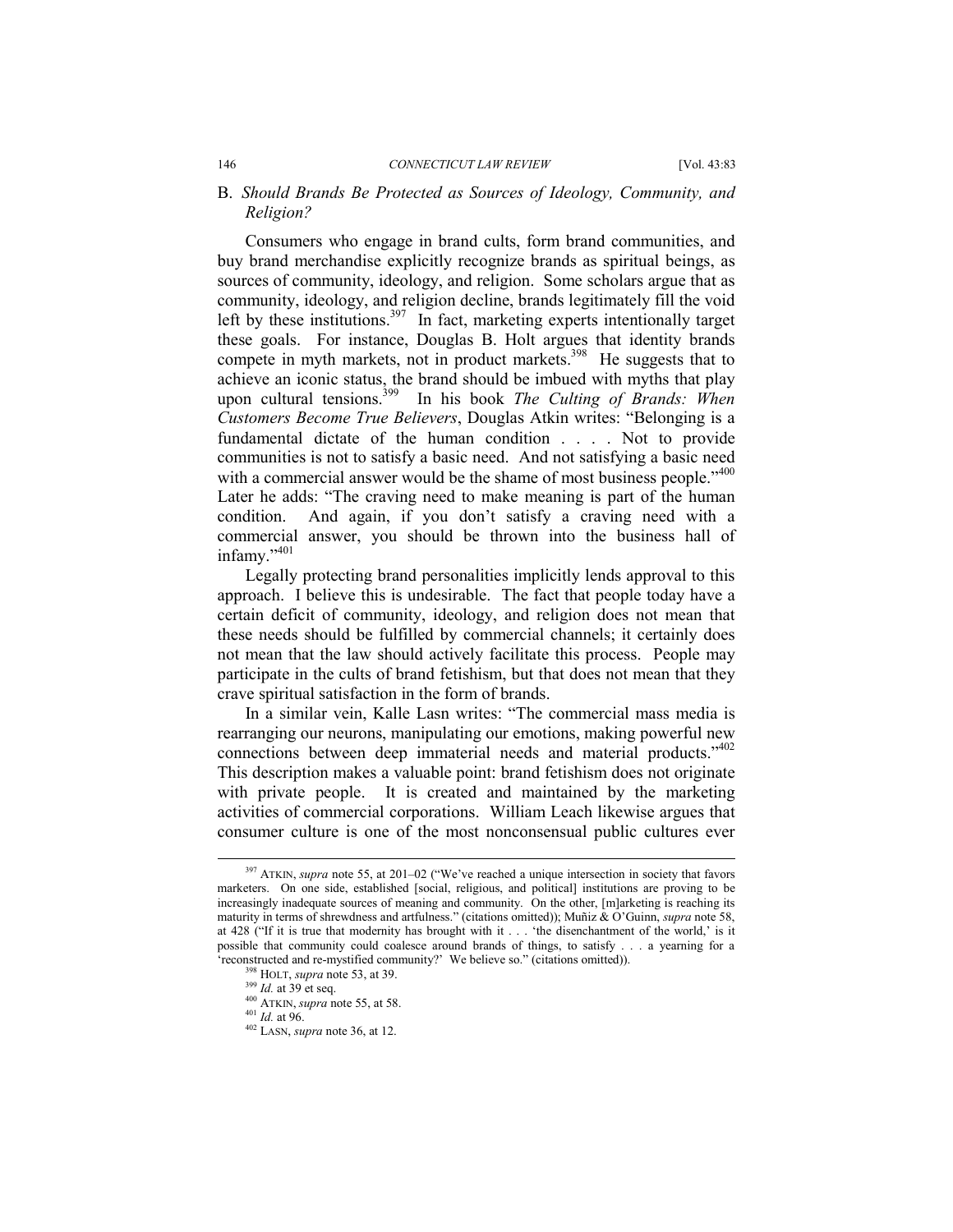## B. *Should Brands Be Protected as Sources of Ideology, Community, and Religion?*

Consumers who engage in brand cults, form brand communities, and buy brand merchandise explicitly recognize brands as spiritual beings, as sources of community, ideology, and religion. Some scholars argue that as community, ideology, and religion decline, brands legitimately fill the void left by these institutions.[397] In fact, marketing experts intentionally target these goals. For instance, Douglas B. Holt argues that identity brands compete in myth markets, not in product markets.[398] He suggests that to achieve an iconic status, the brand should be imbued with myths that play upon cultural tensions.[399] In his book *The Culting of Brands: When Customers Become True Believers*, Douglas Atkin writes: "Belonging is a fundamental dictate of the human condition . . . . Not to provide communities is not to satisfy a basic need. And not satisfying a basic need with a commercial answer would be the shame of most business people."[400] Later he adds: "The craving need to make meaning is part of the human condition. And again, if you don't satisfy a craving need with a commercial answer, you should be thrown into the business hall of infamy."[401]

Legally protecting brand personalities implicitly lends approval to this approach. I believe this is undesirable. The fact that people today have a certain deficit of community, ideology, and religion does not mean that these needs should be fulfilled by commercial channels; it certainly does not mean that the law should actively facilitate this process. People may participate in the cults of brand fetishism, but that does not mean that they crave spiritual satisfaction in the form of brands.

In a similar vein, Kalle Lasn writes: "The commercial mass media is rearranging our neurons, manipulating our emotions, making powerful new connections between deep immaterial needs and material products."[402] This description makes a valuable point: brand fetishism does not originate with private people. It is created and maintained by the marketing activities of commercial corporations. William Leach likewise argues that consumer culture is one of the most nonconsensual public cultures ever

---

[397] ATKIN, *supra* note 55, at 201–02 ("We've reached a unique intersection in society that favors marketers. On one side, established [social, religious, and political] institutions are proving to be increasingly inadequate sources of meaning and community. On the other, [m]arketing is reaching its maturity in terms of shrewdness and artfulness." (citations omitted)); Muñiz & O'Guinn, *supra* note 58, at 428 ("If it is true that modernity has brought with it . . . 'the disenchantment of the world,' is it possible that community could coalesce around brands of things, to satisfy . . . a yearning for a 'reconstructed and re-mystified community?' We believe so." (citations omitted)).

[398] HOLT, *supra* note 53, at 39.

[399] *Id.* at 39 et seq.

[400] ATKIN, *supra* note 55, at 58.

[401] *Id.* at 96.

[402] LASN, *supra* note 36, at 12.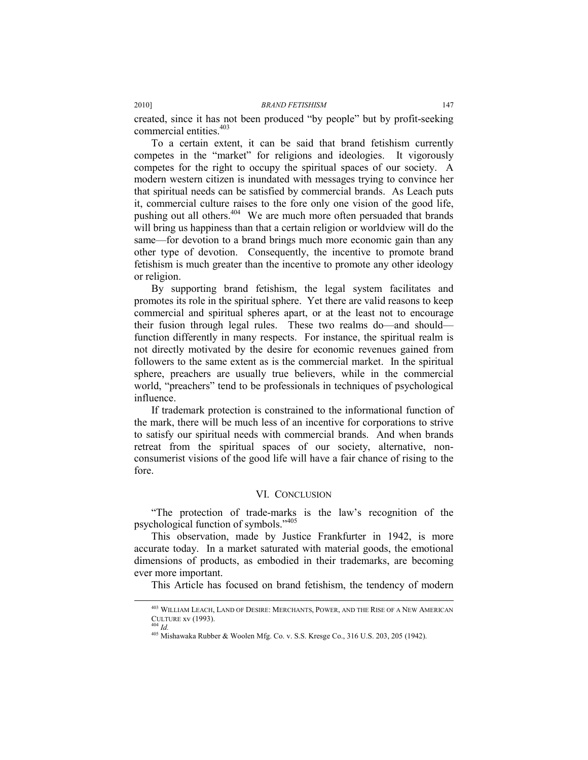created, since it has not been produced "by people" but by profit-seeking commercial entities.[403]

To a certain extent, it can be said that brand fetishism currently competes in the "market" for religions and ideologies. It vigorously competes for the right to occupy the spiritual spaces of our society. A modern western citizen is inundated with messages trying to convince her that spiritual needs can be satisfied by commercial brands. As Leach puts it, commercial culture raises to the fore only one vision of the good life, pushing out all others.[404] We are much more often persuaded that brands will bring us happiness than that a certain religion or worldview will do the same—for devotion to a brand brings much more economic gain than any other type of devotion. Consequently, the incentive to promote brand fetishism is much greater than the incentive to promote any other ideology or religion.

By supporting brand fetishism, the legal system facilitates and promotes its role in the spiritual sphere. Yet there are valid reasons to keep commercial and spiritual spheres apart, or at the least not to encourage their fusion through legal rules. These two realms do—and should—function differently in many respects. For instance, the spiritual realm is not directly motivated by the desire for economic revenues gained from followers to the same extent as is the commercial market. In the spiritual sphere, preachers are usually true believers, while in the commercial world, "preachers" tend to be professionals in techniques of psychological influence.

If trademark protection is constrained to the informational function of the mark, there will be much less of an incentive for corporations to strive to satisfy our spiritual needs with commercial brands. And when brands retreat from the spiritual spaces of our society, alternative, non-consumerist visions of the good life will have a fair chance of rising to the fore.

## VI. Conclusion

"The protection of trade-marks is the law's recognition of the psychological function of symbols."[405]

This observation, made by Justice Frankfurter in 1942, is more accurate today. In a market saturated with material goods, the emotional dimensions of products, as embodied in their trademarks, are becoming ever more important.

This Article has focused on brand fetishism, the tendency of modern

---

[403] William Leach, Land of Desire: Merchants, Power, and the Rise of a New American Culture xv (1993).

[404] *Id.*

[405] Mishawaka Rubber & Woolen Mfg. Co. v. S.S. Kresge Co., 316 U.S. 203, 205 (1942).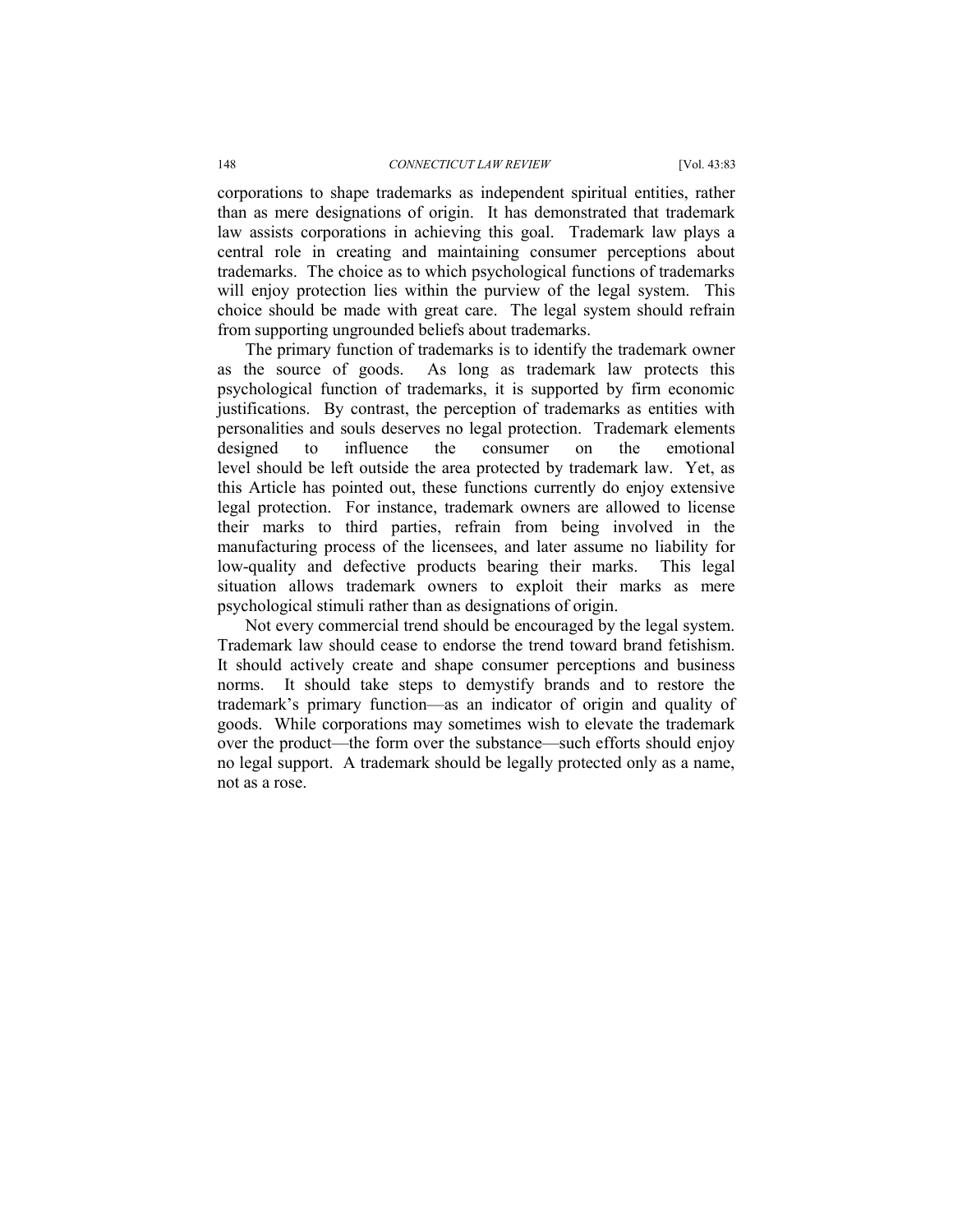corporations to shape trademarks as independent spiritual entities, rather than as mere designations of origin. It has demonstrated that trademark law assists corporations in achieving this goal. Trademark law plays a central role in creating and maintaining consumer perceptions about trademarks. The choice as to which psychological functions of trademarks will enjoy protection lies within the purview of the legal system. This choice should be made with great care. The legal system should refrain from supporting ungrounded beliefs about trademarks.

The primary function of trademarks is to identify the trademark owner as the source of goods. As long as trademark law protects this psychological function of trademarks, it is supported by firm economic justifications. By contrast, the perception of trademarks as entities with personalities and souls deserves no legal protection. Trademark elements designed to influence the consumer on the emotional level should be left outside the area protected by trademark law. Yet, as this Article has pointed out, these functions currently do enjoy extensive legal protection. For instance, trademark owners are allowed to license their marks to third parties, refrain from being involved in the manufacturing process of the licensees, and later assume no liability for low-quality and defective products bearing their marks. This legal situation allows trademark owners to exploit their marks as mere psychological stimuli rather than as designations of origin.

Not every commercial trend should be encouraged by the legal system. Trademark law should cease to endorse the trend toward brand fetishism. It should actively create and shape consumer perceptions and business norms. It should take steps to demystify brands and to restore the trademark's primary function—as an indicator of origin and quality of goods. While corporations may sometimes wish to elevate the trademark over the product—the form over the substance—such efforts should enjoy no legal support. A trademark should be legally protected only as a name, not as a rose.